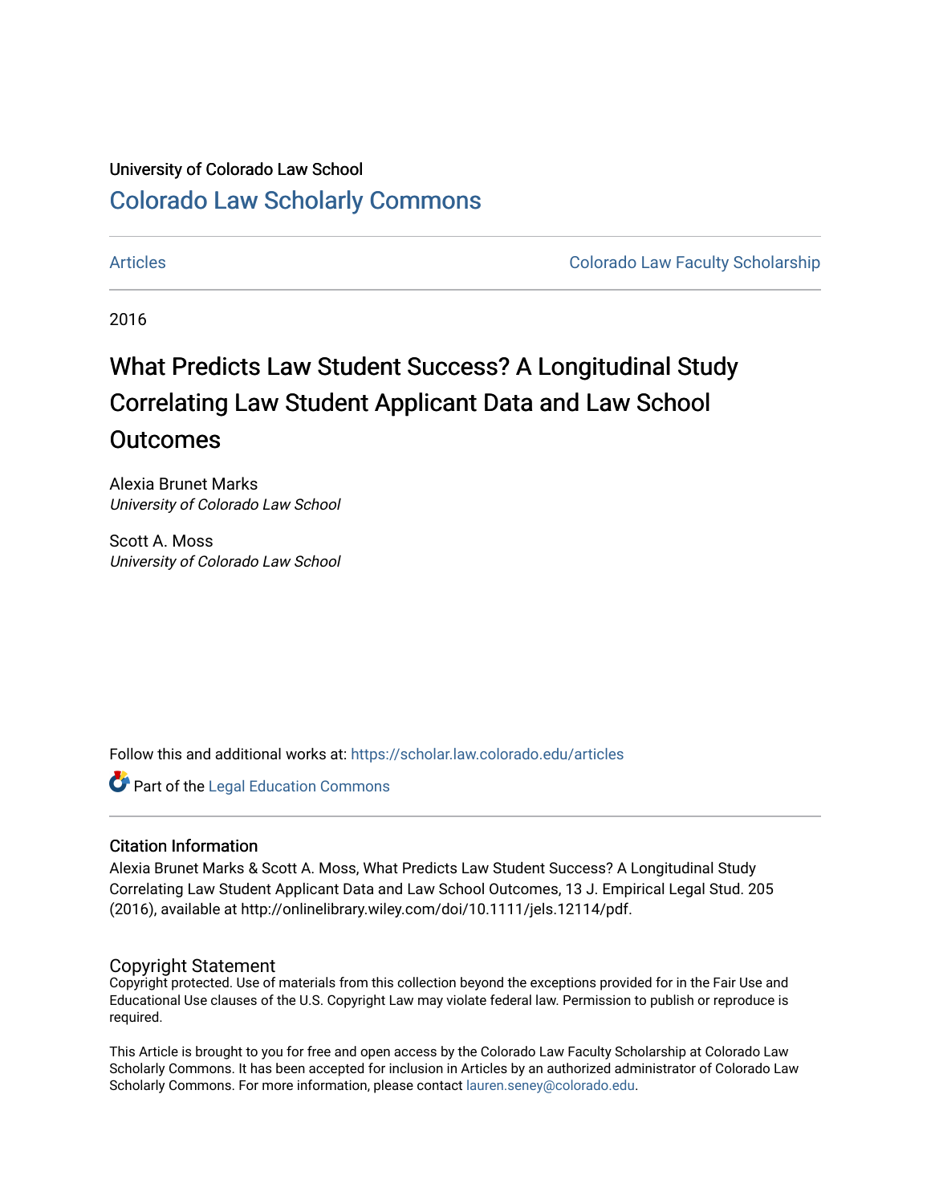University of Colorado Law School

# Colorado Law Scholarly Commons

Articles | Colorado Law Faculty Scholarship

2016

## What Predicts Law Student Success? A Longitudinal Study Correlating Law Student Applicant Data and Law School Outcomes

Alexia Brunet Marks
*University of Colorado Law School*

Scott A. Moss
*University of Colorado Law School*

Follow this and additional works at: https://scholar.law.colorado.edu/articles

Part of the Legal Education Commons

### Citation Information

Alexia Brunet Marks & Scott A. Moss, What Predicts Law Student Success? A Longitudinal Study Correlating Law Student Applicant Data and Law School Outcomes, 13 J. Empirical Legal Stud. 205 (2016), available at http://onlinelibrary.wiley.com/doi/10.1111/jels.12114/pdf.

### Copyright Statement

Copyright protected. Use of materials from this collection beyond the exceptions provided for in the Fair Use and Educational Use clauses of the U.S. Copyright Law may violate federal law. Permission to publish or reproduce is required.

This Article is brought to you for free and open access by the Colorado Law Faculty Scholarship at Colorado Law Scholarly Commons. It has been accepted for inclusion in Articles by an authorized administrator of Colorado Law Scholarly Commons. For more information, please contact lauren.seney@colorado.edu.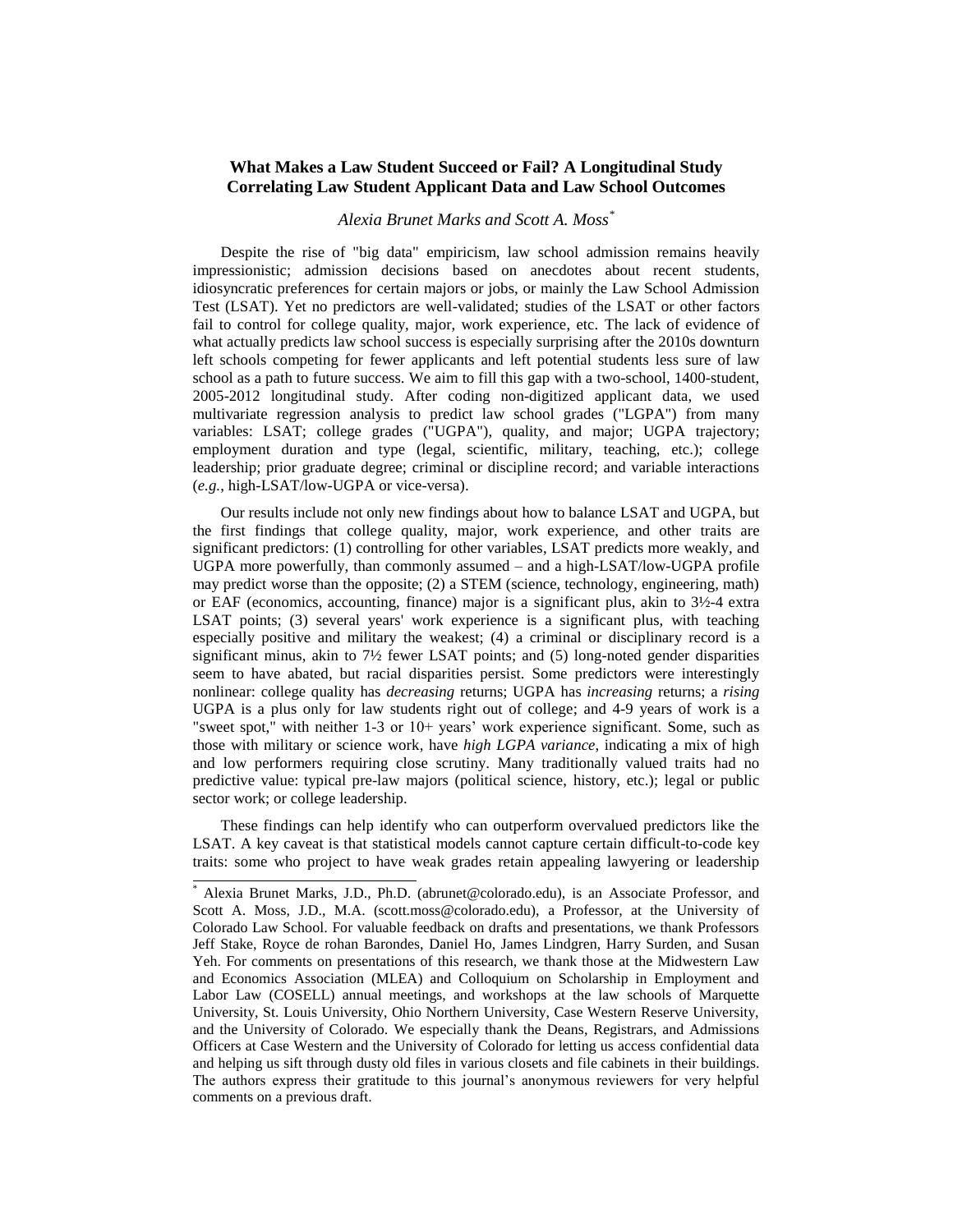**What Makes a Law Student Succeed or Fail? A Longitudinal Study Correlating Law Student Applicant Data and Law School Outcomes**

*Alexia Brunet Marks and Scott A. Moss*[*]

Despite the rise of "big data" empiricism, law school admission remains heavily impressionistic; admission decisions based on anecdotes about recent students, idiosyncratic preferences for certain majors or jobs, or mainly the Law School Admission Test (LSAT). Yet no predictors are well-validated; studies of the LSAT or other factors fail to control for college quality, major, work experience, etc. The lack of evidence of what actually predicts law school success is especially surprising after the 2010s downturn left schools competing for fewer applicants and left potential students less sure of law school as a path to future success. We aim to fill this gap with a two-school, 1400-student, 2005-2012 longitudinal study. After coding non-digitized applicant data, we used multivariate regression analysis to predict law school grades ("LGPA") from many variables: LSAT; college grades ("UGPA"), quality, and major; UGPA trajectory; employment duration and type (legal, scientific, military, teaching, etc.); college leadership; prior graduate degree; criminal or discipline record; and variable interactions (*e.g.*, high-LSAT/low-UGPA or vice-versa).

Our results include not only new findings about how to balance LSAT and UGPA, but the first findings that college quality, major, work experience, and other traits are significant predictors: (1) controlling for other variables, LSAT predicts more weakly, and UGPA more powerfully, than commonly assumed – and a high-LSAT/low-UGPA profile may predict worse than the opposite; (2) a STEM (science, technology, engineering, math) or EAF (economics, accounting, finance) major is a significant plus, akin to 3½-4 extra LSAT points; (3) several years' work experience is a significant plus, with teaching especially positive and military the weakest; (4) a criminal or disciplinary record is a significant minus, akin to 7½ fewer LSAT points; and (5) long-noted gender disparities seem to have abated, but racial disparities persist. Some predictors were interestingly nonlinear: college quality has *decreasing* returns; UGPA has *increasing* returns; a *rising* UGPA is a plus only for law students right out of college; and 4-9 years of work is a "sweet spot," with neither 1-3 or 10+ years' work experience significant. Some, such as those with military or science work, have *high LGPA variance*, indicating a mix of high and low performers requiring close scrutiny. Many traditionally valued traits had no predictive value: typical pre-law majors (political science, history, etc.); legal or public sector work; or college leadership.

These findings can help identify who can outperform overvalued predictors like the LSAT. A key caveat is that statistical models cannot capture certain difficult-to-code key traits: some who project to have weak grades retain appealing lawyering or leadership

---

[*] Alexia Brunet Marks, J.D., Ph.D. (abrunet@colorado.edu), is an Associate Professor, and Scott A. Moss, J.D., M.A. (scott.moss@colorado.edu), a Professor, at the University of Colorado Law School. For valuable feedback on drafts and presentations, we thank Professors Jeff Stake, Royce de rohan Barondes, Daniel Ho, James Lindgren, Harry Surden, and Susan Yeh. For comments on presentations of this research, we thank those at the Midwestern Law and Economics Association (MLEA) and Colloquium on Scholarship in Employment and Labor Law (COSELL) annual meetings, and workshops at the law schools of Marquette University, St. Louis University, Ohio Northern University, Case Western Reserve University, and the University of Colorado. We especially thank the Deans, Registrars, and Admissions Officers at Case Western and the University of Colorado for letting us access confidential data and helping us sift through dusty old files in various closets and file cabinets in their buildings. The authors express their gratitude to this journal's anonymous reviewers for very helpful comments on a previous draft.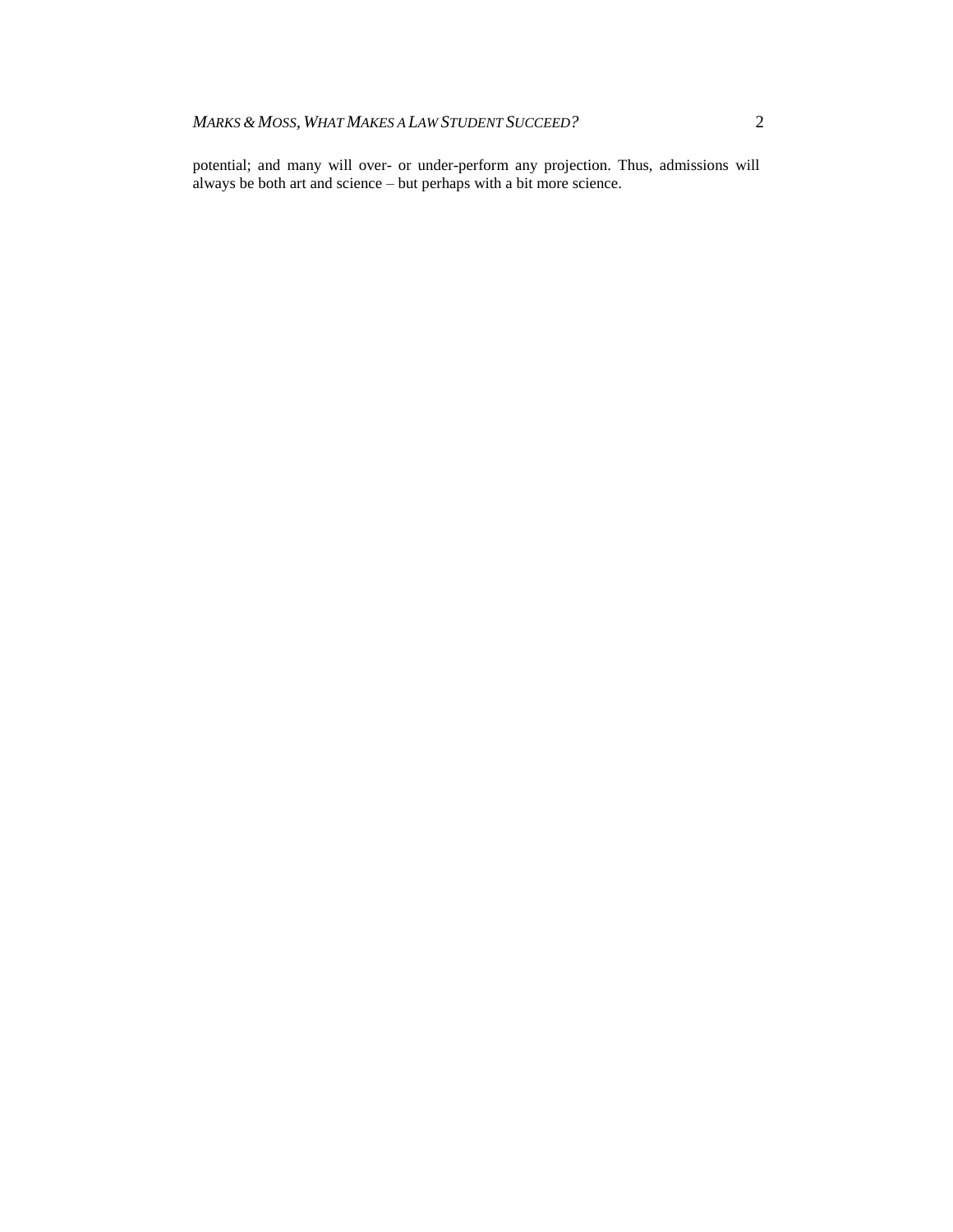potential; and many will over- or under-perform any projection. Thus, admissions will always be both art and science – but perhaps with a bit more science.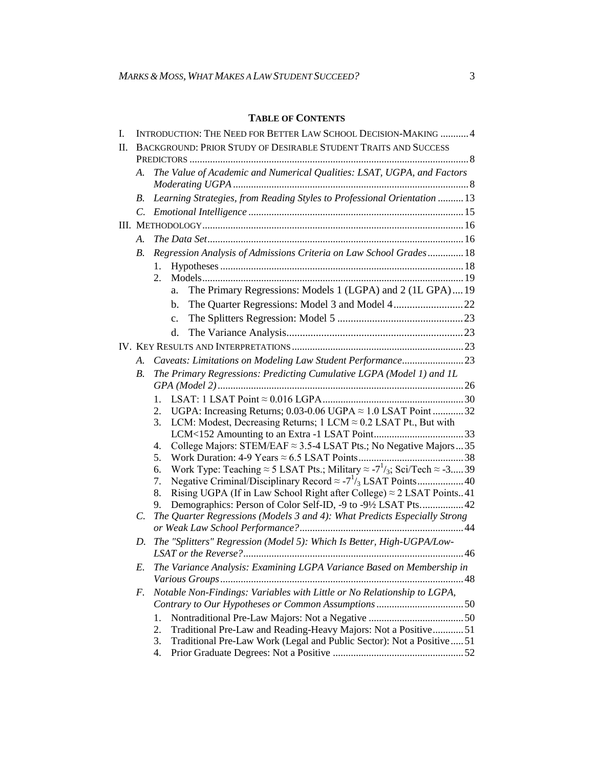**TABLE OF CONTENTS**

I. INTRODUCTION: THE NEED FOR BETTER LAW SCHOOL DECISION-MAKING ........... 4

II. BACKGROUND: PRIOR STUDY OF DESIRABLE STUDENT TRAITS AND SUCCESS PREDICTORS ........... 8

- A. *The Value of Academic and Numerical Qualities: LSAT, UGPA, and Factors Moderating UGPA* ........... 8
- B. *Learning Strategies, from Reading Styles to Professional Orientation* ........... 13
- C. *Emotional Intelligence* ........... 15

III. METHODOLOGY ........... 16

- A. *The Data Set* ........... 16
- B. *Regression Analysis of Admissions Criteria on Law School Grades* ........... 18
  - 1. Hypotheses ........... 18
  - 2. Models ........... 19
    - a. The Primary Regressions: Models 1 (LGPA) and 2 (1L GPA) ........... 19
    - b. The Quarter Regressions: Model 3 and Model 4 ........... 22
    - c. The Splitters Regression: Model 5 ........... 23
    - d. The Variance Analysis ........... 23

IV. KEY RESULTS AND INTERPRETATIONS ........... 23

- A. *Caveats: Limitations on Modeling Law Student Performance* ........... 23
- B. *The Primary Regressions: Predicting Cumulative LGPA (Model 1) and 1L GPA (Model 2)* ........... 26
  - 1. LSAT: 1 LSAT Point ≈ 0.016 LGPA ........... 30
  - 2. UGPA: Increasing Returns; 0.03-0.06 UGPA ≈ 1.0 LSAT Point ........... 32
  - 3. LCM: Modest, Decreasing Returns; 1 LCM ≈ 0.2 LSAT Pt., But with LCM<152 Amounting to an Extra -1 LSAT Point ........... 33
  - 4. College Majors: STEM/EAF ≈ 3.5-4 LSAT Pts.; No Negative Majors ........... 35
  - 5. Work Duration: 4-9 Years ≈ 6.5 LSAT Points ........... 38
  - 6. Work Type: Teaching ≈ 5 LSAT Pts.; Military ≈ -7$^{1}/_{3}$; Sci/Tech ≈ -3 ........... 39
  - 7. Negative Criminal/Disciplinary Record ≈ -7$^{1}/_{3}$ LSAT Points ........... 40
  - 8. Rising UGPA (If in Law School Right after College) ≈ 2 LSAT Points ........... 41
  - 9. Demographics: Person of Color Self-ID, -9 to -9½ LSAT Pts. ........... 42
- C. *The Quarter Regressions (Models 3 and 4): What Predicts Especially Strong or Weak Law School Performance?* ........... 44
- D. *The "Splitters" Regression (Model 5): Which Is Better, High-UGPA/Low-LSAT or the Reverse?* ........... 46
- E. *The Variance Analysis: Examining LGPA Variance Based on Membership in Various Groups* ........... 48
- F. *Notable Non-Findings: Variables with Little or No Relationship to LGPA, Contrary to Our Hypotheses or Common Assumptions* ........... 50
  - 1. Nontraditional Pre-Law Majors: Not a Negative ........... 50
  - 2. Traditional Pre-Law and Reading-Heavy Majors: Not a Positive ........... 51
  - 3. Traditional Pre-Law Work (Legal and Public Sector): Not a Positive ........... 51
  - 4. Prior Graduate Degrees: Not a Positive ........... 52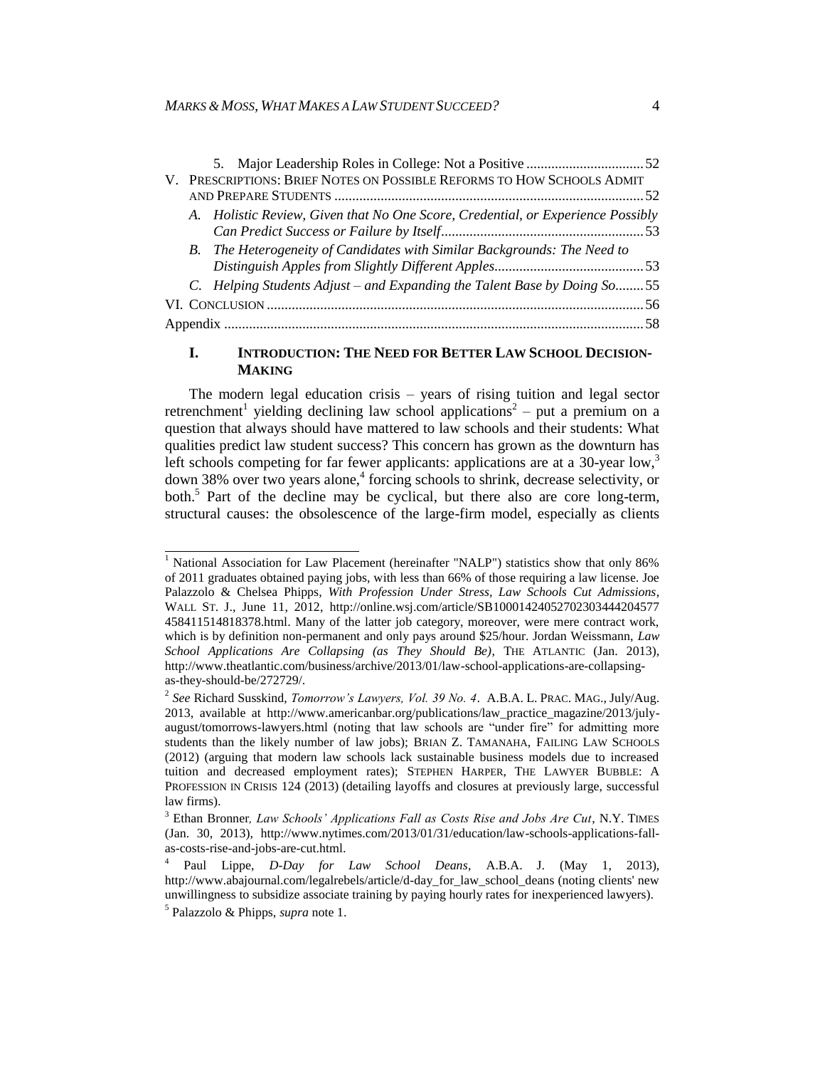5. Major Leadership Roles in College: Not a Positive ................................. 52

V. PRESCRIPTIONS: BRIEF NOTES ON POSSIBLE REFORMS TO HOW SCHOOLS ADMIT AND PREPARE STUDENTS ....................................................................................... 52

*A. Holistic Review, Given that No One Score, Credential, or Experience Possibly Can Predict Success or Failure by Itself* ......................................................... 53

*B. The Heterogeneity of Candidates with Similar Backgrounds: The Need to Distinguish Apples from Slightly Different Apples* .......................................... 53

*C. Helping Students Adjust – and Expanding the Talent Base by Doing So* ........ 55

VI. CONCLUSION .......................................................................................................... 56

Appendix ...................................................................................................................... 58

## I. INTRODUCTION: THE NEED FOR BETTER LAW SCHOOL DECISION-MAKING

The modern legal education crisis – years of rising tuition and legal sector retrenchment[1] yielding declining law school applications[2] – put a premium on a question that always should have mattered to law schools and their students: What qualities predict law student success? This concern has grown as the downturn has left schools competing for far fewer applicants: applications are at a 30-year low,[3] down 38% over two years alone,[4] forcing schools to shrink, decrease selectivity, or both.[5] Part of the decline may be cyclical, but there also are core long-term, structural causes: the obsolescence of the large-firm model, especially as clients

---

[1] National Association for Law Placement (hereinafter "NALP") statistics show that only 86% of 2011 graduates obtained paying jobs, with less than 66% of those requiring a law license. Joe Palazzolo & Chelsea Phipps, *With Profession Under Stress, Law Schools Cut Admissions*, WALL ST. J., June 11, 2012, http://online.wsj.com/article/SB10001424052702303444204577458411514818378.html. Many of the latter job category, moreover, were mere contract work, which is by definition non-permanent and only pays around $25/hour. Jordan Weissmann, *Law School Applications Are Collapsing (as They Should Be)*, THE ATLANTIC (Jan. 2013), http://www.theatlantic.com/business/archive/2013/01/law-school-applications-are-collapsing-as-they-should-be/272729/.

[2] *See* Richard Susskind, *Tomorrow's Lawyers, Vol. 39 No. 4*. A.B.A. L. PRAC. MAG., July/Aug. 2013, available at http://www.americanbar.org/publications/law_practice_magazine/2013/july-august/tomorrows-lawyers.html (noting that law schools are "under fire" for admitting more students than the likely number of law jobs); BRIAN Z. TAMANAHA, FAILING LAW SCHOOLS (2012) (arguing that modern law schools lack sustainable business models due to increased tuition and decreased employment rates); STEPHEN HARPER, THE LAWYER BUBBLE: A PROFESSION IN CRISIS 124 (2013) (detailing layoffs and closures at previously large, successful law firms).

[3] Ethan Bronner*, Law Schools' Applications Fall as Costs Rise and Jobs Are Cut*, N.Y. TIMES (Jan. 30, 2013), http://www.nytimes.com/2013/01/31/education/law-schools-applications-fall-as-costs-rise-and-jobs-are-cut.html.

[4] Paul Lippe, *D-Day for Law School Deans*, A.B.A. J. (May 1, 2013), http://www.abajournal.com/legalrebels/article/d-day_for_law_school_deans (noting clients' new unwillingness to subsidize associate training by paying hourly rates for inexperienced lawyers).

[5] Palazzolo & Phipps, *supra* note 1.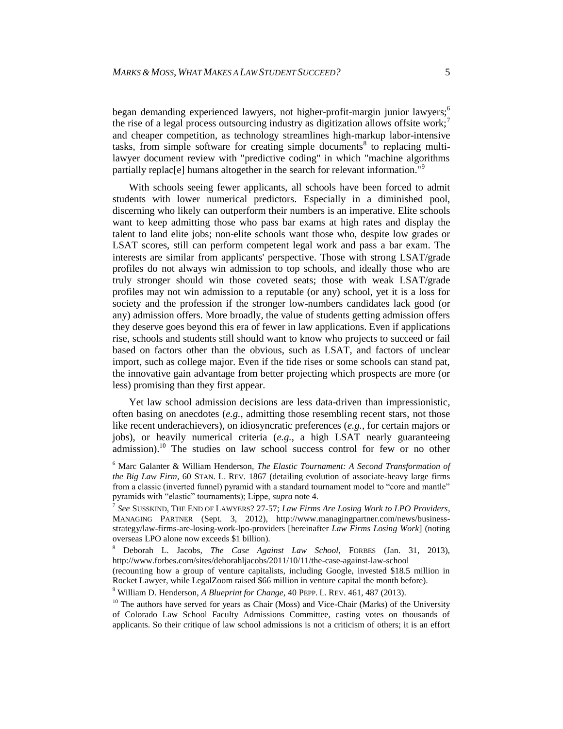began demanding experienced lawyers, not higher-profit-margin junior lawyers;[6] the rise of a legal process outsourcing industry as digitization allows offsite work;[7] and cheaper competition, as technology streamlines high-markup labor-intensive tasks, from simple software for creating simple documents[8] to replacing multi-lawyer document review with "predictive coding" in which "machine algorithms partially replac[e] humans altogether in the search for relevant information."[9]

With schools seeing fewer applicants, all schools have been forced to admit students with lower numerical predictors. Especially in a diminished pool, discerning who likely can outperform their numbers is an imperative. Elite schools want to keep admitting those who pass bar exams at high rates and display the talent to land elite jobs; non-elite schools want those who, despite low grades or LSAT scores, still can perform competent legal work and pass a bar exam. The interests are similar from applicants' perspective. Those with strong LSAT/grade profiles do not always win admission to top schools, and ideally those who are truly stronger should win those coveted seats; those with weak LSAT/grade profiles may not win admission to a reputable (or any) school, yet it is a loss for society and the profession if the stronger low-numbers candidates lack good (or any) admission offers. More broadly, the value of students getting admission offers they deserve goes beyond this era of fewer in law applications. Even if applications rise, schools and students still should want to know who projects to succeed or fail based on factors other than the obvious, such as LSAT, and factors of unclear import, such as college major. Even if the tide rises or some schools can stand pat, the innovative gain advantage from better projecting which prospects are more (or less) promising than they first appear.

Yet law school admission decisions are less data-driven than impressionistic, often basing on anecdotes (*e.g.*, admitting those resembling recent stars, not those like recent underachievers), on idiosyncratic preferences (*e.g.*, for certain majors or jobs), or heavily numerical criteria (*e.g.*, a high LSAT nearly guaranteeing admission).[10] The studies on law school success control for few or no other

---

[6] Marc Galanter & William Henderson, *The Elastic Tournament: A Second Transformation of the Big Law Firm*, 60 STAN. L. REV. 1867 (detailing evolution of associate-heavy large firms from a classic (inverted funnel) pyramid with a standard tournament model to "core and mantle" pyramids with "elastic" tournaments); Lippe, *supra* note 4.

[7] *See* SUSSKIND, THE END OF LAWYERS? 27-57; *Law Firms Are Losing Work to LPO Providers*, MANAGING PARTNER (Sept. 3, 2012), http://www.managingpartner.com/news/business-strategy/law-firms-are-losing-work-lpo-providers [hereinafter *Law Firms Losing Work*] (noting overseas LPO alone now exceeds $1 billion).

[8] Deborah L. Jacobs, *The Case Against Law School*, FORBES (Jan. 31, 2013), http://www.forbes.com/sites/deborahljacobs/2011/10/11/the-case-against-law-school (recounting how a group of venture capitalists, including Google, invested $18.5 million in Rocket Lawyer, while LegalZoom raised $66 million in venture capital the month before).

[9] William D. Henderson, *A Blueprint for Change*, 40 PEPP. L. REV. 461, 487 (2013).

[10] The authors have served for years as Chair (Moss) and Vice-Chair (Marks) of the University of Colorado Law School Faculty Admissions Committee, casting votes on thousands of applicants. So their critique of law school admissions is not a criticism of others; it is an effort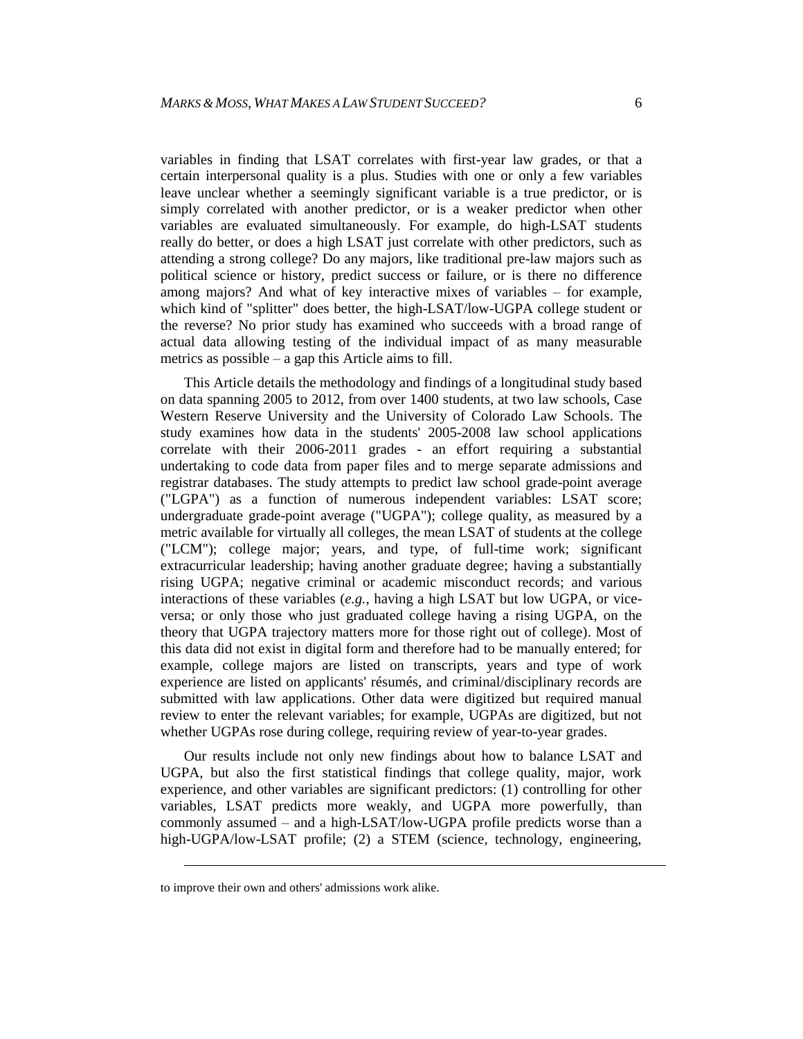variables in finding that LSAT correlates with first-year law grades, or that a certain interpersonal quality is a plus. Studies with one or only a few variables leave unclear whether a seemingly significant variable is a true predictor, or is simply correlated with another predictor, or is a weaker predictor when other variables are evaluated simultaneously. For example, do high-LSAT students really do better, or does a high LSAT just correlate with other predictors, such as attending a strong college? Do any majors, like traditional pre-law majors such as political science or history, predict success or failure, or is there no difference among majors? And what of key interactive mixes of variables – for example, which kind of "splitter" does better, the high-LSAT/low-UGPA college student or the reverse? No prior study has examined who succeeds with a broad range of actual data allowing testing of the individual impact of as many measurable metrics as possible – a gap this Article aims to fill.

This Article details the methodology and findings of a longitudinal study based on data spanning 2005 to 2012, from over 1400 students, at two law schools, Case Western Reserve University and the University of Colorado Law Schools. The study examines how data in the students' 2005-2008 law school applications correlate with their 2006-2011 grades - an effort requiring a substantial undertaking to code data from paper files and to merge separate admissions and registrar databases. The study attempts to predict law school grade-point average ("LGPA") as a function of numerous independent variables: LSAT score; undergraduate grade-point average ("UGPA"); college quality, as measured by a metric available for virtually all colleges, the mean LSAT of students at the college ("LCM"); college major; years, and type, of full-time work; significant extracurricular leadership; having another graduate degree; having a substantially rising UGPA; negative criminal or academic misconduct records; and various interactions of these variables (*e.g.*, having a high LSAT but low UGPA, or vice-versa; or only those who just graduated college having a rising UGPA, on the theory that UGPA trajectory matters more for those right out of college). Most of this data did not exist in digital form and therefore had to be manually entered; for example, college majors are listed on transcripts, years and type of work experience are listed on applicants' résumés, and criminal/disciplinary records are submitted with law applications. Other data were digitized but required manual review to enter the relevant variables; for example, UGPAs are digitized, but not whether UGPAs rose during college, requiring review of year-to-year grades.

Our results include not only new findings about how to balance LSAT and UGPA, but also the first statistical findings that college quality, major, work experience, and other variables are significant predictors: (1) controlling for other variables, LSAT predicts more weakly, and UGPA more powerfully, than commonly assumed – and a high-LSAT/low-UGPA profile predicts worse than a high-UGPA/low-LSAT profile; (2) a STEM (science, technology, engineering,

---

to improve their own and others' admissions work alike.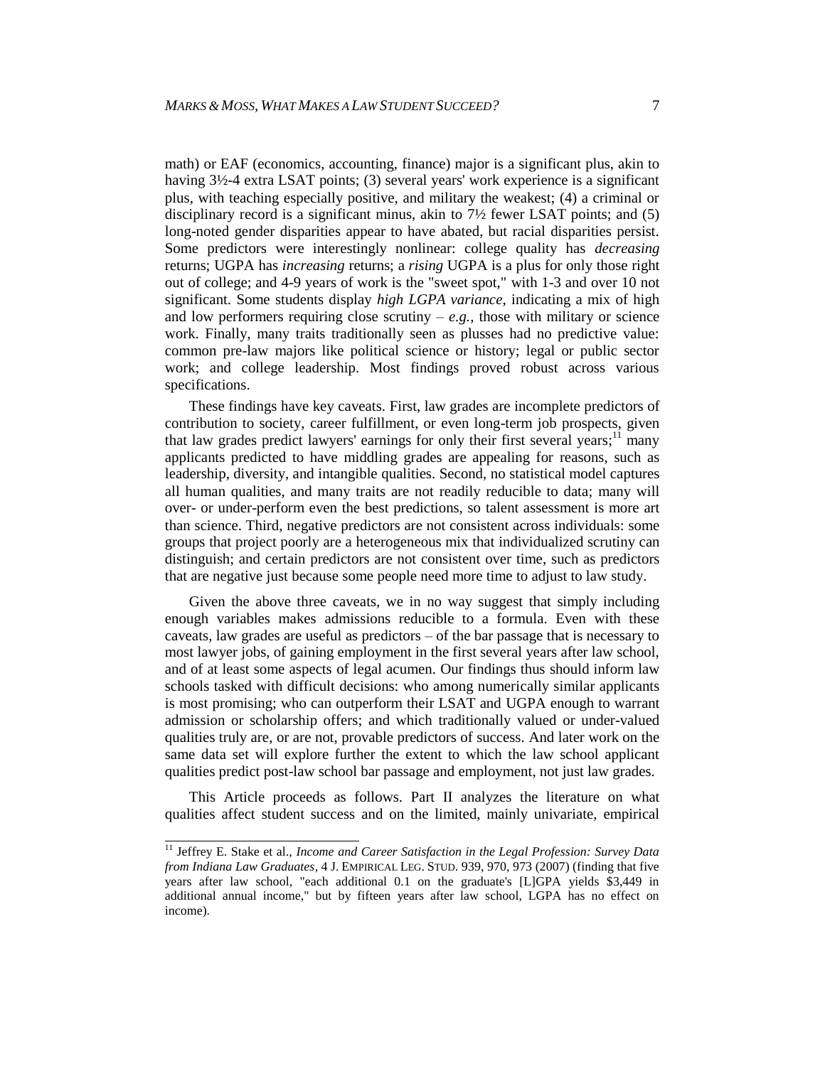math) or EAF (economics, accounting, finance) major is a significant plus, akin to having 3½-4 extra LSAT points; (3) several years' work experience is a significant plus, with teaching especially positive, and military the weakest; (4) a criminal or disciplinary record is a significant minus, akin to 7½ fewer LSAT points; and (5) long-noted gender disparities appear to have abated, but racial disparities persist. Some predictors were interestingly nonlinear: college quality has *decreasing* returns; UGPA has *increasing* returns; a *rising* UGPA is a plus for only those right out of college; and 4-9 years of work is the "sweet spot," with 1-3 and over 10 not significant. Some students display *high LGPA variance*, indicating a mix of high and low performers requiring close scrutiny – *e.g.*, those with military or science work. Finally, many traits traditionally seen as plusses had no predictive value: common pre-law majors like political science or history; legal or public sector work; and college leadership. Most findings proved robust across various specifications.

These findings have key caveats. First, law grades are incomplete predictors of contribution to society, career fulfillment, or even long-term job prospects, given that law grades predict lawyers' earnings for only their first several years;[11] many applicants predicted to have middling grades are appealing for reasons, such as leadership, diversity, and intangible qualities. Second, no statistical model captures all human qualities, and many traits are not readily reducible to data; many will over- or under-perform even the best predictions, so talent assessment is more art than science. Third, negative predictors are not consistent across individuals: some groups that project poorly are a heterogeneous mix that individualized scrutiny can distinguish; and certain predictors are not consistent over time, such as predictors that are negative just because some people need more time to adjust to law study.

Given the above three caveats, we in no way suggest that simply including enough variables makes admissions reducible to a formula. Even with these caveats, law grades are useful as predictors – of the bar passage that is necessary to most lawyer jobs, of gaining employment in the first several years after law school, and of at least some aspects of legal acumen. Our findings thus should inform law schools tasked with difficult decisions: who among numerically similar applicants is most promising; who can outperform their LSAT and UGPA enough to warrant admission or scholarship offers; and which traditionally valued or under-valued qualities truly are, or are not, provable predictors of success. And later work on the same data set will explore further the extent to which the law school applicant qualities predict post-law school bar passage and employment, not just law grades.

This Article proceeds as follows. Part II analyzes the literature on what qualities affect student success and on the limited, mainly univariate, empirical

---

[11] Jeffrey E. Stake et al., *Income and Career Satisfaction in the Legal Profession: Survey Data from Indiana Law Graduates*, 4 J. EMPIRICAL LEG. STUD. 939, 970, 973 (2007) (finding that five years after law school, "each additional 0.1 on the graduate's [L]GPA yields $3,449 in additional annual income," but by fifteen years after law school, LGPA has no effect on income).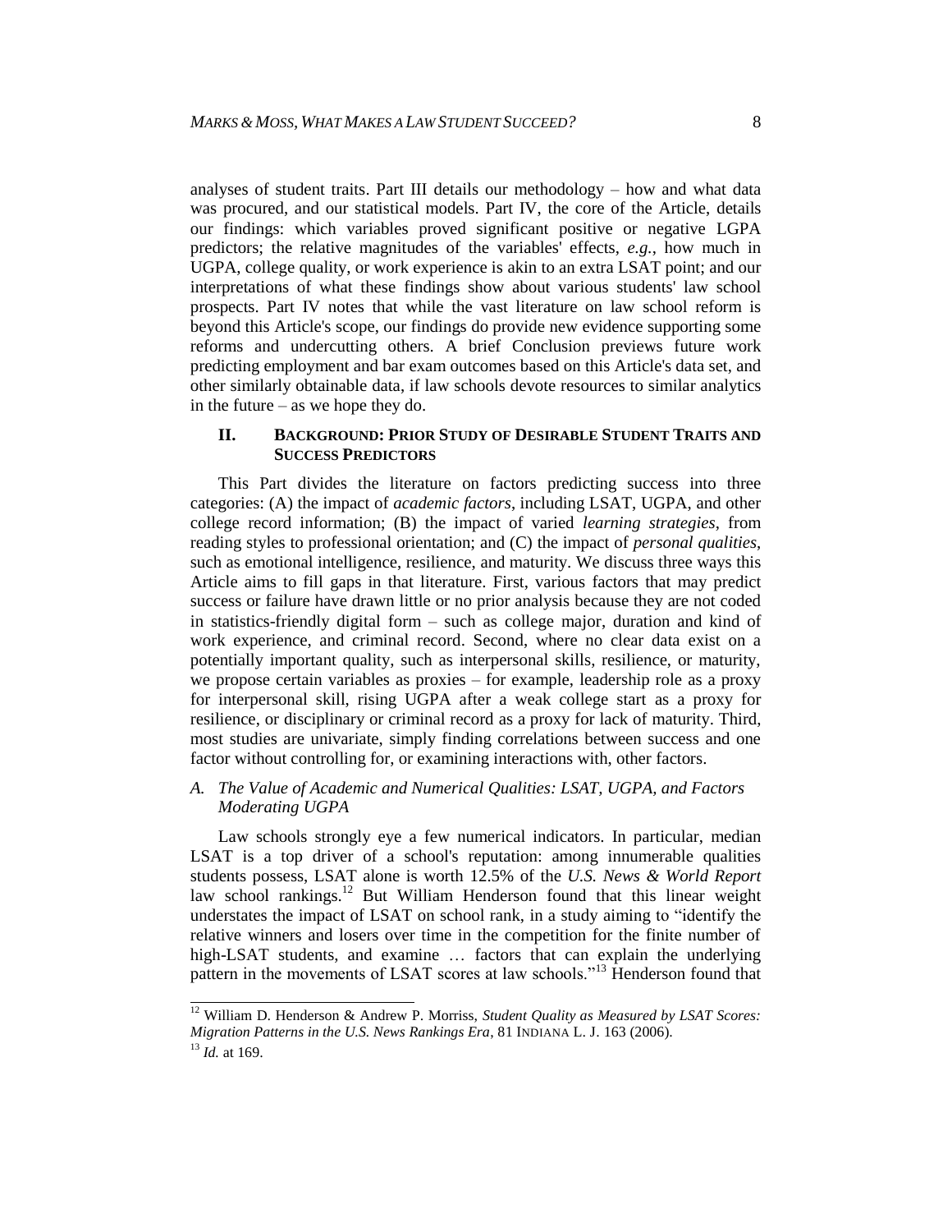analyses of student traits. Part III details our methodology – how and what data was procured, and our statistical models. Part IV, the core of the Article, details our findings: which variables proved significant positive or negative LGPA predictors; the relative magnitudes of the variables' effects, *e.g.*, how much in UGPA, college quality, or work experience is akin to an extra LSAT point; and our interpretations of what these findings show about various students' law school prospects. Part IV notes that while the vast literature on law school reform is beyond this Article's scope, our findings do provide new evidence supporting some reforms and undercutting others. A brief Conclusion previews future work predicting employment and bar exam outcomes based on this Article's data set, and other similarly obtainable data, if law schools devote resources to similar analytics in the future – as we hope they do.

## II. BACKGROUND: PRIOR STUDY OF DESIRABLE STUDENT TRAITS AND SUCCESS PREDICTORS

This Part divides the literature on factors predicting success into three categories: (A) the impact of *academic factors*, including LSAT, UGPA, and other college record information; (B) the impact of varied *learning strategies*, from reading styles to professional orientation; and (C) the impact of *personal qualities*, such as emotional intelligence, resilience, and maturity. We discuss three ways this Article aims to fill gaps in that literature. First, various factors that may predict success or failure have drawn little or no prior analysis because they are not coded in statistics-friendly digital form – such as college major, duration and kind of work experience, and criminal record. Second, where no clear data exist on a potentially important quality, such as interpersonal skills, resilience, or maturity, we propose certain variables as proxies – for example, leadership role as a proxy for interpersonal skill, rising UGPA after a weak college start as a proxy for resilience, or disciplinary or criminal record as a proxy for lack of maturity. Third, most studies are univariate, simply finding correlations between success and one factor without controlling for, or examining interactions with, other factors.

### *A. The Value of Academic and Numerical Qualities: LSAT, UGPA, and Factors Moderating UGPA*

Law schools strongly eye a few numerical indicators. In particular, median LSAT is a top driver of a school's reputation: among innumerable qualities students possess, LSAT alone is worth 12.5% of the *U.S. News & World Report* law school rankings.[12] But William Henderson found that this linear weight understates the impact of LSAT on school rank, in a study aiming to "identify the relative winners and losers over time in the competition for the finite number of high-LSAT students, and examine … factors that can explain the underlying pattern in the movements of LSAT scores at law schools."[13] Henderson found that

---

[12] William D. Henderson & Andrew P. Morriss, *Student Quality as Measured by LSAT Scores: Migration Patterns in the U.S. News Rankings Era*, 81 INDIANA L. J. 163 (2006).

[13] *Id.* at 169.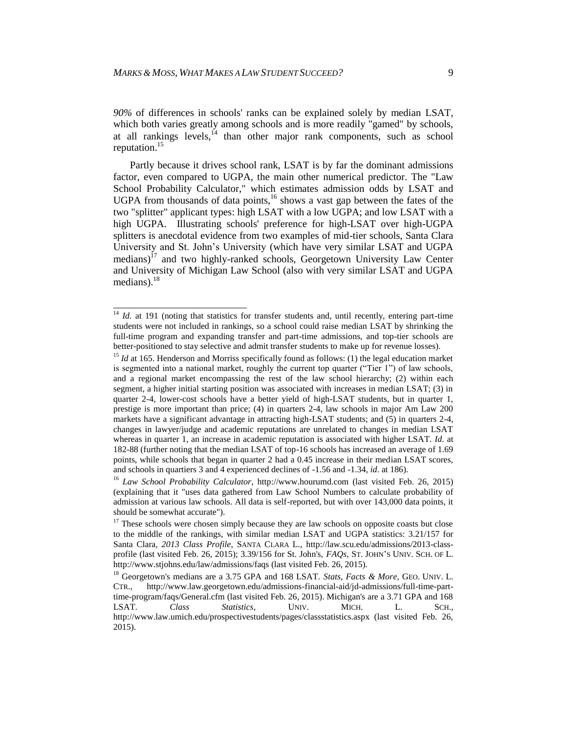*90%* of differences in schools' ranks can be explained solely by median LSAT, which both varies greatly among schools and is more readily "gamed" by schools, at all rankings levels,[14] than other major rank components, such as school reputation.[15]

Partly because it drives school rank, LSAT is by far the dominant admissions factor, even compared to UGPA, the main other numerical predictor. The "Law School Probability Calculator," which estimates admission odds by LSAT and UGPA from thousands of data points,[16] shows a vast gap between the fates of the two "splitter" applicant types: high LSAT with a low UGPA; and low LSAT with a high UGPA. Illustrating schools' preference for high-LSAT over high-UGPA splitters is anecdotal evidence from two examples of mid-tier schools, Santa Clara University and St. John's University (which have very similar LSAT and UGPA medians)[17] and two highly-ranked schools, Georgetown University Law Center and University of Michigan Law School (also with very similar LSAT and UGPA medians).[18]

---

[14] *Id.* at 191 (noting that statistics for transfer students and, until recently, entering part-time students were not included in rankings, so a school could raise median LSAT by shrinking the full-time program and expanding transfer and part-time admissions, and top-tier schools are better-positioned to stay selective and admit transfer students to make up for revenue losses).

[15] *Id* at 165. Henderson and Morriss specifically found as follows: (1) the legal education market is segmented into a national market, roughly the current top quarter ("Tier 1") of law schools, and a regional market encompassing the rest of the law school hierarchy; (2) within each segment, a higher initial starting position was associated with increases in median LSAT; (3) in quarter 2-4, lower-cost schools have a better yield of high-LSAT students, but in quarter 1, prestige is more important than price; (4) in quarters 2-4, law schools in major Am Law 200 markets have a significant advantage in attracting high-LSAT students; and (5) in quarters 2-4, changes in lawyer/judge and academic reputations are unrelated to changes in median LSAT whereas in quarter 1, an increase in academic reputation is associated with higher LSAT. *Id*. at 182-88 (further noting that the median LSAT of top-16 schools has increased an average of 1.69 points, while schools that began in quarter 2 had a 0.45 increase in their median LSAT scores, and schools in quarters 3 and 4 experienced declines of -1.56 and -1.34, *id*. at 186).

[16] *Law School Probability Calculator*, http://www.hourumd.com (last visited Feb. 26, 2015) (explaining that it "uses data gathered from Law School Numbers to calculate probability of admission at various law schools. All data is self-reported, but with over 143,000 data points, it should be somewhat accurate").

[17] These schools were chosen simply because they are law schools on opposite coasts but close to the middle of the rankings, with similar median LSAT and UGPA statistics: 3.21/157 for Santa Clara, *2013 Class Profile*, SANTA CLARA L., http://law.scu.edu/admissions/2013-class-profile (last visited Feb. 26, 2015); 3.39/156 for St. John's, *FAQs*, ST. JOHN'S UNIV. SCH. OF L. http://www.stjohns.edu/law/admissions/faqs (last visited Feb. 26, 2015).

[18] Georgetown's medians are a 3.75 GPA and 168 LSAT. *Stats, Facts & More*, GEO. UNIV. L. CTR., http://www.law.georgetown.edu/admissions-financial-aid/jd-admissions/full-time-part-time-program/faqs/General.cfm (last visited Feb. 26, 2015). Michigan's are a 3.71 GPA and 168 LSAT. *Class Statistics*, UNIV. MICH. L. SCH., http://www.law.umich.edu/prospectivestudents/pages/classstatistics.aspx (last visited Feb. 26, 2015).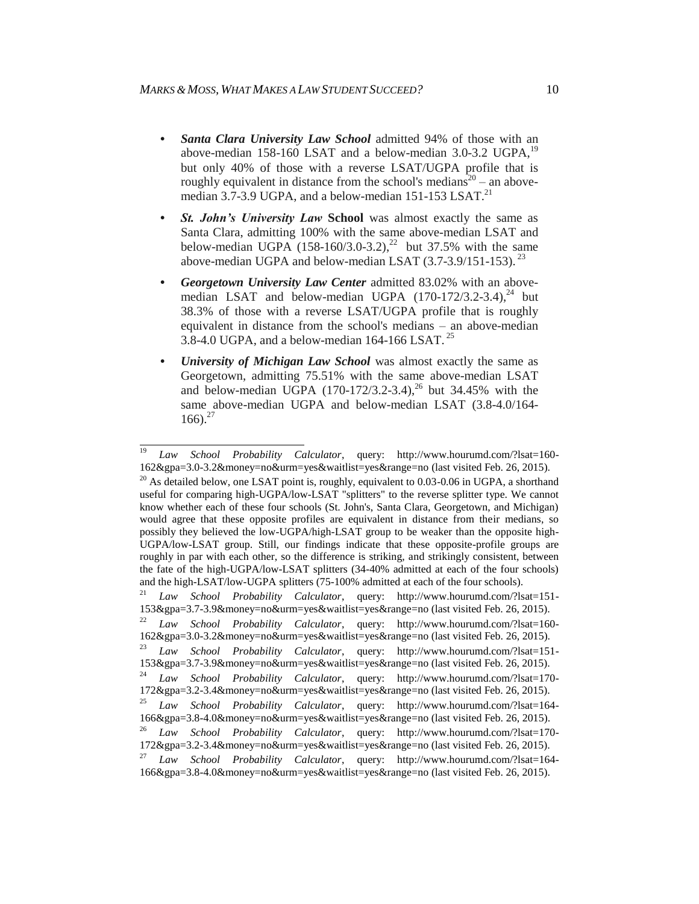- ***Santa Clara University Law School*** admitted 94% of those with an above-median 158-160 LSAT and a below-median 3.0-3.2 UGPA,[19] but only 40% of those with a reverse LSAT/UGPA profile that is roughly equivalent in distance from the school's medians[20] – an above-median 3.7-3.9 UGPA, and a below-median 151-153 LSAT.[21]
- ***St. John's University Law*** **School** was almost exactly the same as Santa Clara, admitting 100% with the same above-median LSAT and below-median UGPA (158-160/3.0-3.2),[22] but 37.5% with the same above-median UGPA and below-median LSAT (3.7-3.9/151-153).[23]
- ***Georgetown University Law Center*** admitted 83.02% with an above-median LSAT and below-median UGPA (170-172/3.2-3.4),[24] but 38.3% of those with a reverse LSAT/UGPA profile that is roughly equivalent in distance from the school's medians – an above-median 3.8-4.0 UGPA, and a below-median 164-166 LSAT.[25]
- ***University of Michigan Law School*** was almost exactly the same as Georgetown, admitting 75.51% with the same above-median LSAT and below-median UGPA (170-172/3.2-3.4),[26] but 34.45% with the same above-median UGPA and below-median LSAT (3.8-4.0/164-166).[27]

---

[19] *Law School Probability Calculator*, query: http://www.hourumd.com/?lsat=160-162&gpa=3.0-3.2&money=no&urm=yes&waitlist=yes&range=no (last visited Feb. 26, 2015).

[20] As detailed below, one LSAT point is, roughly, equivalent to 0.03-0.06 in UGPA, a shorthand useful for comparing high-UGPA/low-LSAT "splitters" to the reverse splitter type. We cannot know whether each of these four schools (St. John's, Santa Clara, Georgetown, and Michigan) would agree that these opposite profiles are equivalent in distance from their medians, so possibly they believed the low-UGPA/high-LSAT group to be weaker than the opposite high-UGPA/low-LSAT group. Still, our findings indicate that these opposite-profile groups are roughly in par with each other, so the difference is striking, and strikingly consistent, between the fate of the high-UGPA/low-LSAT splitters (34-40% admitted at each of the four schools) and the high-LSAT/low-UGPA splitters (75-100% admitted at each of the four schools).

[21] *Law School Probability Calculator*, query: http://www.hourumd.com/?lsat=151-153&gpa=3.7-3.9&money=no&urm=yes&waitlist=yes&range=no (last visited Feb. 26, 2015).

[22] *Law School Probability Calculator*, query: http://www.hourumd.com/?lsat=160-162&gpa=3.0-3.2&money=no&urm=yes&waitlist=yes&range=no (last visited Feb. 26, 2015).

[23] *Law School Probability Calculator*, query: http://www.hourumd.com/?lsat=151-153&gpa=3.7-3.9&money=no&urm=yes&waitlist=yes&range=no (last visited Feb. 26, 2015).

[24] *Law School Probability Calculator*, query: http://www.hourumd.com/?lsat=170-172&gpa=3.2-3.4&money=no&urm=yes&waitlist=yes&range=no (last visited Feb. 26, 2015).

[25] *Law School Probability Calculator*, query: http://www.hourumd.com/?lsat=164-166&gpa=3.8-4.0&money=no&urm=yes&waitlist=yes&range=no (last visited Feb. 26, 2015).

[26] *Law School Probability Calculator*, query: http://www.hourumd.com/?lsat=170-172&gpa=3.2-3.4&money=no&urm=yes&waitlist=yes&range=no (last visited Feb. 26, 2015).

[27] *Law School Probability Calculator*, query: http://www.hourumd.com/?lsat=164-166&gpa=3.8-4.0&money=no&urm=yes&waitlist=yes&range=no (last visited Feb. 26, 2015).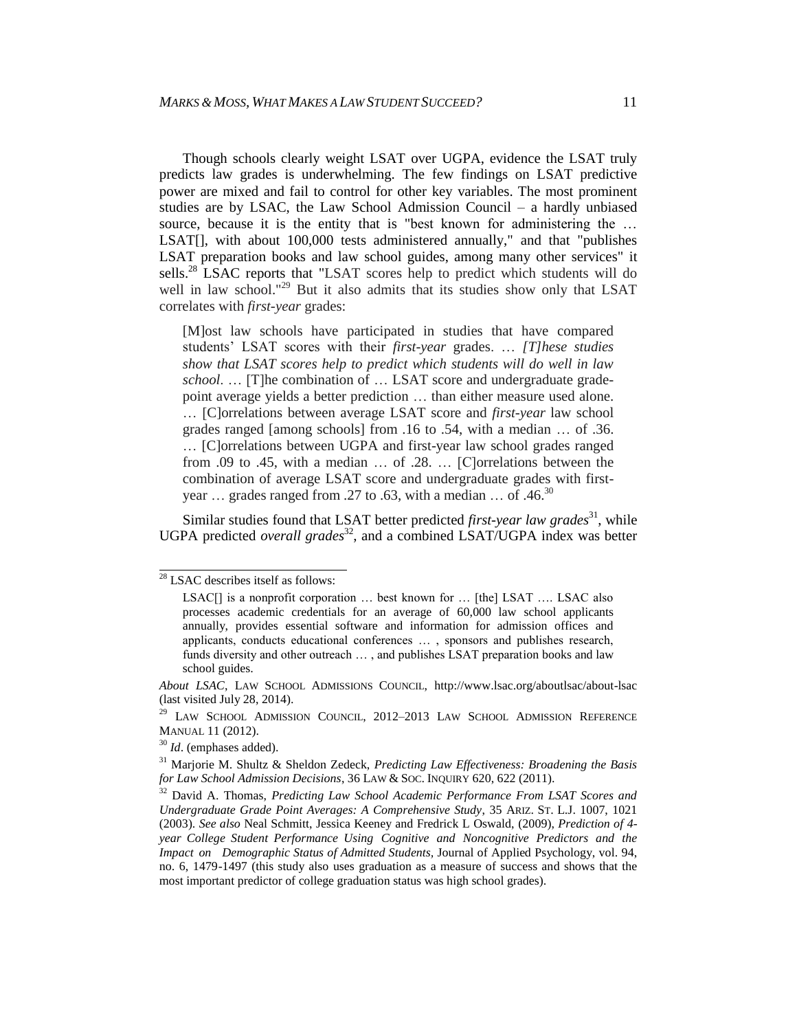Though schools clearly weight LSAT over UGPA, evidence the LSAT truly predicts law grades is underwhelming. The few findings on LSAT predictive power are mixed and fail to control for other key variables. The most prominent studies are by LSAC, the Law School Admission Council – a hardly unbiased source, because it is the entity that is "best known for administering the … LSAT[], with about 100,000 tests administered annually," and that "publishes LSAT preparation books and law school guides, among many other services" it sells.[28] LSAC reports that "LSAT scores help to predict which students will do well in law school."[29] But it also admits that its studies show only that LSAT correlates with *first-year* grades:

> [M]ost law schools have participated in studies that have compared students' LSAT scores with their *first-year* grades. … *[T]hese studies show that LSAT scores help to predict which students will do well in law school*. … [T]he combination of … LSAT score and undergraduate grade-point average yields a better prediction … than either measure used alone. … [C]orrelations between average LSAT score and *first-year* law school grades ranged [among schools] from .16 to .54, with a median … of .36. … [C]orrelations between UGPA and first-year law school grades ranged from .09 to .45, with a median … of .28. … [C]orrelations between the combination of average LSAT score and undergraduate grades with first-year … grades ranged from .27 to .63, with a median … of .46.[30]

Similar studies found that LSAT better predicted *first-year law grades*[31], while UGPA predicted *overall grades*[32], and a combined LSAT/UGPA index was better

---

[28] LSAC describes itself as follows:

> LSAC[] is a nonprofit corporation … best known for … [the] LSAT …. LSAC also processes academic credentials for an average of 60,000 law school applicants annually, provides essential software and information for admission offices and applicants, conducts educational conferences … , sponsors and publishes research, funds diversity and other outreach … , and publishes LSAT preparation books and law school guides.

*About LSAC*, LAW SCHOOL ADMISSIONS COUNCIL, http://www.lsac.org/aboutlsac/about-lsac (last visited July 28, 2014).

[29] LAW SCHOOL ADMISSION COUNCIL, 2012–2013 LAW SCHOOL ADMISSION REFERENCE MANUAL 11 (2012).

[30] *Id*. (emphases added).

[31] Marjorie M. Shultz & Sheldon Zedeck, *Predicting Law Effectiveness: Broadening the Basis for Law School Admission Decisions*, 36 LAW & SOC. INQUIRY 620, 622 (2011).

[32] David A. Thomas, *Predicting Law School Academic Performance From LSAT Scores and Undergraduate Grade Point Averages: A Comprehensive Study*, 35 ARIZ. ST. L.J. 1007, 1021 (2003). *See also* Neal Schmitt, Jessica Keeney and Fredrick L Oswald, (2009), *Prediction of 4-year College Student Performance Using Cognitive and Noncognitive Predictors and the Impact on Demographic Status of Admitted Students*, Journal of Applied Psychology, vol. 94, no. 6, 1479-1497 (this study also uses graduation as a measure of success and shows that the most important predictor of college graduation status was high school grades).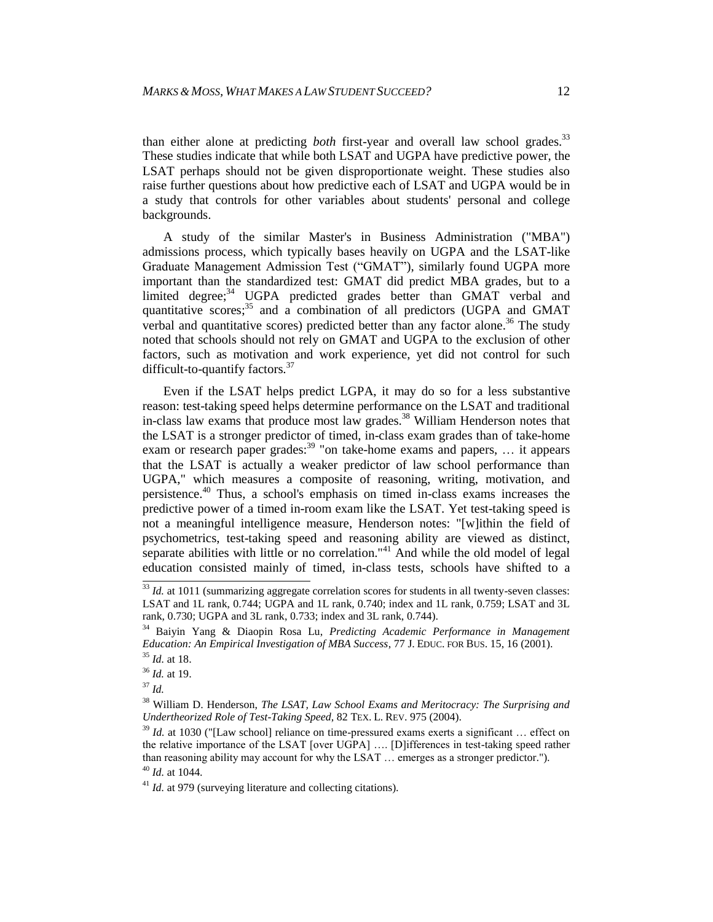than either alone at predicting *both* first-year and overall law school grades.[33] These studies indicate that while both LSAT and UGPA have predictive power, the LSAT perhaps should not be given disproportionate weight. These studies also raise further questions about how predictive each of LSAT and UGPA would be in a study that controls for other variables about students' personal and college backgrounds.

A study of the similar Master's in Business Administration ("MBA") admissions process, which typically bases heavily on UGPA and the LSAT-like Graduate Management Admission Test ("GMAT"), similarly found UGPA more important than the standardized test: GMAT did predict MBA grades, but to a limited degree;[34] UGPA predicted grades better than GMAT verbal and quantitative scores;[35] and a combination of all predictors (UGPA and GMAT verbal and quantitative scores) predicted better than any factor alone.[36] The study noted that schools should not rely on GMAT and UGPA to the exclusion of other factors, such as motivation and work experience, yet did not control for such difficult-to-quantify factors.[37]

Even if the LSAT helps predict LGPA, it may do so for a less substantive reason: test-taking speed helps determine performance on the LSAT and traditional in-class law exams that produce most law grades.[38] William Henderson notes that the LSAT is a stronger predictor of timed, in-class exam grades than of take-home exam or research paper grades:[39] "on take-home exams and papers, … it appears that the LSAT is actually a weaker predictor of law school performance than UGPA," which measures a composite of reasoning, writing, motivation, and persistence.[40] Thus, a school's emphasis on timed in-class exams increases the predictive power of a timed in-room exam like the LSAT. Yet test-taking speed is not a meaningful intelligence measure, Henderson notes: "[w]ithin the field of psychometrics, test-taking speed and reasoning ability are viewed as distinct, separate abilities with little or no correlation."[41] And while the old model of legal education consisted mainly of timed, in-class tests, schools have shifted to a

---

[33] *Id.* at 1011 (summarizing aggregate correlation scores for students in all twenty-seven classes: LSAT and 1L rank, 0.744; UGPA and 1L rank, 0.740; index and 1L rank, 0.759; LSAT and 3L rank, 0.730; UGPA and 3L rank, 0.733; index and 3L rank, 0.744).

[34] Baiyin Yang & Diaopin Rosa Lu, *Predicting Academic Performance in Management Education: An Empirical Investigation of MBA Success*, 77 J. EDUC. FOR BUS. 15, 16 (2001).

[35] *Id.* at 18.

[36] *Id.* at 19.

[37] *Id.*

[38] William D. Henderson, *The LSAT, Law School Exams and Meritocracy: The Surprising and Undertheorized Role of Test-Taking Speed*, 82 TEX. L. REV. 975 (2004).

[39] *Id.* at 1030 ("[Law school] reliance on time-pressured exams exerts a significant … effect on the relative importance of the LSAT [over UGPA] …. [D]ifferences in test-taking speed rather than reasoning ability may account for why the LSAT … emerges as a stronger predictor.").

[40] *Id.* at 1044.

[41] *Id.* at 979 (surveying literature and collecting citations).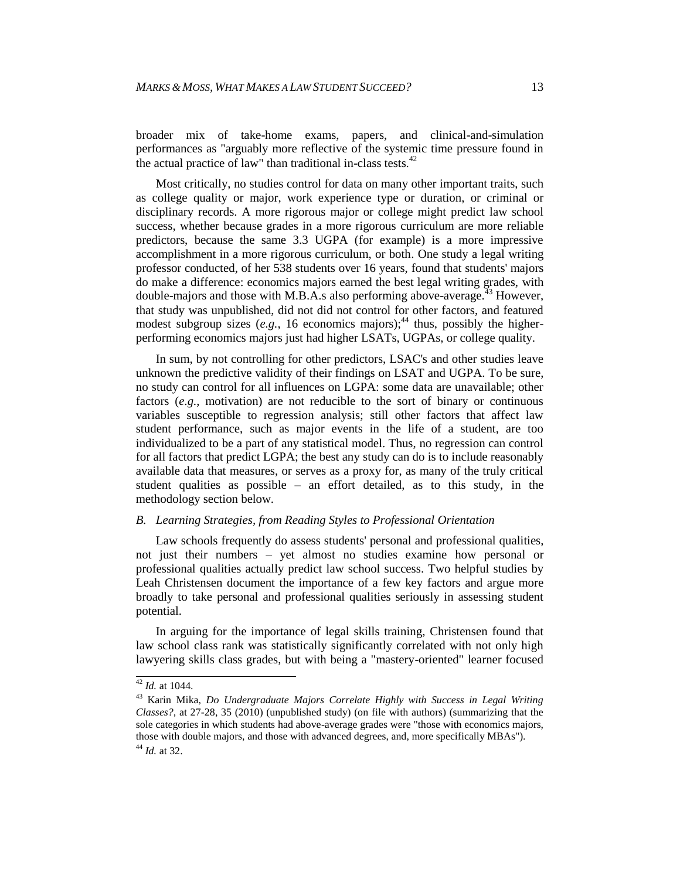broader mix of take-home exams, papers, and clinical-and-simulation performances as "arguably more reflective of the systemic time pressure found in the actual practice of law" than traditional in-class tests.[42]

Most critically, no studies control for data on many other important traits, such as college quality or major, work experience type or duration, or criminal or disciplinary records. A more rigorous major or college might predict law school success, whether because grades in a more rigorous curriculum are more reliable predictors, because the same 3.3 UGPA (for example) is a more impressive accomplishment in a more rigorous curriculum, or both. One study a legal writing professor conducted, of her 538 students over 16 years, found that students' majors do make a difference: economics majors earned the best legal writing grades, with double-majors and those with M.B.A.s also performing above-average.[43] However, that study was unpublished, did not did not control for other factors, and featured modest subgroup sizes (*e.g.*, 16 economics majors);[44] thus, possibly the higher-performing economics majors just had higher LSATs, UGPAs, or college quality.

In sum, by not controlling for other predictors, LSAC's and other studies leave unknown the predictive validity of their findings on LSAT and UGPA. To be sure, no study can control for all influences on LGPA: some data are unavailable; other factors (*e.g.*, motivation) are not reducible to the sort of binary or continuous variables susceptible to regression analysis; still other factors that affect law student performance, such as major events in the life of a student, are too individualized to be a part of any statistical model. Thus, no regression can control for all factors that predict LGPA; the best any study can do is to include reasonably available data that measures, or serves as a proxy for, as many of the truly critical student qualities as possible – an effort detailed, as to this study, in the methodology section below.

### *B. Learning Strategies, from Reading Styles to Professional Orientation*

Law schools frequently do assess students' personal and professional qualities, not just their numbers – yet almost no studies examine how personal or professional qualities actually predict law school success. Two helpful studies by Leah Christensen document the importance of a few key factors and argue more broadly to take personal and professional qualities seriously in assessing student potential.

In arguing for the importance of legal skills training, Christensen found that law school class rank was statistically significantly correlated with not only high lawyering skills class grades, but with being a "mastery-oriented" learner focused

---

[42] *Id.* at 1044.

[43] Karin Mika, *Do Undergraduate Majors Correlate Highly with Success in Legal Writing Classes?*, at 27-28, 35 (2010) (unpublished study) (on file with authors) (summarizing that the sole categories in which students had above-average grades were "those with economics majors, those with double majors, and those with advanced degrees, and, more specifically MBAs").

[44] *Id.* at 32.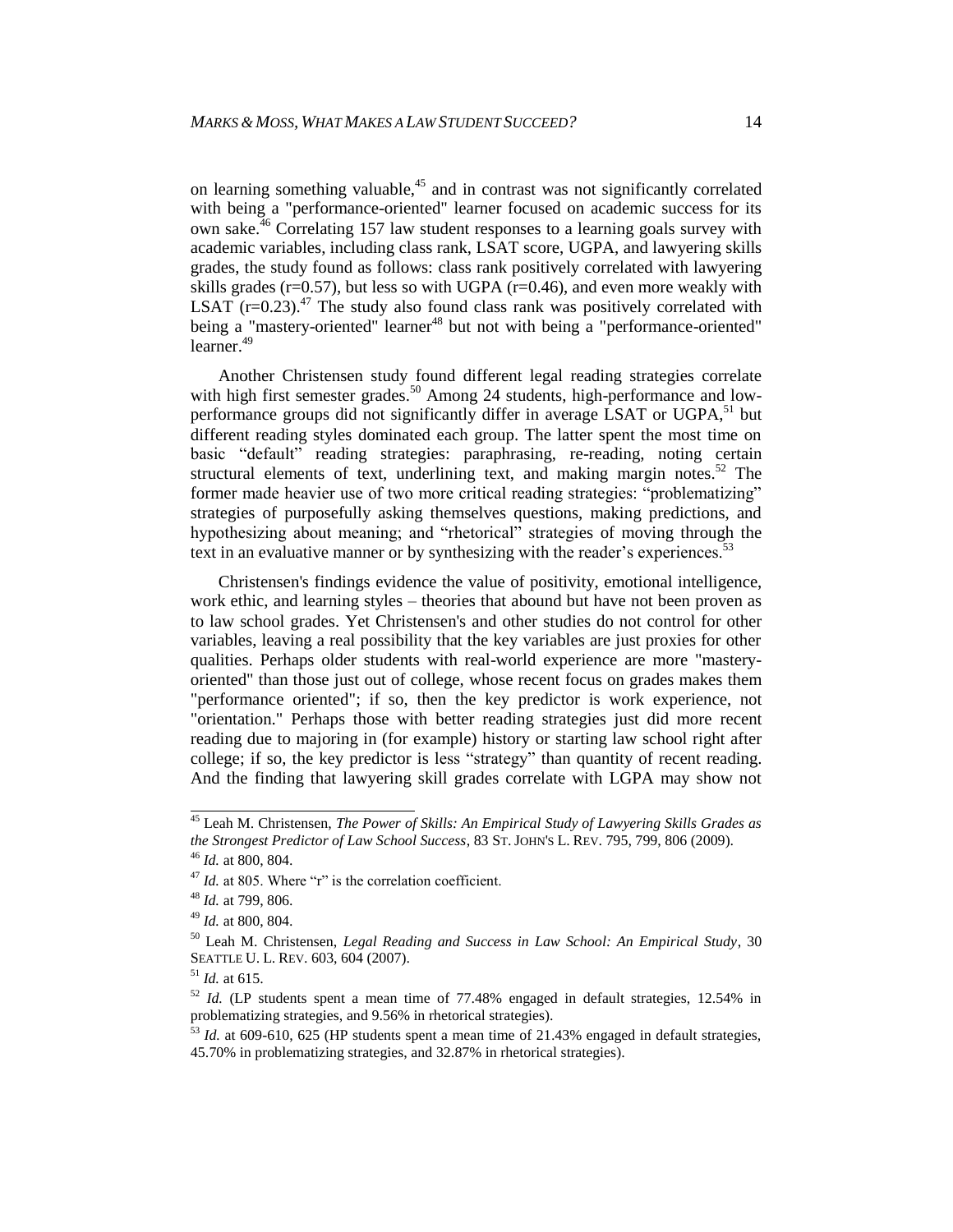on learning something valuable,[45] and in contrast was not significantly correlated with being a "performance-oriented" learner focused on academic success for its own sake.[46] Correlating 157 law student responses to a learning goals survey with academic variables, including class rank, LSAT score, UGPA, and lawyering skills grades, the study found as follows: class rank positively correlated with lawyering skills grades ($r=0.57$), but less so with UGPA ($r=0.46$), and even more weakly with LSAT ($r=0.23$).[47] The study also found class rank was positively correlated with being a "mastery-oriented" learner[48] but not with being a "performance-oriented" learner.[49]

Another Christensen study found different legal reading strategies correlate with high first semester grades.[50] Among 24 students, high-performance and low-performance groups did not significantly differ in average LSAT or UGPA,[51] but different reading styles dominated each group. The latter spent the most time on basic "default" reading strategies: paraphrasing, re-reading, noting certain structural elements of text, underlining text, and making margin notes.[52] The former made heavier use of two more critical reading strategies: "problematizing" strategies of purposefully asking themselves questions, making predictions, and hypothesizing about meaning; and "rhetorical" strategies of moving through the text in an evaluative manner or by synthesizing with the reader's experiences.[53]

Christensen's findings evidence the value of positivity, emotional intelligence, work ethic, and learning styles – theories that abound but have not been proven as to law school grades. Yet Christensen's and other studies do not control for other variables, leaving a real possibility that the key variables are just proxies for other qualities. Perhaps older students with real-world experience are more "mastery-oriented" than those just out of college, whose recent focus on grades makes them "performance oriented"; if so, then the key predictor is work experience, not "orientation." Perhaps those with better reading strategies just did more recent reading due to majoring in (for example) history or starting law school right after college; if so, the key predictor is less "strategy" than quantity of recent reading. And the finding that lawyering skill grades correlate with LGPA may show not

---

[45] Leah M. Christensen, *The Power of Skills: An Empirical Study of Lawyering Skills Grades as the Strongest Predictor of Law School Success*, 83 ST. JOHN'S L. REV. 795, 799, 806 (2009).

[46] *Id.* at 800, 804.

[47] *Id.* at 805. Where "r" is the correlation coefficient.

[48] *Id.* at 799, 806.

[49] *Id.* at 800, 804.

[50] Leah M. Christensen, *Legal Reading and Success in Law School: An Empirical Study*, 30 SEATTLE U. L. REV. 603, 604 (2007).

[51] *Id.* at 615.

[52] *Id.* (LP students spent a mean time of 77.48% engaged in default strategies, 12.54% in problematizing strategies, and 9.56% in rhetorical strategies).

[53] *Id.* at 609-610, 625 (HP students spent a mean time of 21.43% engaged in default strategies, 45.70% in problematizing strategies, and 32.87% in rhetorical strategies).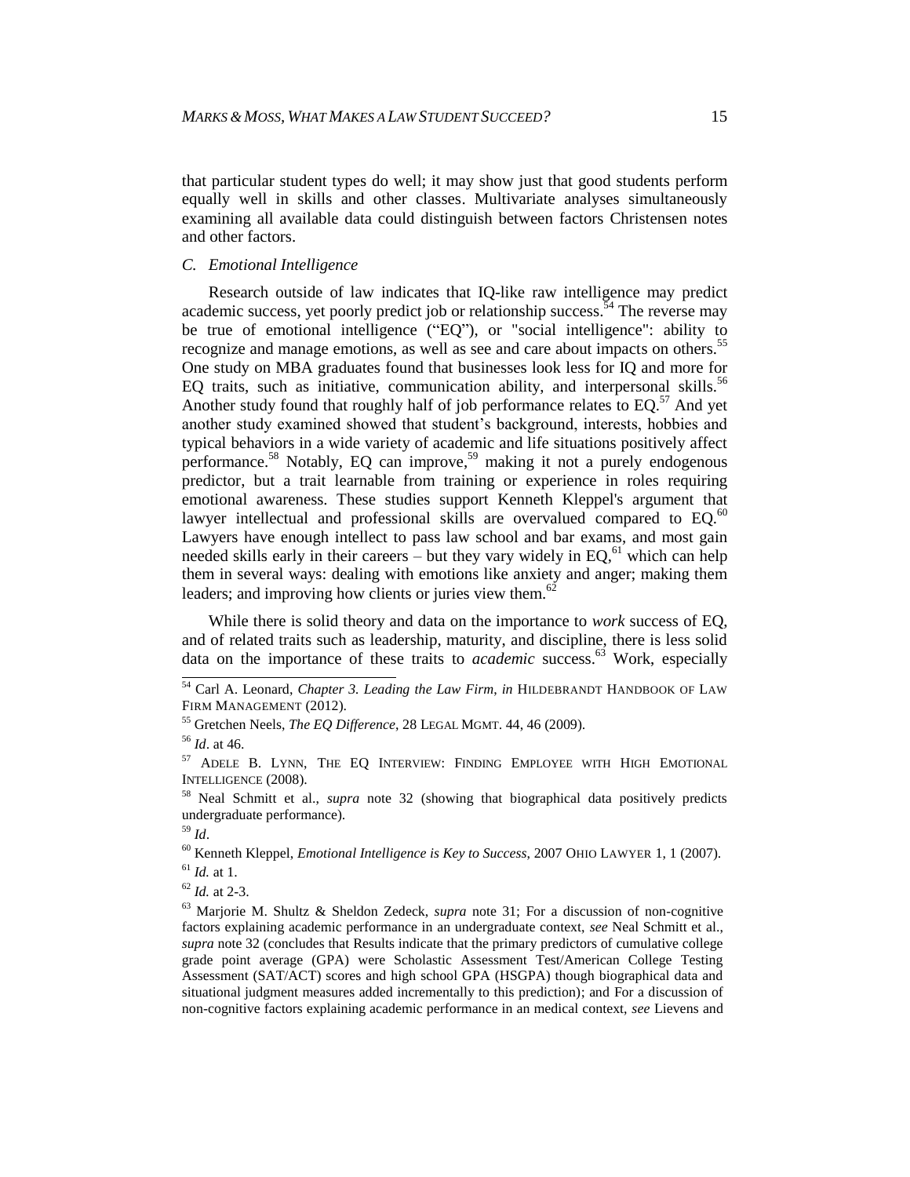that particular student types do well; it may show just that good students perform equally well in skills and other classes. Multivariate analyses simultaneously examining all available data could distinguish between factors Christensen notes and other factors.

### *C. Emotional Intelligence*

Research outside of law indicates that IQ-like raw intelligence may predict academic success, yet poorly predict job or relationship success.[54] The reverse may be true of emotional intelligence ("EQ"), or "social intelligence": ability to recognize and manage emotions, as well as see and care about impacts on others.[55] One study on MBA graduates found that businesses look less for IQ and more for EQ traits, such as initiative, communication ability, and interpersonal skills.[56] Another study found that roughly half of job performance relates to EQ.[57] And yet another study examined showed that student's background, interests, hobbies and typical behaviors in a wide variety of academic and life situations positively affect performance.[58] Notably, EQ can improve,[59] making it not a purely endogenous predictor, but a trait learnable from training or experience in roles requiring emotional awareness. These studies support Kenneth Kleppel's argument that lawyer intellectual and professional skills are overvalued compared to EQ.[60] Lawyers have enough intellect to pass law school and bar exams, and most gain needed skills early in their careers – but they vary widely in EQ,[61] which can help them in several ways: dealing with emotions like anxiety and anger; making them leaders; and improving how clients or juries view them.[62]

While there is solid theory and data on the importance to *work* success of EQ, and of related traits such as leadership, maturity, and discipline, there is less solid data on the importance of these traits to *academic* success.[63] Work, especially

---

[54] Carl A. Leonard, *Chapter 3. Leading the Law Firm*, *in* HILDEBRANDT HANDBOOK OF LAW FIRM MANAGEMENT (2012).

[55] Gretchen Neels, *The EQ Difference*, 28 LEGAL MGMT. 44, 46 (2009).

[56] *Id*. at 46.

[57] ADELE B. LYNN, THE EQ INTERVIEW: FINDING EMPLOYEE WITH HIGH EMOTIONAL INTELLIGENCE (2008).

[58] Neal Schmitt et al., *supra* note 32 (showing that biographical data positively predicts undergraduate performance).

[59] *Id*.

[60] Kenneth Kleppel, *Emotional Intelligence is Key to Success*, 2007 OHIO LAWYER 1, 1 (2007).

[61] *Id.* at 1.

[62] *Id.* at 2-3.

[63] Marjorie M. Shultz & Sheldon Zedeck, *supra* note 31; For a discussion of non-cognitive factors explaining academic performance in an undergraduate context, *see* Neal Schmitt et al., *supra* note 32 (concludes that Results indicate that the primary predictors of cumulative college grade point average (GPA) were Scholastic Assessment Test/American College Testing Assessment (SAT/ACT) scores and high school GPA (HSGPA) though biographical data and situational judgment measures added incrementally to this prediction); and For a discussion of non-cognitive factors explaining academic performance in an medical context, *see* Lievens and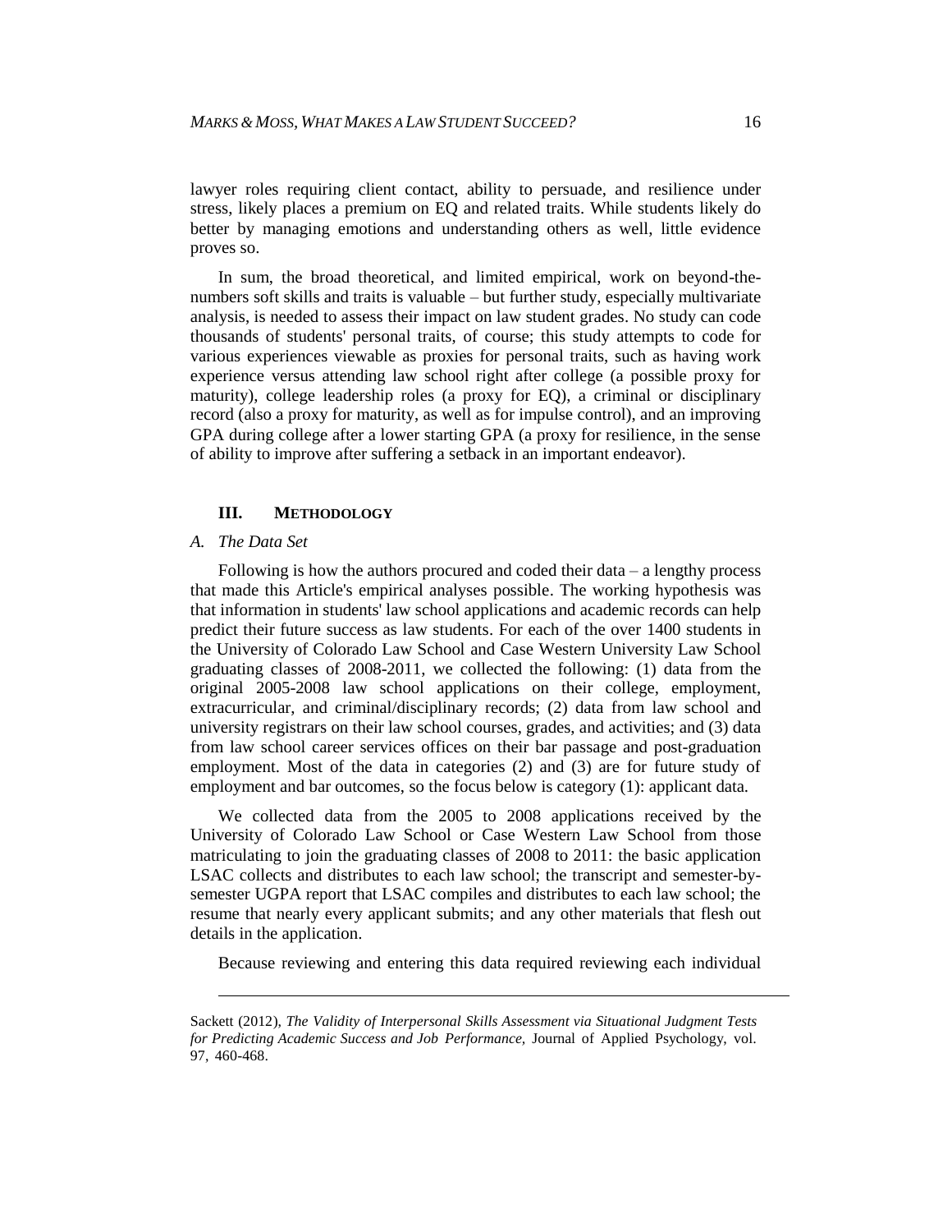lawyer roles requiring client contact, ability to persuade, and resilience under stress, likely places a premium on EQ and related traits. While students likely do better by managing emotions and understanding others as well, little evidence proves so.

In sum, the broad theoretical, and limited empirical, work on beyond-the-numbers soft skills and traits is valuable – but further study, especially multivariate analysis, is needed to assess their impact on law student grades. No study can code thousands of students' personal traits, of course; this study attempts to code for various experiences viewable as proxies for personal traits, such as having work experience versus attending law school right after college (a possible proxy for maturity), college leadership roles (a proxy for EQ), a criminal or disciplinary record (also a proxy for maturity, as well as for impulse control), and an improving GPA during college after a lower starting GPA (a proxy for resilience, in the sense of ability to improve after suffering a setback in an important endeavor).

## III. Methodology

### *A. The Data Set*

Following is how the authors procured and coded their data – a lengthy process that made this Article's empirical analyses possible. The working hypothesis was that information in students' law school applications and academic records can help predict their future success as law students. For each of the over 1400 students in the University of Colorado Law School and Case Western University Law School graduating classes of 2008-2011, we collected the following: (1) data from the original 2005-2008 law school applications on their college, employment, extracurricular, and criminal/disciplinary records; (2) data from law school and university registrars on their law school courses, grades, and activities; and (3) data from law school career services offices on their bar passage and post-graduation employment. Most of the data in categories (2) and (3) are for future study of employment and bar outcomes, so the focus below is category (1): applicant data.

We collected data from the 2005 to 2008 applications received by the University of Colorado Law School or Case Western Law School from those matriculating to join the graduating classes of 2008 to 2011: the basic application LSAC collects and distributes to each law school; the transcript and semester-by-semester UGPA report that LSAC compiles and distributes to each law school; the resume that nearly every applicant submits; and any other materials that flesh out details in the application.

Because reviewing and entering this data required reviewing each individual

---

Sackett (2012), *The Validity of Interpersonal Skills Assessment via Situational Judgment Tests for Predicting Academic Success and Job Performance*, Journal of Applied Psychology, vol. 97, 460-468.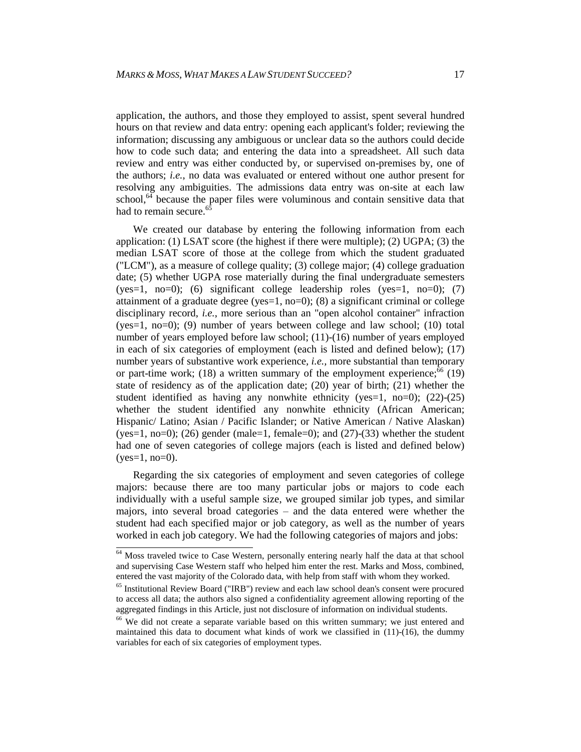application, the authors, and those they employed to assist, spent several hundred hours on that review and data entry: opening each applicant's folder; reviewing the information; discussing any ambiguous or unclear data so the authors could decide how to code such data; and entering the data into a spreadsheet. All such data review and entry was either conducted by, or supervised on-premises by, one of the authors; *i.e.*, no data was evaluated or entered without one author present for resolving any ambiguities. The admissions data entry was on-site at each law school,[64] because the paper files were voluminous and contain sensitive data that had to remain secure.[65]

We created our database by entering the following information from each application: (1) LSAT score (the highest if there were multiple); (2) UGPA; (3) the median LSAT score of those at the college from which the student graduated ("LCM"), as a measure of college quality; (3) college major; (4) college graduation date; (5) whether UGPA rose materially during the final undergraduate semesters (yes=1, no=0); (6) significant college leadership roles (yes=1, no=0); (7) attainment of a graduate degree (yes=1, no=0); (8) a significant criminal or college disciplinary record, *i.e.*, more serious than an "open alcohol container" infraction (yes=1, no=0); (9) number of years between college and law school; (10) total number of years employed before law school; (11)-(16) number of years employed in each of six categories of employment (each is listed and defined below); (17) number years of substantive work experience, *i.e.*, more substantial than temporary or part-time work; (18) a written summary of the employment experience;[66] (19) state of residency as of the application date; (20) year of birth; (21) whether the student identified as having any nonwhite ethnicity (yes=1, no=0); (22)-(25) whether the student identified any nonwhite ethnicity (African American; Hispanic/ Latino; Asian / Pacific Islander; or Native American / Native Alaskan) (yes=1, no=0); (26) gender (male=1, female=0); and (27)-(33) whether the student had one of seven categories of college majors (each is listed and defined below) (yes=1, no=0).

Regarding the six categories of employment and seven categories of college majors: because there are too many particular jobs or majors to code each individually with a useful sample size, we grouped similar job types, and similar majors, into several broad categories – and the data entered were whether the student had each specified major or job category, as well as the number of years worked in each job category. We had the following categories of majors and jobs:

---

[64] Moss traveled twice to Case Western, personally entering nearly half the data at that school and supervising Case Western staff who helped him enter the rest. Marks and Moss, combined, entered the vast majority of the Colorado data, with help from staff with whom they worked.

[65] Institutional Review Board ("IRB") review and each law school dean's consent were procured to access all data; the authors also signed a confidentiality agreement allowing reporting of the aggregated findings in this Article, just not disclosure of information on individual students.

[66] We did not create a separate variable based on this written summary; we just entered and maintained this data to document what kinds of work we classified in (11)-(16), the dummy variables for each of six categories of employment types.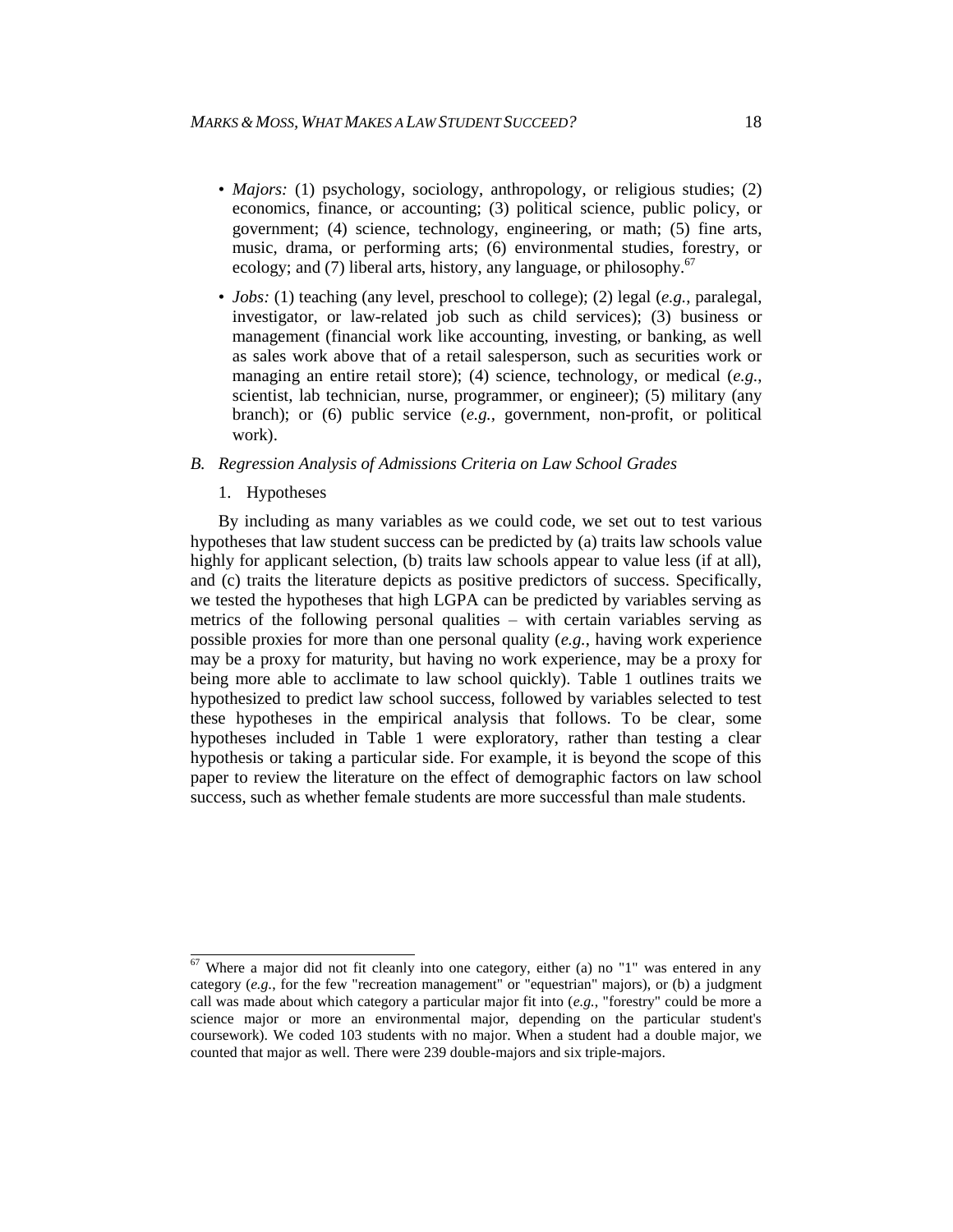- *Majors:* (1) psychology, sociology, anthropology, or religious studies; (2) economics, finance, or accounting; (3) political science, public policy, or government; (4) science, technology, engineering, or math; (5) fine arts, music, drama, or performing arts; (6) environmental studies, forestry, or ecology; and (7) liberal arts, history, any language, or philosophy.[67]

- *Jobs:* (1) teaching (any level, preschool to college); (2) legal (*e.g.*, paralegal, investigator, or law-related job such as child services); (3) business or management (financial work like accounting, investing, or banking, as well as sales work above that of a retail salesperson, such as securities work or managing an entire retail store); (4) science, technology, or medical (*e.g.*, scientist, lab technician, nurse, programmer, or engineer); (5) military (any branch); or (6) public service (*e.g.*, government, non-profit, or political work).

### *B. Regression Analysis of Admissions Criteria on Law School Grades*

#### 1. Hypotheses

By including as many variables as we could code, we set out to test various hypotheses that law student success can be predicted by (a) traits law schools value highly for applicant selection, (b) traits law schools appear to value less (if at all), and (c) traits the literature depicts as positive predictors of success. Specifically, we tested the hypotheses that high LGPA can be predicted by variables serving as metrics of the following personal qualities – with certain variables serving as possible proxies for more than one personal quality (*e.g.*, having work experience may be a proxy for maturity, but having no work experience, may be a proxy for being more able to acclimate to law school quickly). Table 1 outlines traits we hypothesized to predict law school success, followed by variables selected to test these hypotheses in the empirical analysis that follows. To be clear, some hypotheses included in Table 1 were exploratory, rather than testing a clear hypothesis or taking a particular side. For example, it is beyond the scope of this paper to review the literature on the effect of demographic factors on law school success, such as whether female students are more successful than male students.

---

[67] Where a major did not fit cleanly into one category, either (a) no "1" was entered in any category (*e.g.*, for the few "recreation management" or "equestrian" majors), or (b) a judgment call was made about which category a particular major fit into (*e.g.*, "forestry" could be more a science major or more an environmental major, depending on the particular student's coursework). We coded 103 students with no major. When a student had a double major, we counted that major as well. There were 239 double-majors and six triple-majors.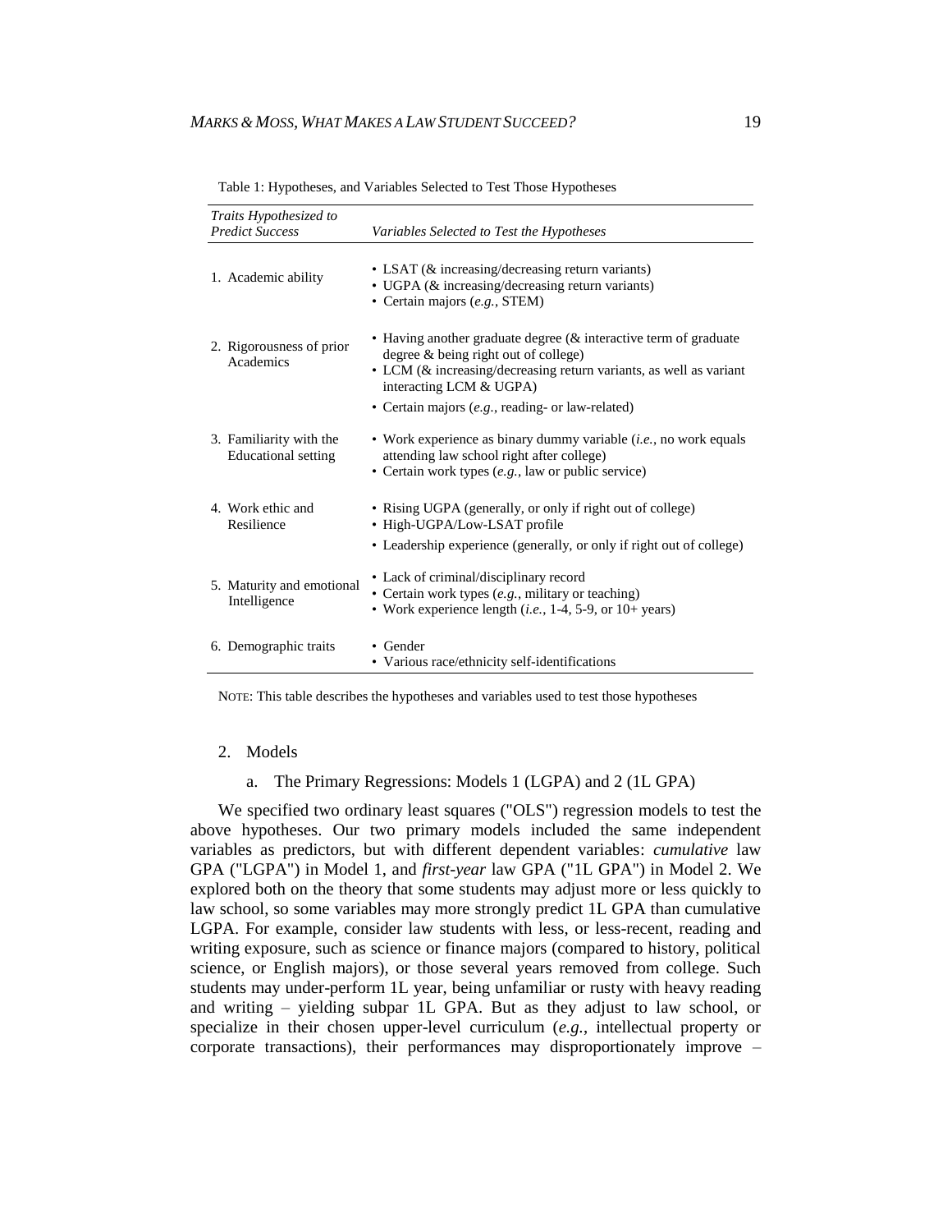Table 1: Hypotheses, and Variables Selected to Test Those Hypotheses

| *Traits Hypothesized to Predict Success* | *Variables Selected to Test the Hypotheses* |
|---|---|
| 1. Academic ability | • LSAT (& increasing/decreasing return variants)<br>• UGPA (& increasing/decreasing return variants)<br>• Certain majors (*e.g.*, STEM) |
| 2. Rigorousness of prior Academics | • Having another graduate degree (& interactive term of graduate degree & being right out of college)<br>• LCM (& increasing/decreasing return variants, as well as variant interacting LCM & UGPA)<br>• Certain majors (*e.g.*, reading- or law-related) |
| 3. Familiarity with the Educational setting | • Work experience as binary dummy variable (*i.e.*, no work equals attending law school right after college)<br>• Certain work types (*e.g.*, law or public service) |
| 4. Work ethic and Resilience | • Rising UGPA (generally, or only if right out of college)<br>• High-UGPA/Low-LSAT profile<br>• Leadership experience (generally, or only if right out of college) |
| 5. Maturity and emotional Intelligence | • Lack of criminal/disciplinary record<br>• Certain work types (*e.g.*, military or teaching)<br>• Work experience length (*i.e.*, 1-4, 5-9, or 10+ years) |
| 6. Demographic traits | • Gender<br>• Various race/ethnicity self-identifications |

NOTE: This table describes the hypotheses and variables used to test those hypotheses

2. Models

a. The Primary Regressions: Models 1 (LGPA) and 2 (1L GPA)

We specified two ordinary least squares ("OLS") regression models to test the above hypotheses. Our two primary models included the same independent variables as predictors, but with different dependent variables: *cumulative* law GPA ("LGPA") in Model 1, and *first-year* law GPA ("1L GPA") in Model 2. We explored both on the theory that some students may adjust more or less quickly to law school, so some variables may more strongly predict 1L GPA than cumulative LGPA. For example, consider law students with less, or less-recent, reading and writing exposure, such as science or finance majors (compared to history, political science, or English majors), or those several years removed from college. Such students may under-perform 1L year, being unfamiliar or rusty with heavy reading and writing – yielding subpar 1L GPA. But as they adjust to law school, or specialize in their chosen upper-level curriculum (*e.g.*, intellectual property or corporate transactions), their performances may disproportionately improve –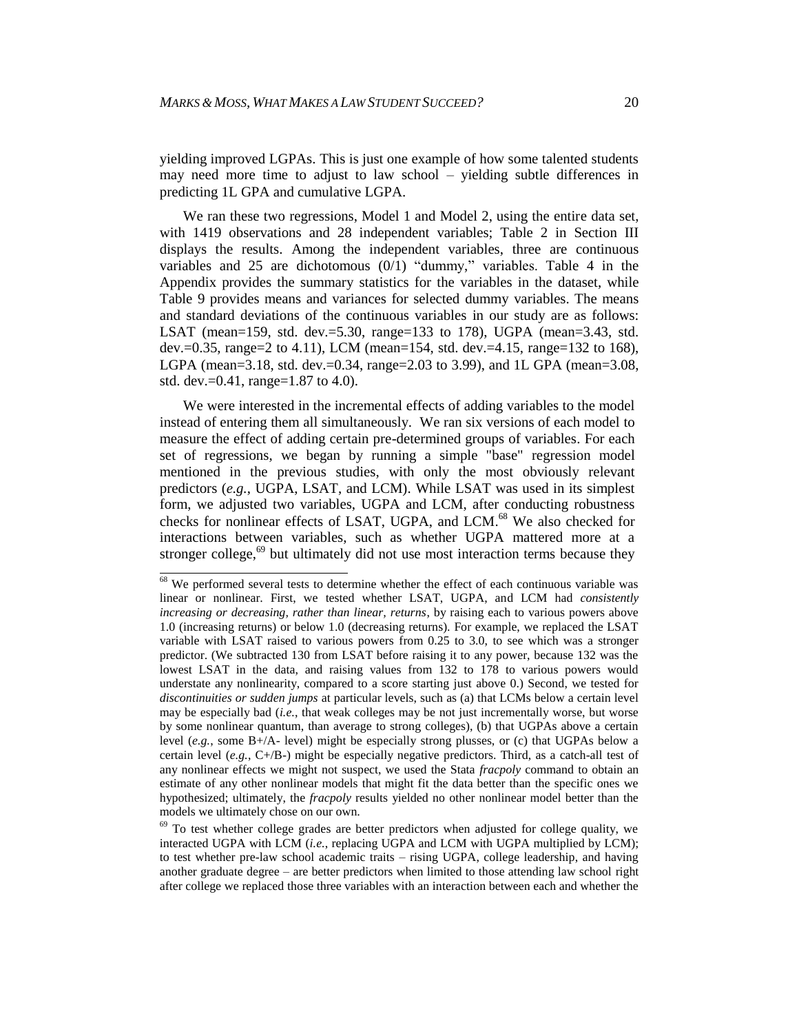yielding improved LGPAs. This is just one example of how some talented students may need more time to adjust to law school – yielding subtle differences in predicting 1L GPA and cumulative LGPA.

We ran these two regressions, Model 1 and Model 2, using the entire data set, with 1419 observations and 28 independent variables; Table 2 in Section III displays the results. Among the independent variables, three are continuous variables and 25 are dichotomous (0/1) "dummy," variables. Table 4 in the Appendix provides the summary statistics for the variables in the dataset, while Table 9 provides means and variances for selected dummy variables. The means and standard deviations of the continuous variables in our study are as follows: LSAT (mean=159, std. dev.=5.30, range=133 to 178), UGPA (mean=3.43, std. dev.=0.35, range=2 to 4.11), LCM (mean=154, std. dev.=4.15, range=132 to 168), LGPA (mean=3.18, std. dev.=0.34, range=2.03 to 3.99), and 1L GPA (mean=3.08, std. dev.=0.41, range=1.87 to 4.0).

We were interested in the incremental effects of adding variables to the model instead of entering them all simultaneously. We ran six versions of each model to measure the effect of adding certain pre-determined groups of variables. For each set of regressions, we began by running a simple "base" regression model mentioned in the previous studies, with only the most obviously relevant predictors (*e.g.*, UGPA, LSAT, and LCM). While LSAT was used in its simplest form, we adjusted two variables, UGPA and LCM, after conducting robustness checks for nonlinear effects of LSAT, UGPA, and LCM.[68] We also checked for interactions between variables, such as whether UGPA mattered more at a stronger college,[69] but ultimately did not use most interaction terms because they

---

[68] We performed several tests to determine whether the effect of each continuous variable was linear or nonlinear. First, we tested whether LSAT, UGPA, and LCM had *consistently increasing or decreasing, rather than linear, returns*, by raising each to various powers above 1.0 (increasing returns) or below 1.0 (decreasing returns). For example, we replaced the LSAT variable with LSAT raised to various powers from 0.25 to 3.0, to see which was a stronger predictor. (We subtracted 130 from LSAT before raising it to any power, because 132 was the lowest LSAT in the data, and raising values from 132 to 178 to various powers would understate any nonlinearity, compared to a score starting just above 0.) Second, we tested for *discontinuities or sudden jumps* at particular levels, such as (a) that LCMs below a certain level may be especially bad (*i.e.*, that weak colleges may be not just incrementally worse, but worse by some nonlinear quantum, than average to strong colleges), (b) that UGPAs above a certain level (*e.g.*, some B+/A- level) might be especially strong plusses, or (c) that UGPAs below a certain level (*e.g.*, C+/B-) might be especially negative predictors. Third, as a catch-all test of any nonlinear effects we might not suspect, we used the Stata *fracpoly* command to obtain an estimate of any other nonlinear models that might fit the data better than the specific ones we hypothesized; ultimately, the *fracpoly* results yielded no other nonlinear model better than the models we ultimately chose on our own.

[69] To test whether college grades are better predictors when adjusted for college quality, we interacted UGPA with LCM (*i.e.*, replacing UGPA and LCM with UGPA multiplied by LCM); to test whether pre-law school academic traits – rising UGPA, college leadership, and having another graduate degree – are better predictors when limited to those attending law school right after college we replaced those three variables with an interaction between each and whether the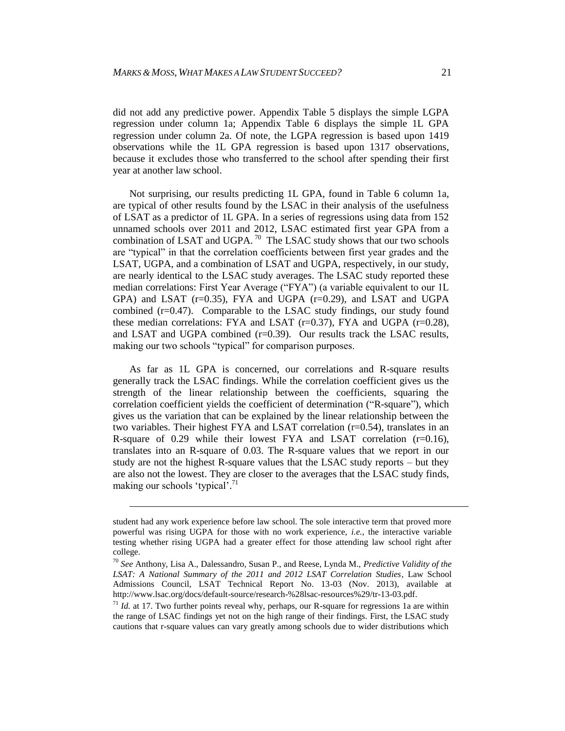did not add any predictive power. Appendix Table 5 displays the simple LGPA regression under column 1a; Appendix Table 6 displays the simple 1L GPA regression under column 2a. Of note, the LGPA regression is based upon 1419 observations while the 1L GPA regression is based upon 1317 observations, because it excludes those who transferred to the school after spending their first year at another law school.

Not surprising, our results predicting 1L GPA, found in Table 6 column 1a, are typical of other results found by the LSAC in their analysis of the usefulness of LSAT as a predictor of 1L GPA. In a series of regressions using data from 152 unnamed schools over 2011 and 2012, LSAC estimated first year GPA from a combination of LSAT and UGPA.[70] The LSAC study shows that our two schools are "typical" in that the correlation coefficients between first year grades and the LSAT, UGPA, and a combination of LSAT and UGPA, respectively, in our study, are nearly identical to the LSAC study averages. The LSAC study reported these median correlations: First Year Average ("FYA") (a variable equivalent to our 1L GPA) and LSAT (r=0.35), FYA and UGPA (r=0.29), and LSAT and UGPA combined (r=0.47). Comparable to the LSAC study findings, our study found these median correlations: FYA and LSAT (r=0.37), FYA and UGPA (r=0.28), and LSAT and UGPA combined (r=0.39). Our results track the LSAC results, making our two schools "typical" for comparison purposes.

As far as 1L GPA is concerned, our correlations and R-square results generally track the LSAC findings. While the correlation coefficient gives us the strength of the linear relationship between the coefficients, squaring the correlation coefficient yields the coefficient of determination ("R-square"), which gives us the variation that can be explained by the linear relationship between the two variables. Their highest FYA and LSAT correlation (r=0.54), translates in an R-square of 0.29 while their lowest FYA and LSAT correlation (r=0.16), translates into an R-square of 0.03. The R-square values that we report in our study are not the highest R-square values that the LSAC study reports – but they are also not the lowest. They are closer to the averages that the LSAC study finds, making our schools 'typical'.[71]

---

student had any work experience before law school. The sole interactive term that proved more powerful was rising UGPA for those with no work experience, *i.e.*, the interactive variable testing whether rising UGPA had a greater effect for those attending law school right after college.

[70] *See* Anthony, Lisa A., Dalessandro, Susan P., and Reese, Lynda M., *Predictive Validity of the LSAT: A National Summary of the 2011 and 2012 LSAT Correlation Studies*, Law School Admissions Council, LSAT Technical Report No. 13-03 (Nov. 2013), available at http://www.lsac.org/docs/default-source/research-%28lsac-resources%29/tr-13-03.pdf.

[71] *Id.* at 17. Two further points reveal why, perhaps, our R-square for regressions 1a are within the range of LSAC findings yet not on the high range of their findings. First, the LSAC study cautions that r-square values can vary greatly among schools due to wider distributions which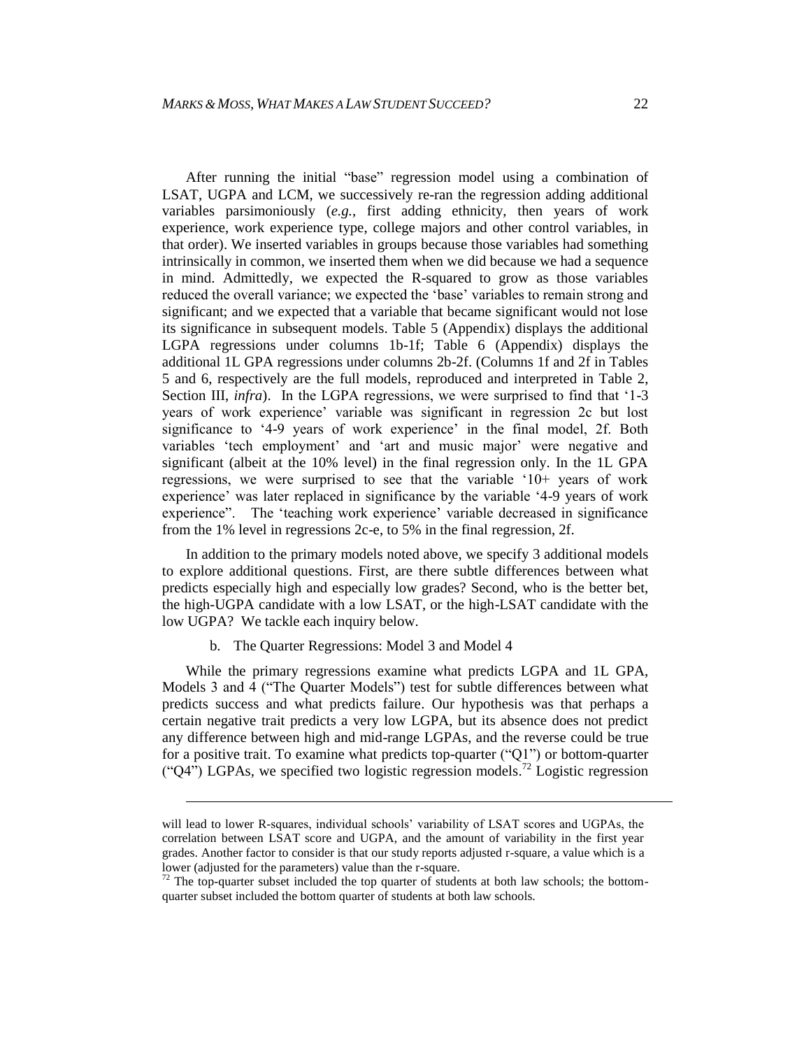After running the initial "base" regression model using a combination of LSAT, UGPA and LCM, we successively re-ran the regression adding additional variables parsimoniously (*e.g.*, first adding ethnicity, then years of work experience, work experience type, college majors and other control variables, in that order). We inserted variables in groups because those variables had something intrinsically in common, we inserted them when we did because we had a sequence in mind. Admittedly, we expected the R-squared to grow as those variables reduced the overall variance; we expected the 'base' variables to remain strong and significant; and we expected that a variable that became significant would not lose its significance in subsequent models. Table 5 (Appendix) displays the additional LGPA regressions under columns 1b-1f; Table 6 (Appendix) displays the additional 1L GPA regressions under columns 2b-2f. (Columns 1f and 2f in Tables 5 and 6, respectively are the full models, reproduced and interpreted in Table 2, Section III, *infra*). In the LGPA regressions, we were surprised to find that '1-3 years of work experience' variable was significant in regression 2c but lost significance to '4-9 years of work experience' in the final model, 2f. Both variables 'tech employment' and 'art and music major' were negative and significant (albeit at the 10% level) in the final regression only. In the 1L GPA regressions, we were surprised to see that the variable '10+ years of work experience' was later replaced in significance by the variable '4-9 years of work experience". The 'teaching work experience' variable decreased in significance from the 1% level in regressions 2c-e, to 5% in the final regression, 2f.

In addition to the primary models noted above, we specify 3 additional models to explore additional questions. First, are there subtle differences between what predicts especially high and especially low grades? Second, who is the better bet, the high-UGPA candidate with a low LSAT, or the high-LSAT candidate with the low UGPA? We tackle each inquiry below.

b. The Quarter Regressions: Model 3 and Model 4

While the primary regressions examine what predicts LGPA and 1L GPA, Models 3 and 4 ("The Quarter Models") test for subtle differences between what predicts success and what predicts failure. Our hypothesis was that perhaps a certain negative trait predicts a very low LGPA, but its absence does not predict any difference between high and mid-range LGPAs, and the reverse could be true for a positive trait. To examine what predicts top-quarter ("Q1") or bottom-quarter ("Q4") LGPAs, we specified two logistic regression models.[72] Logistic regression

---

will lead to lower R-squares, individual schools' variability of LSAT scores and UGPAs, the correlation between LSAT score and UGPA, and the amount of variability in the first year grades. Another factor to consider is that our study reports adjusted r-square, a value which is a lower (adjusted for the parameters) value than the r-square.

[72] The top-quarter subset included the top quarter of students at both law schools; the bottom-quarter subset included the bottom quarter of students at both law schools.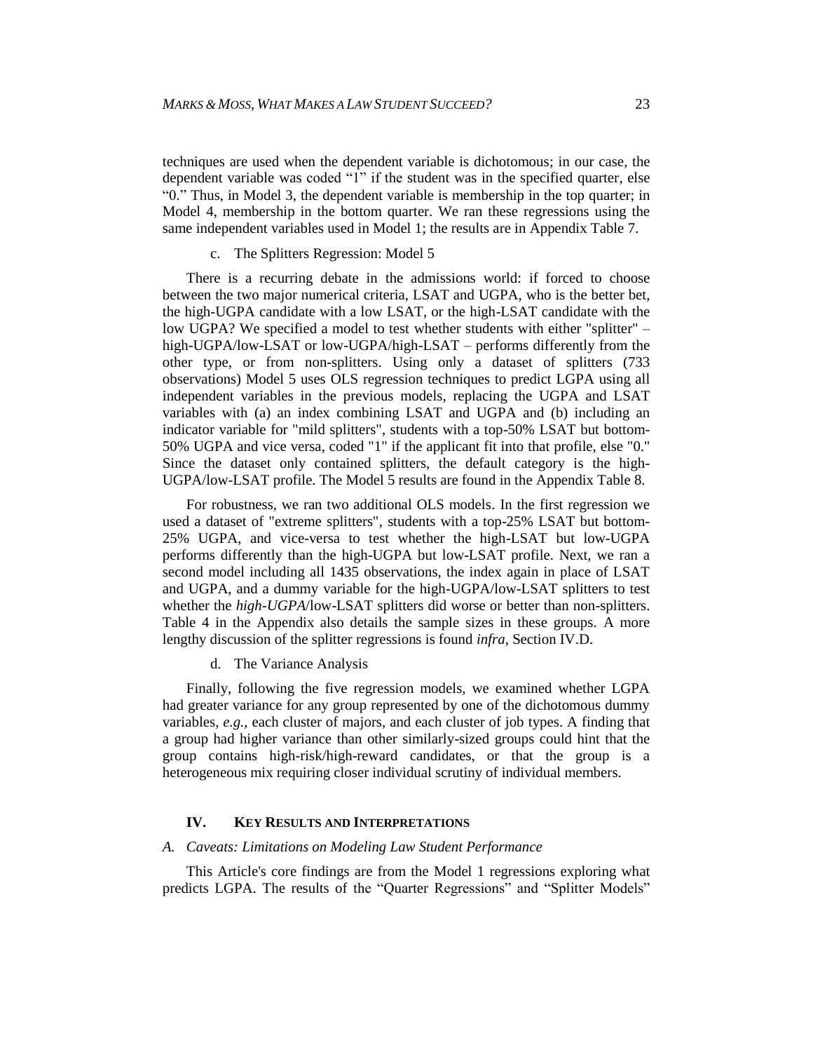techniques are used when the dependent variable is dichotomous; in our case, the dependent variable was coded "1" if the student was in the specified quarter, else "0." Thus, in Model 3, the dependent variable is membership in the top quarter; in Model 4, membership in the bottom quarter. We ran these regressions using the same independent variables used in Model 1; the results are in Appendix Table 7.

#### c. The Splitters Regression: Model 5

There is a recurring debate in the admissions world: if forced to choose between the two major numerical criteria, LSAT and UGPA, who is the better bet, the high-UGPA candidate with a low LSAT, or the high-LSAT candidate with the low UGPA? We specified a model to test whether students with either "splitter" – high-UGPA/low-LSAT or low-UGPA/high-LSAT – performs differently from the other type, or from non-splitters. Using only a dataset of splitters (733 observations) Model 5 uses OLS regression techniques to predict LGPA using all independent variables in the previous models, replacing the UGPA and LSAT variables with (a) an index combining LSAT and UGPA and (b) including an indicator variable for "mild splitters", students with a top-50% LSAT but bottom-50% UGPA and vice versa, coded "1" if the applicant fit into that profile, else "0." Since the dataset only contained splitters, the default category is the high-UGPA/low-LSAT profile. The Model 5 results are found in the Appendix Table 8.

For robustness, we ran two additional OLS models. In the first regression we used a dataset of "extreme splitters", students with a top-25% LSAT but bottom-25% UGPA, and vice-versa to test whether the high-LSAT but low-UGPA performs differently than the high-UGPA but low-LSAT profile. Next, we ran a second model including all 1435 observations, the index again in place of LSAT and UGPA, and a dummy variable for the high-UGPA/low-LSAT splitters to test whether the *high-UGPA*/low-LSAT splitters did worse or better than non-splitters. Table 4 in the Appendix also details the sample sizes in these groups. A more lengthy discussion of the splitter regressions is found *infra*, Section IV.D.

#### d. The Variance Analysis

Finally, following the five regression models, we examined whether LGPA had greater variance for any group represented by one of the dichotomous dummy variables, *e.g.*, each cluster of majors, and each cluster of job types. A finding that a group had higher variance than other similarly-sized groups could hint that the group contains high-risk/high-reward candidates, or that the group is a heterogeneous mix requiring closer individual scrutiny of individual members.

## IV. KEY RESULTS AND INTERPRETATIONS

### A. *Caveats: Limitations on Modeling Law Student Performance*

This Article's core findings are from the Model 1 regressions exploring what predicts LGPA. The results of the "Quarter Regressions" and "Splitter Models"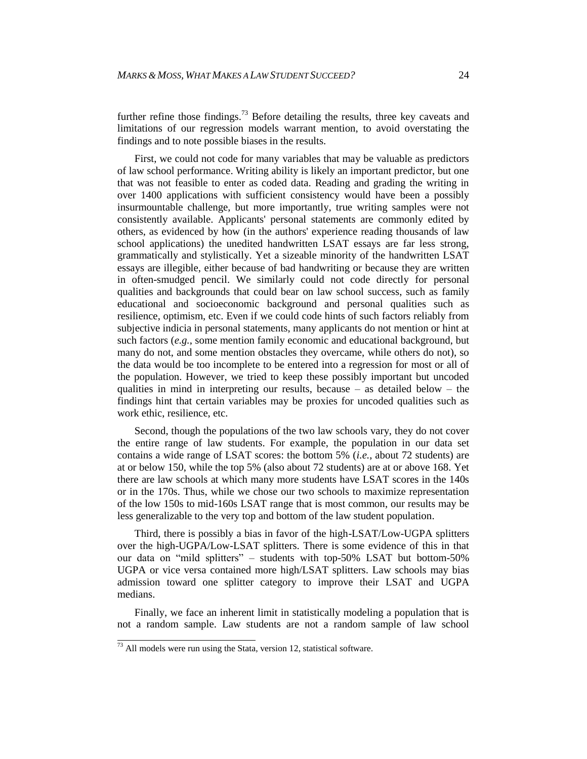further refine those findings.[73] Before detailing the results, three key caveats and limitations of our regression models warrant mention, to avoid overstating the findings and to note possible biases in the results.

First, we could not code for many variables that may be valuable as predictors of law school performance. Writing ability is likely an important predictor, but one that was not feasible to enter as coded data. Reading and grading the writing in over 1400 applications with sufficient consistency would have been a possibly insurmountable challenge, but more importantly, true writing samples were not consistently available. Applicants' personal statements are commonly edited by others, as evidenced by how (in the authors' experience reading thousands of law school applications) the unedited handwritten LSAT essays are far less strong, grammatically and stylistically. Yet a sizeable minority of the handwritten LSAT essays are illegible, either because of bad handwriting or because they are written in often-smudged pencil. We similarly could not code directly for personal qualities and backgrounds that could bear on law school success, such as family educational and socioeconomic background and personal qualities such as resilience, optimism, etc. Even if we could code hints of such factors reliably from subjective indicia in personal statements, many applicants do not mention or hint at such factors (*e.g.*, some mention family economic and educational background, but many do not, and some mention obstacles they overcame, while others do not), so the data would be too incomplete to be entered into a regression for most or all of the population. However, we tried to keep these possibly important but uncoded qualities in mind in interpreting our results, because – as detailed below – the findings hint that certain variables may be proxies for uncoded qualities such as work ethic, resilience, etc.

Second, though the populations of the two law schools vary, they do not cover the entire range of law students. For example, the population in our data set contains a wide range of LSAT scores: the bottom 5% (*i.e.*, about 72 students) are at or below 150, while the top 5% (also about 72 students) are at or above 168. Yet there are law schools at which many more students have LSAT scores in the 140s or in the 170s. Thus, while we chose our two schools to maximize representation of the low 150s to mid-160s LSAT range that is most common, our results may be less generalizable to the very top and bottom of the law student population.

Third, there is possibly a bias in favor of the high-LSAT/Low-UGPA splitters over the high-UGPA/Low-LSAT splitters. There is some evidence of this in that our data on "mild splitters" – students with top-50% LSAT but bottom-50% UGPA or vice versa contained more high/LSAT splitters. Law schools may bias admission toward one splitter category to improve their LSAT and UGPA medians.

Finally, we face an inherent limit in statistically modeling a population that is not a random sample. Law students are not a random sample of law school

---

[73] All models were run using the Stata, version 12, statistical software.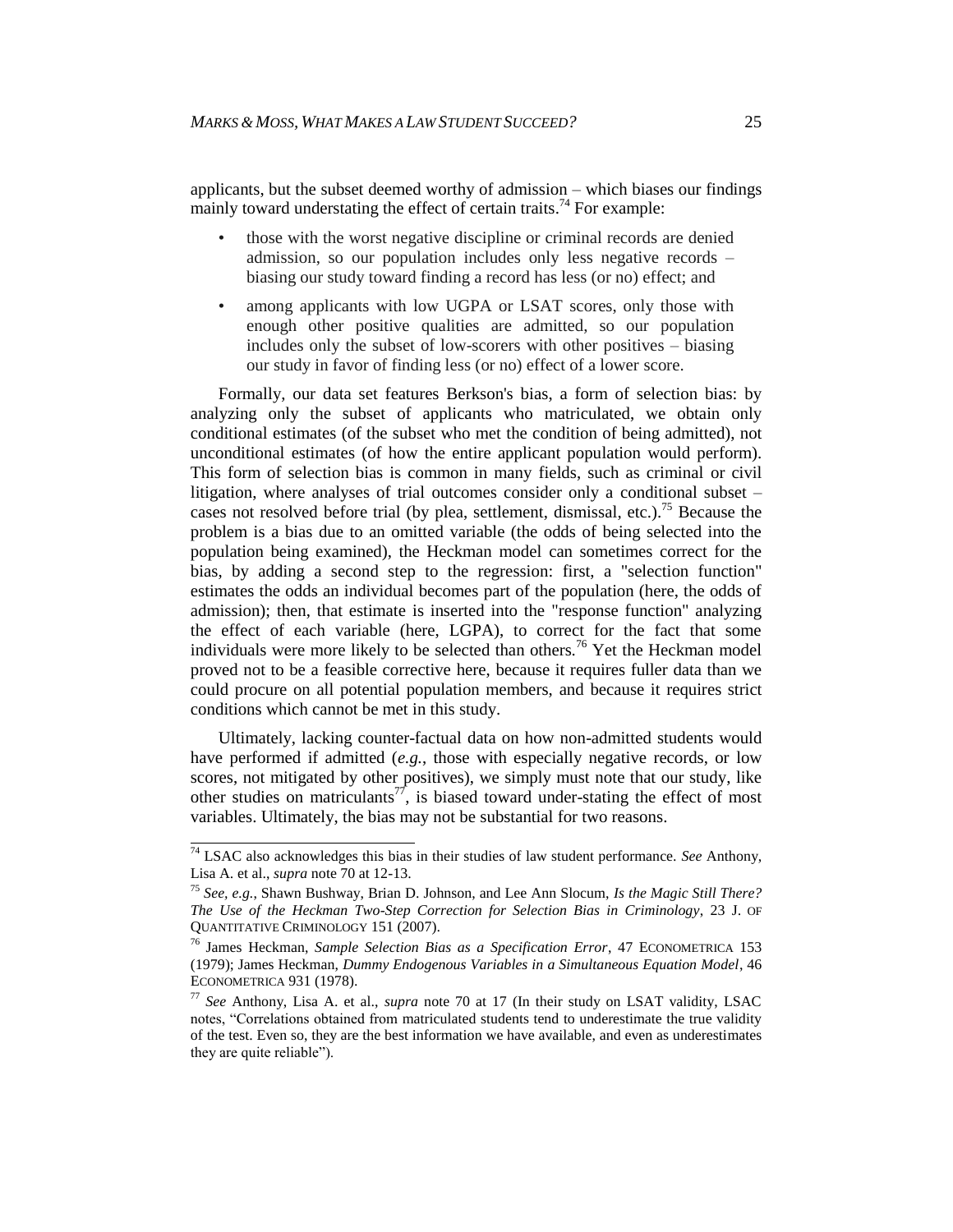applicants, but the subset deemed worthy of admission – which biases our findings mainly toward understating the effect of certain traits.[74] For example:

- those with the worst negative discipline or criminal records are denied admission, so our population includes only less negative records – biasing our study toward finding a record has less (or no) effect; and
- among applicants with low UGPA or LSAT scores, only those with enough other positive qualities are admitted, so our population includes only the subset of low-scorers with other positives – biasing our study in favor of finding less (or no) effect of a lower score.

Formally, our data set features Berkson's bias, a form of selection bias: by analyzing only the subset of applicants who matriculated, we obtain only conditional estimates (of the subset who met the condition of being admitted), not unconditional estimates (of how the entire applicant population would perform). This form of selection bias is common in many fields, such as criminal or civil litigation, where analyses of trial outcomes consider only a conditional subset – cases not resolved before trial (by plea, settlement, dismissal, etc.).[75] Because the problem is a bias due to an omitted variable (the odds of being selected into the population being examined), the Heckman model can sometimes correct for the bias, by adding a second step to the regression: first, a "selection function" estimates the odds an individual becomes part of the population (here, the odds of admission); then, that estimate is inserted into the "response function" analyzing the effect of each variable (here, LGPA), to correct for the fact that some individuals were more likely to be selected than others.[76] Yet the Heckman model proved not to be a feasible corrective here, because it requires fuller data than we could procure on all potential population members, and because it requires strict conditions which cannot be met in this study.

Ultimately, lacking counter-factual data on how non-admitted students would have performed if admitted (*e.g.*, those with especially negative records, or low scores, not mitigated by other positives), we simply must note that our study, like other studies on matriculants[77], is biased toward under-stating the effect of most variables. Ultimately, the bias may not be substantial for two reasons.

---

[74] LSAC also acknowledges this bias in their studies of law student performance. *See* Anthony, Lisa A. et al., *supra* note 70 at 12-13.

[75] *See, e.g.*, Shawn Bushway, Brian D. Johnson, and Lee Ann Slocum, *Is the Magic Still There? The Use of the Heckman Two-Step Correction for Selection Bias in Criminology*, 23 J. OF QUANTITATIVE CRIMINOLOGY 151 (2007).

[76] James Heckman, *Sample Selection Bias as a Specification Error*, 47 ECONOMETRICA 153 (1979); James Heckman, *Dummy Endogenous Variables in a Simultaneous Equation Model*, 46 ECONOMETRICA 931 (1978).

[77] *See* Anthony, Lisa A. et al., *supra* note 70 at 17 (In their study on LSAT validity, LSAC notes, "Correlations obtained from matriculated students tend to underestimate the true validity of the test. Even so, they are the best information we have available, and even as underestimates they are quite reliable").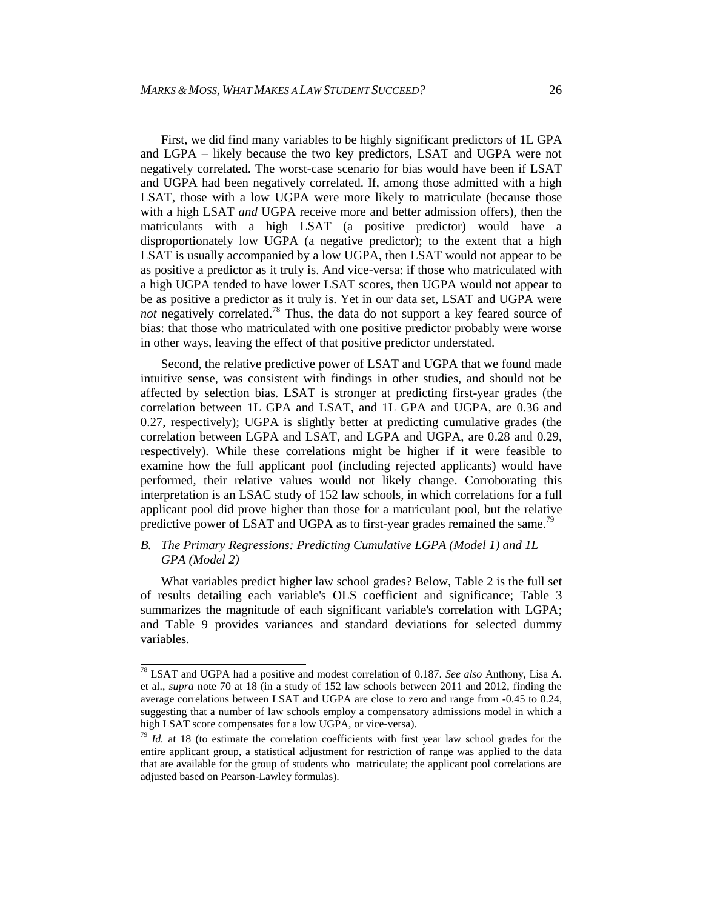First, we did find many variables to be highly significant predictors of 1L GPA and LGPA – likely because the two key predictors, LSAT and UGPA were not negatively correlated. The worst-case scenario for bias would have been if LSAT and UGPA had been negatively correlated. If, among those admitted with a high LSAT, those with a low UGPA were more likely to matriculate (because those with a high LSAT *and* UGPA receive more and better admission offers), then the matriculants with a high LSAT (a positive predictor) would have a disproportionately low UGPA (a negative predictor); to the extent that a high LSAT is usually accompanied by a low UGPA, then LSAT would not appear to be as positive a predictor as it truly is. And vice-versa: if those who matriculated with a high UGPA tended to have lower LSAT scores, then UGPA would not appear to be as positive a predictor as it truly is. Yet in our data set, LSAT and UGPA were *not* negatively correlated.[78] Thus, the data do not support a key feared source of bias: that those who matriculated with one positive predictor probably were worse in other ways, leaving the effect of that positive predictor understated.

Second, the relative predictive power of LSAT and UGPA that we found made intuitive sense, was consistent with findings in other studies, and should not be affected by selection bias. LSAT is stronger at predicting first-year grades (the correlation between 1L GPA and LSAT, and 1L GPA and UGPA, are 0.36 and 0.27, respectively); UGPA is slightly better at predicting cumulative grades (the correlation between LGPA and LSAT, and LGPA and UGPA, are 0.28 and 0.29, respectively). While these correlations might be higher if it were feasible to examine how the full applicant pool (including rejected applicants) would have performed, their relative values would not likely change. Corroborating this interpretation is an LSAC study of 152 law schools, in which correlations for a full applicant pool did prove higher than those for a matriculant pool, but the relative predictive power of LSAT and UGPA as to first-year grades remained the same.[79]

### *B. The Primary Regressions: Predicting Cumulative LGPA (Model 1) and 1L GPA (Model 2)*

What variables predict higher law school grades? Below, Table 2 is the full set of results detailing each variable's OLS coefficient and significance; Table 3 summarizes the magnitude of each significant variable's correlation with LGPA; and Table 9 provides variances and standard deviations for selected dummy variables.

---

[78] LSAT and UGPA had a positive and modest correlation of 0.187. *See also* Anthony, Lisa A. et al., *supra* note 70 at 18 (in a study of 152 law schools between 2011 and 2012, finding the average correlations between LSAT and UGPA are close to zero and range from -0.45 to 0.24, suggesting that a number of law schools employ a compensatory admissions model in which a high LSAT score compensates for a low UGPA, or vice-versa).

[79] *Id.* at 18 (to estimate the correlation coefficients with first year law school grades for the entire applicant group, a statistical adjustment for restriction of range was applied to the data that are available for the group of students who matriculate; the applicant pool correlations are adjusted based on Pearson-Lawley formulas).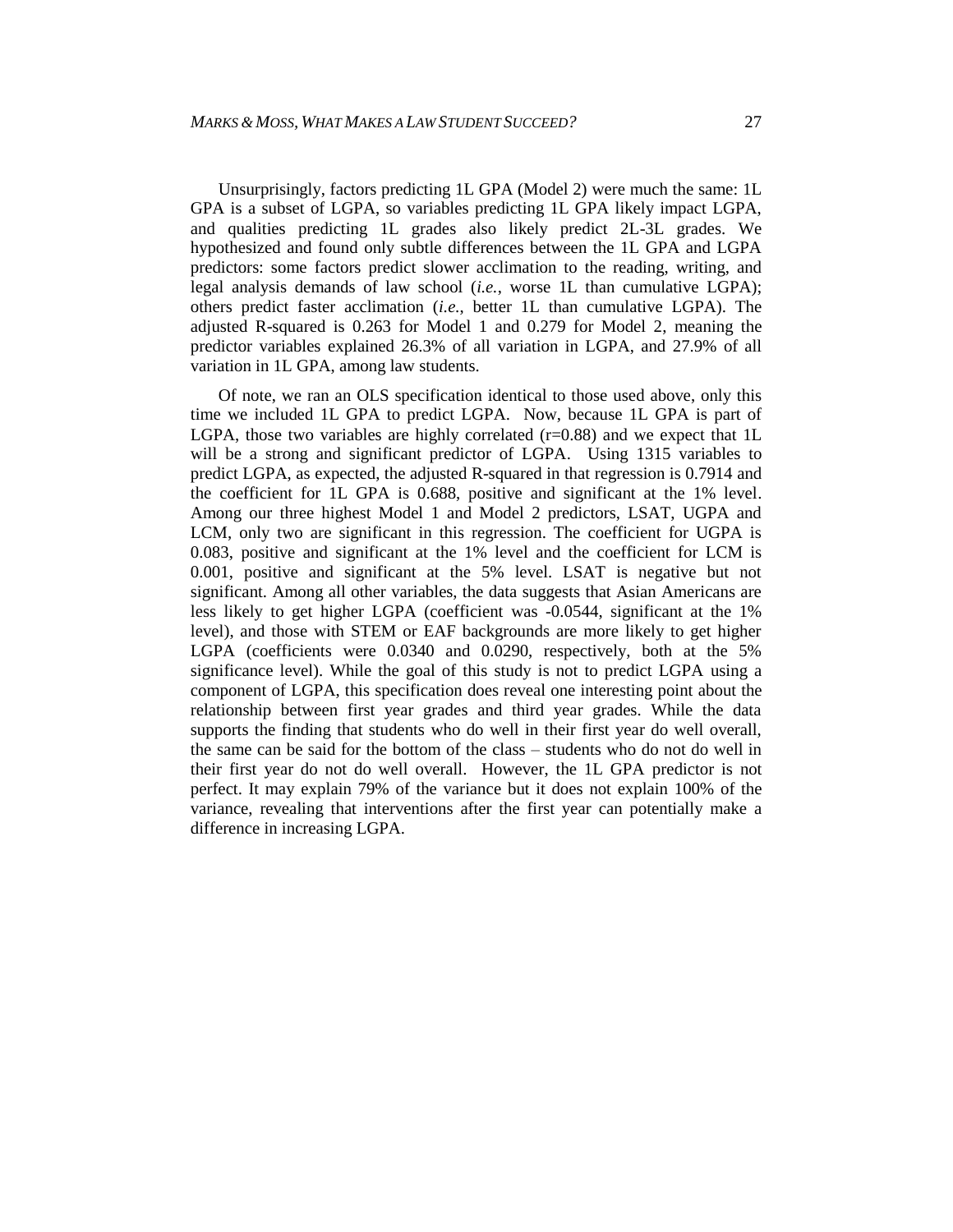Unsurprisingly, factors predicting 1L GPA (Model 2) were much the same: 1L GPA is a subset of LGPA, so variables predicting 1L GPA likely impact LGPA, and qualities predicting 1L grades also likely predict 2L-3L grades. We hypothesized and found only subtle differences between the 1L GPA and LGPA predictors: some factors predict slower acclimation to the reading, writing, and legal analysis demands of law school (*i.e.*, worse 1L than cumulative LGPA); others predict faster acclimation (*i.e.*, better 1L than cumulative LGPA). The adjusted R-squared is 0.263 for Model 1 and 0.279 for Model 2, meaning the predictor variables explained 26.3% of all variation in LGPA, and 27.9% of all variation in 1L GPA, among law students.

Of note, we ran an OLS specification identical to those used above, only this time we included 1L GPA to predict LGPA. Now, because 1L GPA is part of LGPA, those two variables are highly correlated (r=0.88) and we expect that 1L will be a strong and significant predictor of LGPA. Using 1315 variables to predict LGPA, as expected, the adjusted R-squared in that regression is 0.7914 and the coefficient for 1L GPA is 0.688, positive and significant at the 1% level. Among our three highest Model 1 and Model 2 predictors, LSAT, UGPA and LCM, only two are significant in this regression. The coefficient for UGPA is 0.083, positive and significant at the 1% level and the coefficient for LCM is 0.001, positive and significant at the 5% level. LSAT is negative but not significant. Among all other variables, the data suggests that Asian Americans are less likely to get higher LGPA (coefficient was -0.0544, significant at the 1% level), and those with STEM or EAF backgrounds are more likely to get higher LGPA (coefficients were 0.0340 and 0.0290, respectively, both at the 5% significance level). While the goal of this study is not to predict LGPA using a component of LGPA, this specification does reveal one interesting point about the relationship between first year grades and third year grades. While the data supports the finding that students who do well in their first year do well overall, the same can be said for the bottom of the class – students who do not do well in their first year do not do well overall. However, the 1L GPA predictor is not perfect. It may explain 79% of the variance but it does not explain 100% of the variance, revealing that interventions after the first year can potentially make a difference in increasing LGPA.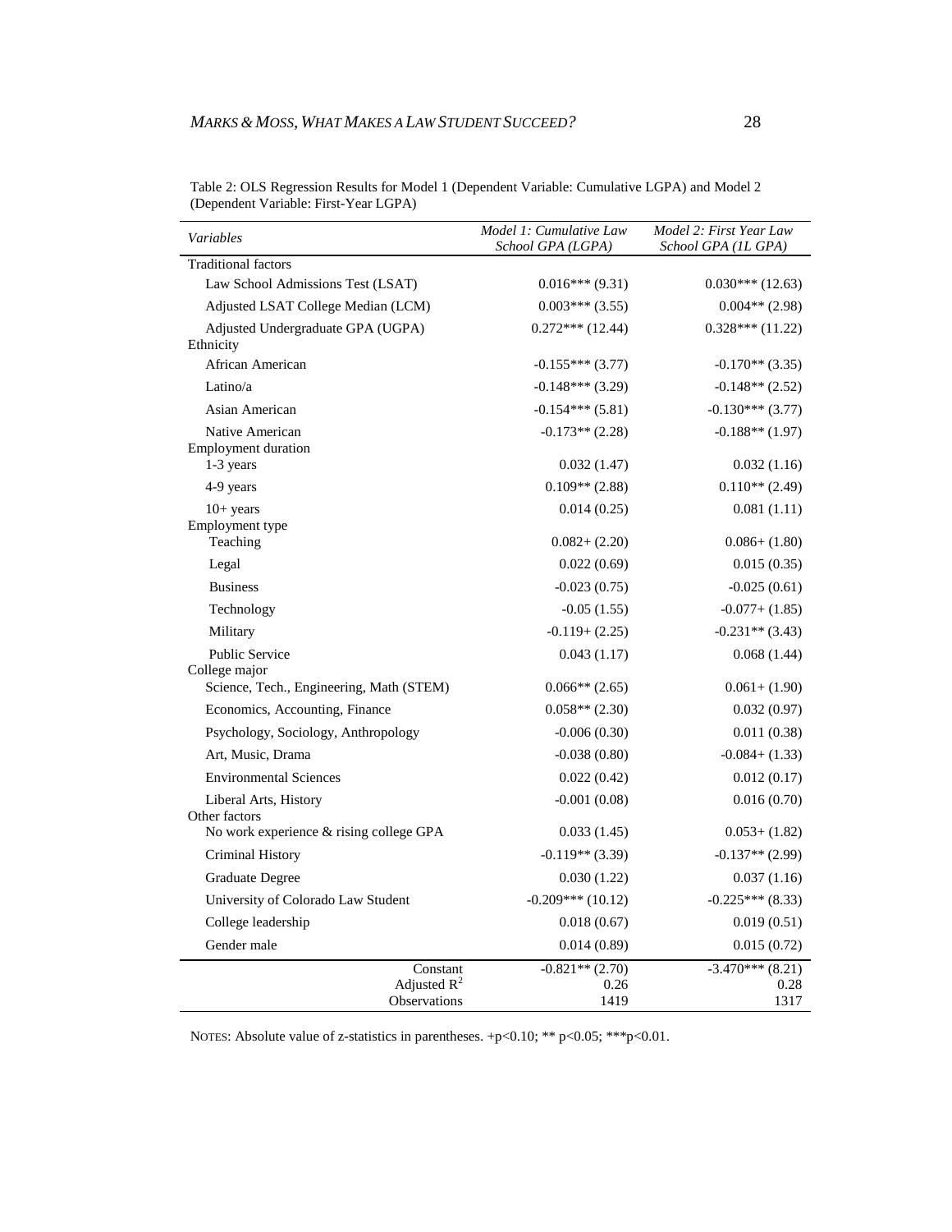Table 2: OLS Regression Results for Model 1 (Dependent Variable: Cumulative LGPA) and Model 2 (Dependent Variable: First-Year LGPA)

| *Variables* | *Model 1: Cumulative Law School GPA (LGPA)* | *Model 2: First Year Law School GPA (1L GPA)* |
|---|---|---|
| Traditional factors | | |
| Law School Admissions Test (LSAT) | 0.016*** (9.31) | 0.030*** (12.63) |
| Adjusted LSAT College Median (LCM) | 0.003*** (3.55) | 0.004** (2.98) |
| Adjusted Undergraduate GPA (UGPA) | 0.272*** (12.44) | 0.328*** (11.22) |
| Ethnicity | | |
| African American | -0.155*** (3.77) | -0.170** (3.35) |
| Latino/a | -0.148*** (3.29) | -0.148** (2.52) |
| Asian American | -0.154*** (5.81) | -0.130*** (3.77) |
| Native American | -0.173** (2.28) | -0.188** (1.97) |
| Employment duration | | |
| 1-3 years | 0.032 (1.47) | 0.032 (1.16) |
| 4-9 years | 0.109** (2.88) | 0.110** (2.49) |
| 10+ years | 0.014 (0.25) | 0.081 (1.11) |
| Employment type | | |
| Teaching | 0.082+ (2.20) | 0.086+ (1.80) |
| Legal | 0.022 (0.69) | 0.015 (0.35) |
| Business | -0.023 (0.75) | -0.025 (0.61) |
| Technology | -0.05 (1.55) | -0.077+ (1.85) |
| Military | -0.119+ (2.25) | -0.231** (3.43) |
| Public Service | 0.043 (1.17) | 0.068 (1.44) |
| College major | | |
| Science, Tech., Engineering, Math (STEM) | 0.066** (2.65) | 0.061+ (1.90) |
| Economics, Accounting, Finance | 0.058** (2.30) | 0.032 (0.97) |
| Psychology, Sociology, Anthropology | -0.006 (0.30) | 0.011 (0.38) |
| Art, Music, Drama | -0.038 (0.80) | -0.084+ (1.33) |
| Environmental Sciences | 0.022 (0.42) | 0.012 (0.17) |
| Liberal Arts, History | -0.001 (0.08) | 0.016 (0.70) |
| Other factors | | |
| No work experience & rising college GPA | 0.033 (1.45) | 0.053+ (1.82) |
| Criminal History | -0.119** (3.39) | -0.137** (2.99) |
| Graduate Degree | 0.030 (1.22) | 0.037 (1.16) |
| University of Colorado Law Student | -0.209*** (10.12) | -0.225*** (8.33) |
| College leadership | 0.018 (0.67) | 0.019 (0.51) |
| Gender male | 0.014 (0.89) | 0.015 (0.72) |
| Constant | -0.821** (2.70) | -3.470*** (8.21) |
| Adjusted $R^2$ | 0.26 | 0.28 |
| Observations | 1419 | 1317 |

NOTES: Absolute value of z-statistics in parentheses. +p<0.10; ** p<0.05; ***p<0.01.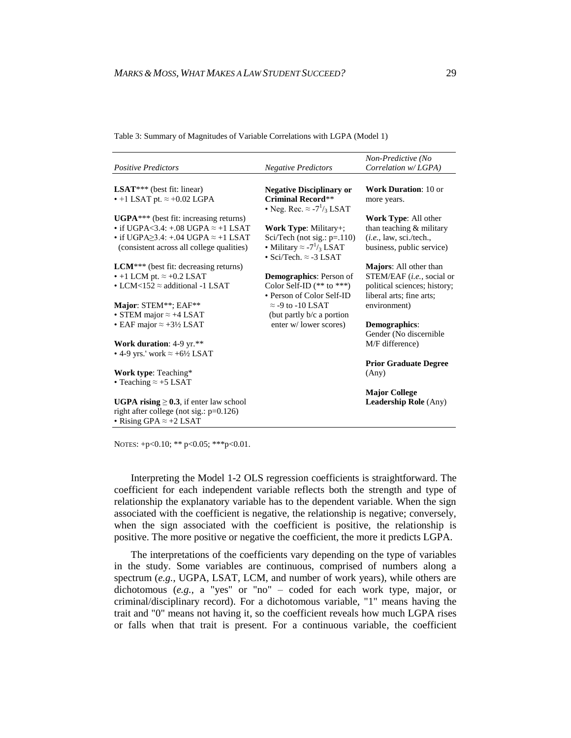Table 3: Summary of Magnitudes of Variable Correlations with LGPA (Model 1)

| *Positive Predictors* | *Negative Predictors* | *Non-Predictive (No Correlation w/ LGPA)* |
|---|---|---|
| **LSAT**\*\*\* (best fit: linear)<br>• +1 LSAT pt. ≈ +0.02 LGPA | **Negative Disciplinary or Criminal Record**\*\*<br>• Neg. Rec. ≈ -7⅓ LSAT | **Work Duration**: 10 or more years. |
| **UGPA**\*\*\* (best fit: increasing returns)<br>• if UGPA<3.4: +.08 UGPA ≈ +1 LSAT<br>• if UGPA≥3.4: +.04 UGPA ≈ +1 LSAT<br>(consistent across all college qualities) | **Work Type**: Military+; Sci/Tech (not sig.: p=.110)<br>• Military ≈ -7⅓ LSAT<br>• Sci/Tech. ≈ -3 LSAT | **Work Type**: All other than teaching & military (*i.e.*, law, sci./tech., business, public service) |
| **LCM**\*\*\* (best fit: decreasing returns)<br>• +1 LCM pt. ≈ +0.2 LSAT<br>• LCM<152 ≈ additional -1 LSAT | **Demographics**: Person of Color Self-ID (\*\* to \*\*\*)<br>• Person of Color Self-ID ≈ -9 to -10 LSAT (but partly b/c a portion enter w/ lower scores) | **Majors**: All other than STEM/EAF (*i.e.*, social or political sciences; history; liberal arts; fine arts; environment) |
| **Major**: STEM\*\*; EAF\*\*<br>• STEM major ≈ +4 LSAT<br>• EAF major ≈ +3½ LSAT | | **Demographics**: Gender (No discernible M/F difference) |
| **Work duration**: 4-9 yr.\*\*<br>• 4-9 yrs.' work ≈ +6½ LSAT | | **Prior Graduate Degree** (Any) |
| **Work type**: Teaching\*<br>• Teaching ≈ +5 LSAT | | **Major College Leadership Role** (Any) |
| **UGPA rising ≥ 0.3**, if enter law school right after college (not sig.: p=0.126)<br>• Rising GPA ≈ +2 LSAT | | |

NOTES: +p<0.10; \*\* p<0.05; \*\*\*p<0.01.

Interpreting the Model 1-2 OLS regression coefficients is straightforward. The coefficient for each independent variable reflects both the strength and type of relationship the explanatory variable has to the dependent variable. When the sign associated with the coefficient is negative, the relationship is negative; conversely, when the sign associated with the coefficient is positive, the relationship is positive. The more positive or negative the coefficient, the more it predicts LGPA.

The interpretations of the coefficients vary depending on the type of variables in the study. Some variables are continuous, comprised of numbers along a spectrum (*e.g.*, UGPA, LSAT, LCM, and number of work years), while others are dichotomous (*e.g.*, a "yes" or "no" – coded for each work type, major, or criminal/disciplinary record). For a dichotomous variable, "1" means having the trait and "0" means not having it, so the coefficient reveals how much LGPA rises or falls when that trait is present. For a continuous variable, the coefficient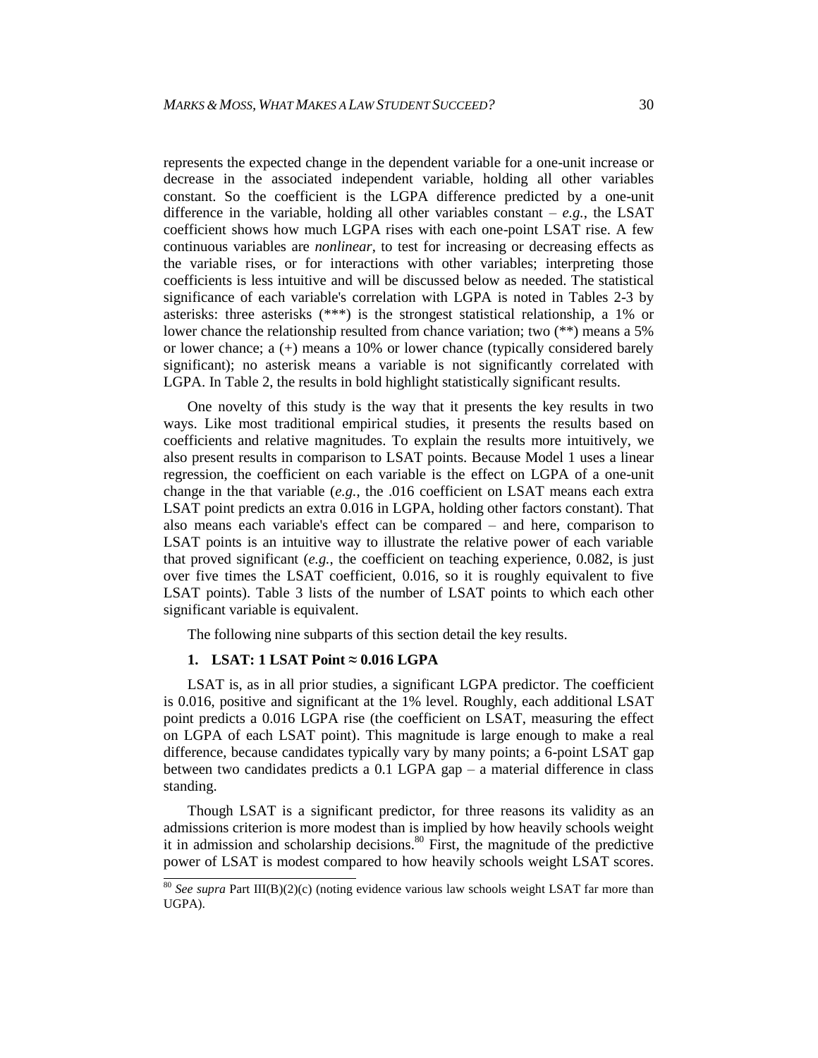represents the expected change in the dependent variable for a one-unit increase or decrease in the associated independent variable, holding all other variables constant. So the coefficient is the LGPA difference predicted by a one-unit difference in the variable, holding all other variables constant – *e.g.*, the LSAT coefficient shows how much LGPA rises with each one-point LSAT rise. A few continuous variables are *nonlinear*, to test for increasing or decreasing effects as the variable rises, or for interactions with other variables; interpreting those coefficients is less intuitive and will be discussed below as needed. The statistical significance of each variable's correlation with LGPA is noted in Tables 2-3 by asterisks: three asterisks (***) is the strongest statistical relationship, a 1% or lower chance the relationship resulted from chance variation; two (**) means a 5% or lower chance; a (+) means a 10% or lower chance (typically considered barely significant); no asterisk means a variable is not significantly correlated with LGPA. In Table 2, the results in bold highlight statistically significant results.

One novelty of this study is the way that it presents the key results in two ways. Like most traditional empirical studies, it presents the results based on coefficients and relative magnitudes. To explain the results more intuitively, we also present results in comparison to LSAT points. Because Model 1 uses a linear regression, the coefficient on each variable is the effect on LGPA of a one-unit change in the that variable (*e.g.*, the .016 coefficient on LSAT means each extra LSAT point predicts an extra 0.016 in LGPA, holding other factors constant). That also means each variable's effect can be compared – and here, comparison to LSAT points is an intuitive way to illustrate the relative power of each variable that proved significant (*e.g.*, the coefficient on teaching experience, 0.082, is just over five times the LSAT coefficient, 0.016, so it is roughly equivalent to five LSAT points). Table 3 lists of the number of LSAT points to which each other significant variable is equivalent.

The following nine subparts of this section detail the key results.

### 1. LSAT: 1 LSAT Point ≈ 0.016 LGPA

LSAT is, as in all prior studies, a significant LGPA predictor. The coefficient is 0.016, positive and significant at the 1% level. Roughly, each additional LSAT point predicts a 0.016 LGPA rise (the coefficient on LSAT, measuring the effect on LGPA of each LSAT point). This magnitude is large enough to make a real difference, because candidates typically vary by many points; a 6-point LSAT gap between two candidates predicts a 0.1 LGPA gap – a material difference in class standing.

Though LSAT is a significant predictor, for three reasons its validity as an admissions criterion is more modest than is implied by how heavily schools weight it in admission and scholarship decisions.[80] First, the magnitude of the predictive power of LSAT is modest compared to how heavily schools weight LSAT scores.

[80] *See supra* Part III(B)(2)(c) (noting evidence various law schools weight LSAT far more than UGPA).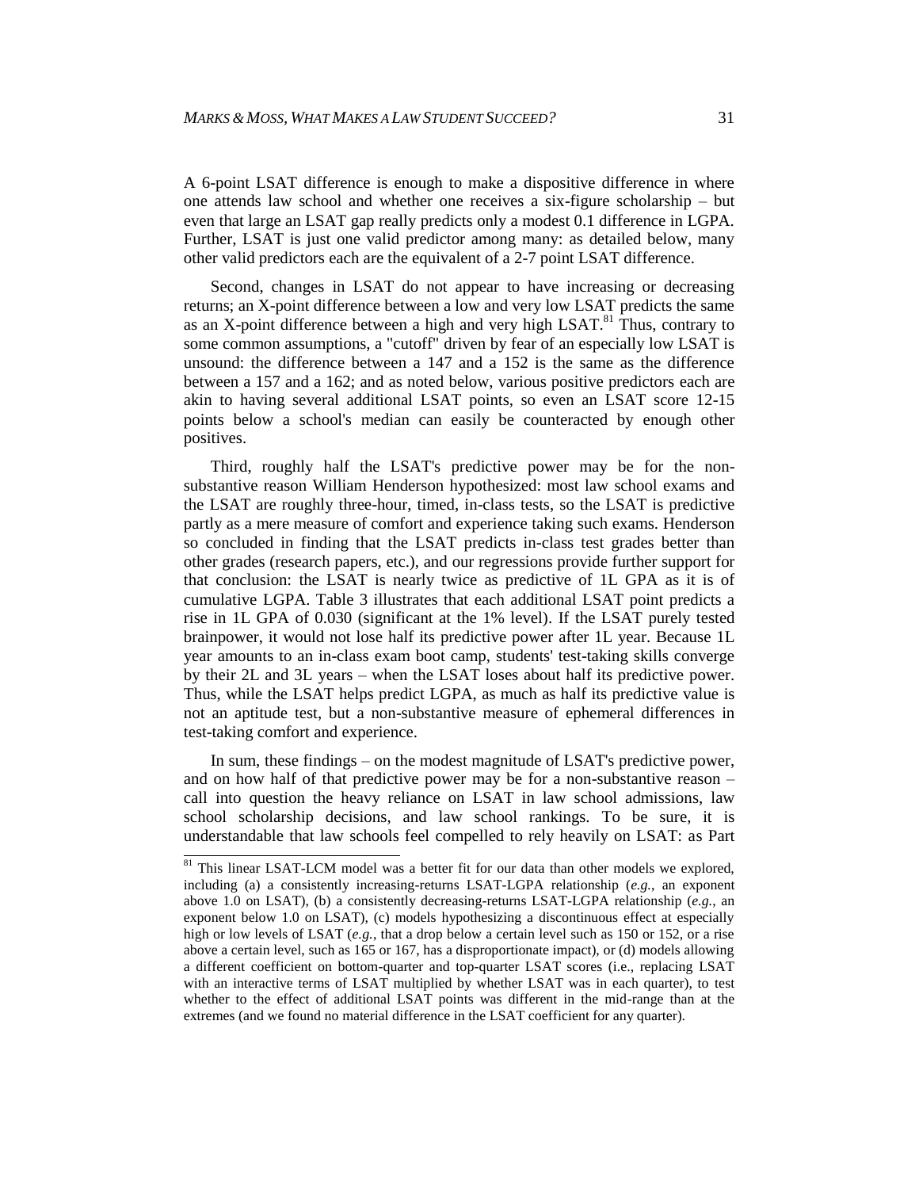A 6-point LSAT difference is enough to make a dispositive difference in where one attends law school and whether one receives a six-figure scholarship – but even that large an LSAT gap really predicts only a modest 0.1 difference in LGPA. Further, LSAT is just one valid predictor among many: as detailed below, many other valid predictors each are the equivalent of a 2-7 point LSAT difference.

Second, changes in LSAT do not appear to have increasing or decreasing returns; an X-point difference between a low and very low LSAT predicts the same as an X-point difference between a high and very high LSAT.[81] Thus, contrary to some common assumptions, a "cutoff" driven by fear of an especially low LSAT is unsound: the difference between a 147 and a 152 is the same as the difference between a 157 and a 162; and as noted below, various positive predictors each are akin to having several additional LSAT points, so even an LSAT score 12-15 points below a school's median can easily be counteracted by enough other positives.

Third, roughly half the LSAT's predictive power may be for the non-substantive reason William Henderson hypothesized: most law school exams and the LSAT are roughly three-hour, timed, in-class tests, so the LSAT is predictive partly as a mere measure of comfort and experience taking such exams. Henderson so concluded in finding that the LSAT predicts in-class test grades better than other grades (research papers, etc.), and our regressions provide further support for that conclusion: the LSAT is nearly twice as predictive of 1L GPA as it is of cumulative LGPA. Table 3 illustrates that each additional LSAT point predicts a rise in 1L GPA of 0.030 (significant at the 1% level). If the LSAT purely tested brainpower, it would not lose half its predictive power after 1L year. Because 1L year amounts to an in-class exam boot camp, students' test-taking skills converge by their 2L and 3L years – when the LSAT loses about half its predictive power. Thus, while the LSAT helps predict LGPA, as much as half its predictive value is not an aptitude test, but a non-substantive measure of ephemeral differences in test-taking comfort and experience.

In sum, these findings – on the modest magnitude of LSAT's predictive power, and on how half of that predictive power may be for a non-substantive reason – call into question the heavy reliance on LSAT in law school admissions, law school scholarship decisions, and law school rankings. To be sure, it is understandable that law schools feel compelled to rely heavily on LSAT: as Part

---

[81] This linear LSAT-LCM model was a better fit for our data than other models we explored, including (a) a consistently increasing-returns LSAT-LGPA relationship (*e.g.*, an exponent above 1.0 on LSAT), (b) a consistently decreasing-returns LSAT-LGPA relationship (*e.g.*, an exponent below 1.0 on LSAT), (c) models hypothesizing a discontinuous effect at especially high or low levels of LSAT (*e.g.*, that a drop below a certain level such as 150 or 152, or a rise above a certain level, such as 165 or 167, has a disproportionate impact), or (d) models allowing a different coefficient on bottom-quarter and top-quarter LSAT scores (i.e., replacing LSAT with an interactive terms of LSAT multiplied by whether LSAT was in each quarter), to test whether to the effect of additional LSAT points was different in the mid-range than at the extremes (and we found no material difference in the LSAT coefficient for any quarter).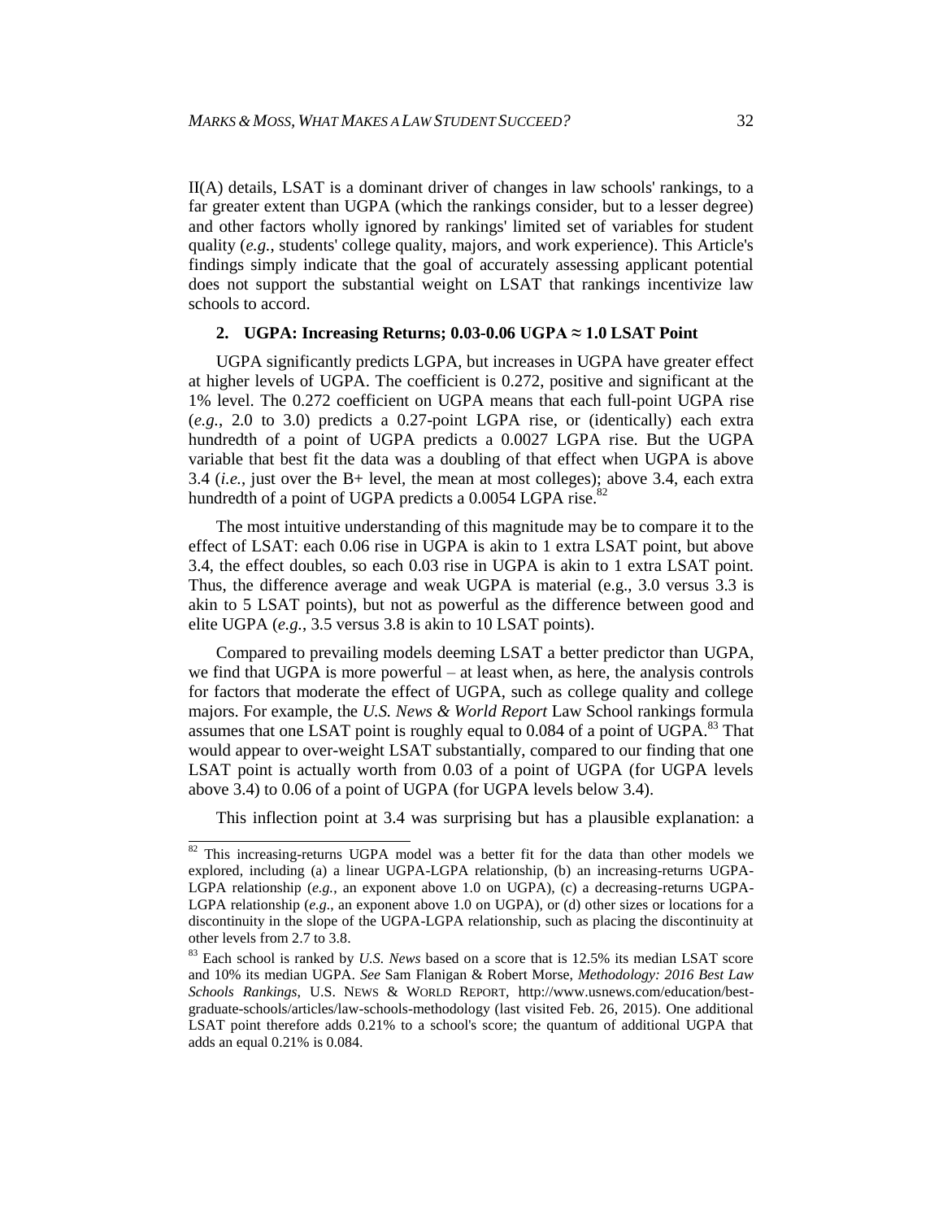II(A) details, LSAT is a dominant driver of changes in law schools' rankings, to a far greater extent than UGPA (which the rankings consider, but to a lesser degree) and other factors wholly ignored by rankings' limited set of variables for student quality (*e.g.*, students' college quality, majors, and work experience). This Article's findings simply indicate that the goal of accurately assessing applicant potential does not support the substantial weight on LSAT that rankings incentivize law schools to accord.

### 2. UGPA: Increasing Returns; 0.03-0.06 UGPA ≈ 1.0 LSAT Point

UGPA significantly predicts LGPA, but increases in UGPA have greater effect at higher levels of UGPA. The coefficient is 0.272, positive and significant at the 1% level. The 0.272 coefficient on UGPA means that each full-point UGPA rise (*e.g.*, 2.0 to 3.0) predicts a 0.27-point LGPA rise, or (identically) each extra hundredth of a point of UGPA predicts a 0.0027 LGPA rise. But the UGPA variable that best fit the data was a doubling of that effect when UGPA is above 3.4 (*i.e.*, just over the B+ level, the mean at most colleges); above 3.4, each extra hundredth of a point of UGPA predicts a 0.0054 LGPA rise.[82]

The most intuitive understanding of this magnitude may be to compare it to the effect of LSAT: each 0.06 rise in UGPA is akin to 1 extra LSAT point, but above 3.4, the effect doubles, so each 0.03 rise in UGPA is akin to 1 extra LSAT point. Thus, the difference average and weak UGPA is material (e.g., 3.0 versus 3.3 is akin to 5 LSAT points), but not as powerful as the difference between good and elite UGPA (*e.g.*, 3.5 versus 3.8 is akin to 10 LSAT points).

Compared to prevailing models deeming LSAT a better predictor than UGPA, we find that UGPA is more powerful – at least when, as here, the analysis controls for factors that moderate the effect of UGPA, such as college quality and college majors. For example, the *U.S. News & World Report* Law School rankings formula assumes that one LSAT point is roughly equal to 0.084 of a point of UGPA.[83] That would appear to over-weight LSAT substantially, compared to our finding that one LSAT point is actually worth from 0.03 of a point of UGPA (for UGPA levels above 3.4) to 0.06 of a point of UGPA (for UGPA levels below 3.4).

This inflection point at 3.4 was surprising but has a plausible explanation: a

---

[82] This increasing-returns UGPA model was a better fit for the data than other models we explored, including (a) a linear UGPA-LGPA relationship, (b) an increasing-returns UGPA-LGPA relationship (*e.g.*, an exponent above 1.0 on UGPA), (c) a decreasing-returns UGPA-LGPA relationship (*e.g.*, an exponent above 1.0 on UGPA), or (d) other sizes or locations for a discontinuity in the slope of the UGPA-LGPA relationship, such as placing the discontinuity at other levels from 2.7 to 3.8.

[83] Each school is ranked by *U.S. News* based on a score that is 12.5% its median LSAT score and 10% its median UGPA. *See* Sam Flanigan & Robert Morse, *Methodology: 2016 Best Law Schools Rankings*, U.S. NEWS & WORLD REPORT, http://www.usnews.com/education/best-graduate-schools/articles/law-schools-methodology (last visited Feb. 26, 2015). One additional LSAT point therefore adds 0.21% to a school's score; the quantum of additional UGPA that adds an equal 0.21% is 0.084.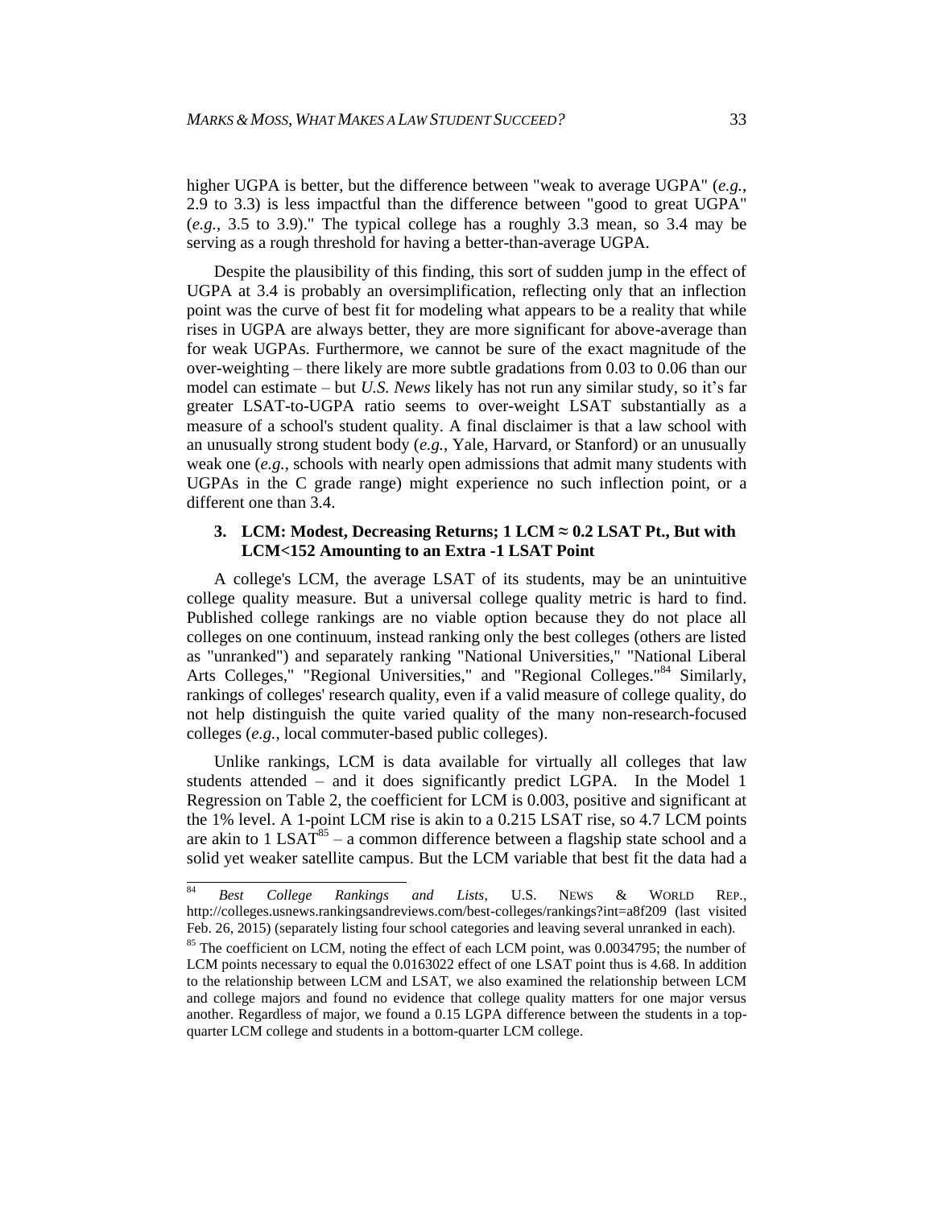higher UGPA is better, but the difference between "weak to average UGPA" (*e.g.*, 2.9 to 3.3) is less impactful than the difference between "good to great UGPA" (*e.g.*, 3.5 to 3.9)." The typical college has a roughly 3.3 mean, so 3.4 may be serving as a rough threshold for having a better-than-average UGPA.

Despite the plausibility of this finding, this sort of sudden jump in the effect of UGPA at 3.4 is probably an oversimplification, reflecting only that an inflection point was the curve of best fit for modeling what appears to be a reality that while rises in UGPA are always better, they are more significant for above-average than for weak UGPAs. Furthermore, we cannot be sure of the exact magnitude of the over-weighting – there likely are more subtle gradations from 0.03 to 0.06 than our model can estimate – but *U.S. News* likely has not run any similar study, so it's far greater LSAT-to-UGPA ratio seems to over-weight LSAT substantially as a measure of a school's student quality. A final disclaimer is that a law school with an unusually strong student body (*e.g.*, Yale, Harvard, or Stanford) or an unusually weak one (*e.g.*, schools with nearly open admissions that admit many students with UGPAs in the C grade range) might experience no such inflection point, or a different one than 3.4.

### 3. LCM: Modest, Decreasing Returns; 1 LCM ≈ 0.2 LSAT Pt., But with LCM<152 Amounting to an Extra -1 LSAT Point

A college's LCM, the average LSAT of its students, may be an unintuitive college quality measure. But a universal college quality metric is hard to find. Published college rankings are no viable option because they do not place all colleges on one continuum, instead ranking only the best colleges (others are listed as "unranked") and separately ranking "National Universities," "National Liberal Arts Colleges," "Regional Universities," and "Regional Colleges."[84] Similarly, rankings of colleges' research quality, even if a valid measure of college quality, do not help distinguish the quite varied quality of the many non-research-focused colleges (*e.g.*, local commuter-based public colleges).

Unlike rankings, LCM is data available for virtually all colleges that law students attended – and it does significantly predict LGPA. In the Model 1 Regression on Table 2, the coefficient for LCM is 0.003, positive and significant at the 1% level. A 1-point LCM rise is akin to a 0.215 LSAT rise, so 4.7 LCM points are akin to 1 LSAT[85] – a common difference between a flagship state school and a solid yet weaker satellite campus. But the LCM variable that best fit the data had a

---

[84] *Best College Rankings and Lists*, U.S. NEWS & WORLD REP., http://colleges.usnews.rankingsandreviews.com/best-colleges/rankings?int=a8f209 (last visited Feb. 26, 2015) (separately listing four school categories and leaving several unranked in each).

[85] The coefficient on LCM, noting the effect of each LCM point, was 0.0034795; the number of LCM points necessary to equal the 0.0163022 effect of one LSAT point thus is 4.68. In addition to the relationship between LCM and LSAT, we also examined the relationship between LCM and college majors and found no evidence that college quality matters for one major versus another. Regardless of major, we found a 0.15 LGPA difference between the students in a top-quarter LCM college and students in a bottom-quarter LCM college.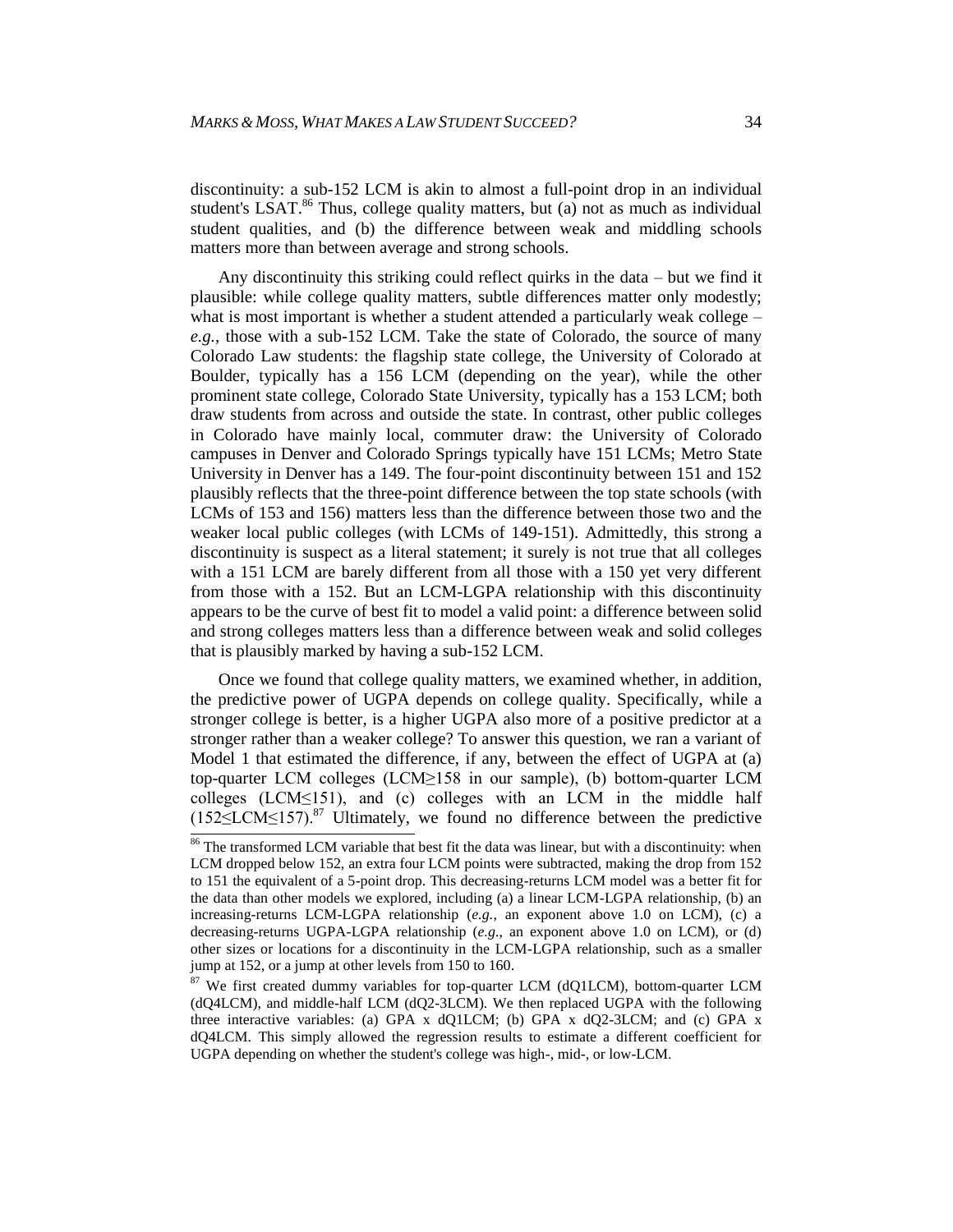discontinuity: a sub-152 LCM is akin to almost a full-point drop in an individual student's LSAT.[86] Thus, college quality matters, but (a) not as much as individual student qualities, and (b) the difference between weak and middling schools matters more than between average and strong schools.

Any discontinuity this striking could reflect quirks in the data – but we find it plausible: while college quality matters, subtle differences matter only modestly; what is most important is whether a student attended a particularly weak college – *e.g.*, those with a sub-152 LCM. Take the state of Colorado, the source of many Colorado Law students: the flagship state college, the University of Colorado at Boulder, typically has a 156 LCM (depending on the year), while the other prominent state college, Colorado State University, typically has a 153 LCM; both draw students from across and outside the state. In contrast, other public colleges in Colorado have mainly local, commuter draw: the University of Colorado campuses in Denver and Colorado Springs typically have 151 LCMs; Metro State University in Denver has a 149. The four-point discontinuity between 151 and 152 plausibly reflects that the three-point difference between the top state schools (with LCMs of 153 and 156) matters less than the difference between those two and the weaker local public colleges (with LCMs of 149-151). Admittedly, this strong a discontinuity is suspect as a literal statement; it surely is not true that all colleges with a 151 LCM are barely different from all those with a 150 yet very different from those with a 152. But an LCM-LGPA relationship with this discontinuity appears to be the curve of best fit to model a valid point: a difference between solid and strong colleges matters less than a difference between weak and solid colleges that is plausibly marked by having a sub-152 LCM.

Once we found that college quality matters, we examined whether, in addition, the predictive power of UGPA depends on college quality. Specifically, while a stronger college is better, is a higher UGPA also more of a positive predictor at a stronger rather than a weaker college? To answer this question, we ran a variant of Model 1 that estimated the difference, if any, between the effect of UGPA at (a) top-quarter LCM colleges (LCM≥158 in our sample), (b) bottom-quarter LCM colleges (LCM≤151), and (c) colleges with an LCM in the middle half (152≤LCM≤157).[87] Ultimately, we found no difference between the predictive

[86] The transformed LCM variable that best fit the data was linear, but with a discontinuity: when LCM dropped below 152, an extra four LCM points were subtracted, making the drop from 152 to 151 the equivalent of a 5-point drop. This decreasing-returns LCM model was a better fit for the data than other models we explored, including (a) a linear LCM-LGPA relationship, (b) an increasing-returns LCM-LGPA relationship (*e.g.*, an exponent above 1.0 on LCM), (c) a decreasing-returns UGPA-LGPA relationship (*e.g.*, an exponent above 1.0 on LCM), or (d) other sizes or locations for a discontinuity in the LCM-LGPA relationship, such as a smaller jump at 152, or a jump at other levels from 150 to 160.

[87] We first created dummy variables for top-quarter LCM (dQ1LCM), bottom-quarter LCM (dQ4LCM), and middle-half LCM (dQ2-3LCM). We then replaced UGPA with the following three interactive variables: (a) GPA x dQ1LCM; (b) GPA x dQ2-3LCM; and (c) GPA x dQ4LCM. This simply allowed the regression results to estimate a different coefficient for UGPA depending on whether the student's college was high-, mid-, or low-LCM.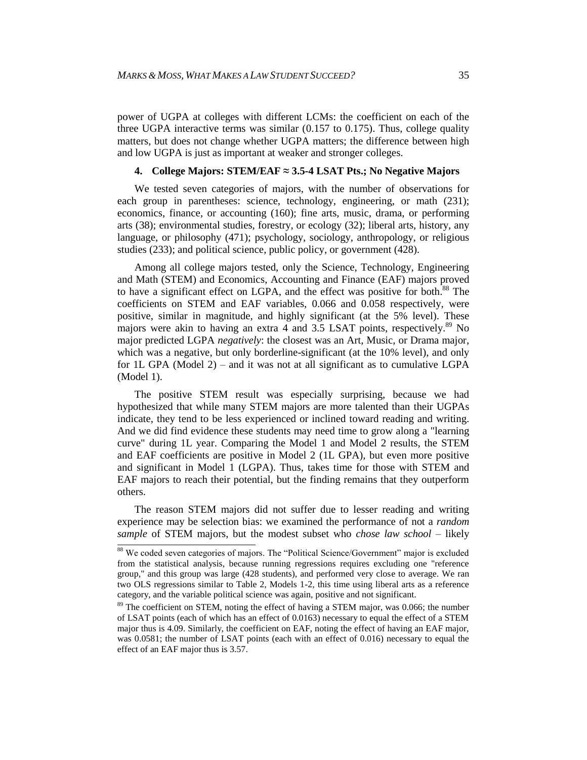power of UGPA at colleges with different LCMs: the coefficient on each of the three UGPA interactive terms was similar (0.157 to 0.175). Thus, college quality matters, but does not change whether UGPA matters; the difference between high and low UGPA is just as important at weaker and stronger colleges.

### 4. College Majors: STEM/EAF ≈ 3.5-4 LSAT Pts.; No Negative Majors

We tested seven categories of majors, with the number of observations for each group in parentheses: science, technology, engineering, or math (231); economics, finance, or accounting (160); fine arts, music, drama, or performing arts (38); environmental studies, forestry, or ecology (32); liberal arts, history, any language, or philosophy (471); psychology, sociology, anthropology, or religious studies (233); and political science, public policy, or government (428).

Among all college majors tested, only the Science, Technology, Engineering and Math (STEM) and Economics, Accounting and Finance (EAF) majors proved to have a significant effect on LGPA, and the effect was positive for both.[88] The coefficients on STEM and EAF variables, 0.066 and 0.058 respectively, were positive, similar in magnitude, and highly significant (at the 5% level). These majors were akin to having an extra 4 and 3.5 LSAT points, respectively.[89] No major predicted LGPA *negatively*: the closest was an Art, Music, or Drama major, which was a negative, but only borderline-significant (at the 10% level), and only for 1L GPA (Model 2) – and it was not at all significant as to cumulative LGPA (Model 1).

The positive STEM result was especially surprising, because we had hypothesized that while many STEM majors are more talented than their UGPAs indicate, they tend to be less experienced or inclined toward reading and writing. And we did find evidence these students may need time to grow along a "learning curve" during 1L year. Comparing the Model 1 and Model 2 results, the STEM and EAF coefficients are positive in Model 2 (1L GPA), but even more positive and significant in Model 1 (LGPA). Thus, takes time for those with STEM and EAF majors to reach their potential, but the finding remains that they outperform others.

The reason STEM majors did not suffer due to lesser reading and writing experience may be selection bias: we examined the performance of not a *random sample* of STEM majors, but the modest subset who *chose law school* – likely

[88] We coded seven categories of majors. The "Political Science/Government" major is excluded from the statistical analysis, because running regressions requires excluding one "reference group," and this group was large (428 students), and performed very close to average. We ran two OLS regressions similar to Table 2, Models 1-2, this time using liberal arts as a reference category, and the variable political science was again, positive and not significant.

[89] The coefficient on STEM, noting the effect of having a STEM major, was 0.066; the number of LSAT points (each of which has an effect of 0.0163) necessary to equal the effect of a STEM major thus is 4.09. Similarly, the coefficient on EAF, noting the effect of having an EAF major, was 0.0581; the number of LSAT points (each with an effect of 0.016) necessary to equal the effect of an EAF major thus is 3.57.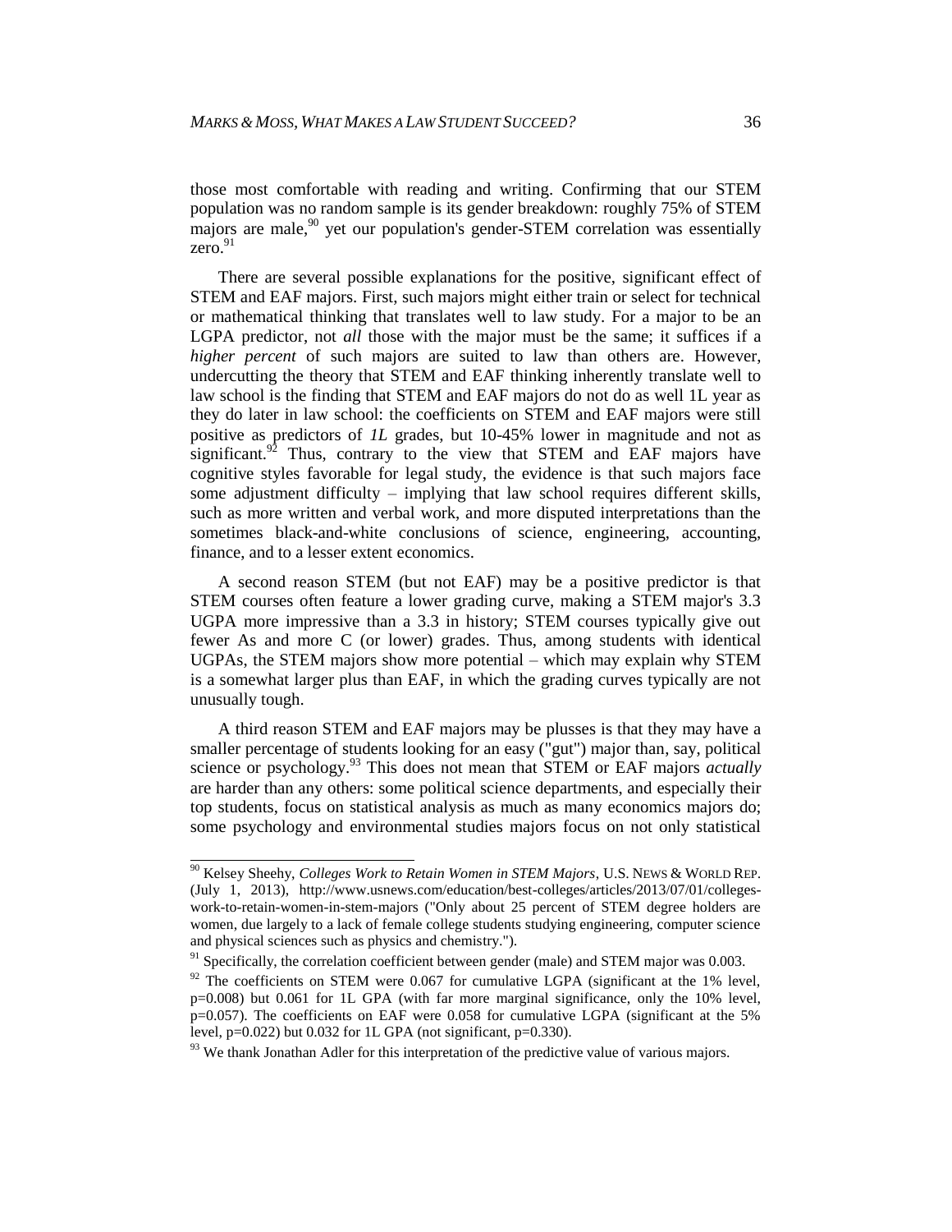those most comfortable with reading and writing. Confirming that our STEM population was no random sample is its gender breakdown: roughly 75% of STEM majors are male,[90] yet our population's gender-STEM correlation was essentially zero.[91]

There are several possible explanations for the positive, significant effect of STEM and EAF majors. First, such majors might either train or select for technical or mathematical thinking that translates well to law study. For a major to be an LGPA predictor, not *all* those with the major must be the same; it suffices if a *higher percent* of such majors are suited to law than others are. However, undercutting the theory that STEM and EAF thinking inherently translate well to law school is the finding that STEM and EAF majors do not do as well 1L year as they do later in law school: the coefficients on STEM and EAF majors were still positive as predictors of *1L* grades, but 10-45% lower in magnitude and not as significant.[92] Thus, contrary to the view that STEM and EAF majors have cognitive styles favorable for legal study, the evidence is that such majors face some adjustment difficulty – implying that law school requires different skills, such as more written and verbal work, and more disputed interpretations than the sometimes black-and-white conclusions of science, engineering, accounting, finance, and to a lesser extent economics.

A second reason STEM (but not EAF) may be a positive predictor is that STEM courses often feature a lower grading curve, making a STEM major's 3.3 UGPA more impressive than a 3.3 in history; STEM courses typically give out fewer As and more C (or lower) grades. Thus, among students with identical UGPAs, the STEM majors show more potential – which may explain why STEM is a somewhat larger plus than EAF, in which the grading curves typically are not unusually tough.

A third reason STEM and EAF majors may be plusses is that they may have a smaller percentage of students looking for an easy ("gut") major than, say, political science or psychology.[93] This does not mean that STEM or EAF majors *actually* are harder than any others: some political science departments, and especially their top students, focus on statistical analysis as much as many economics majors do; some psychology and environmental studies majors focus on not only statistical

---

[90] Kelsey Sheehy, *Colleges Work to Retain Women in STEM Majors*, U.S. NEWS & WORLD REP. (July 1, 2013), http://www.usnews.com/education/best-colleges/articles/2013/07/01/colleges-work-to-retain-women-in-stem-majors ("Only about 25 percent of STEM degree holders are women, due largely to a lack of female college students studying engineering, computer science and physical sciences such as physics and chemistry.").

[91] Specifically, the correlation coefficient between gender (male) and STEM major was 0.003.

[92] The coefficients on STEM were 0.067 for cumulative LGPA (significant at the 1% level, $p=0.008$) but 0.061 for 1L GPA (with far more marginal significance, only the 10% level, $p=0.057$). The coefficients on EAF were 0.058 for cumulative LGPA (significant at the 5% level, $p=0.022$) but 0.032 for 1L GPA (not significant, $p=0.330$).

[93] We thank Jonathan Adler for this interpretation of the predictive value of various majors.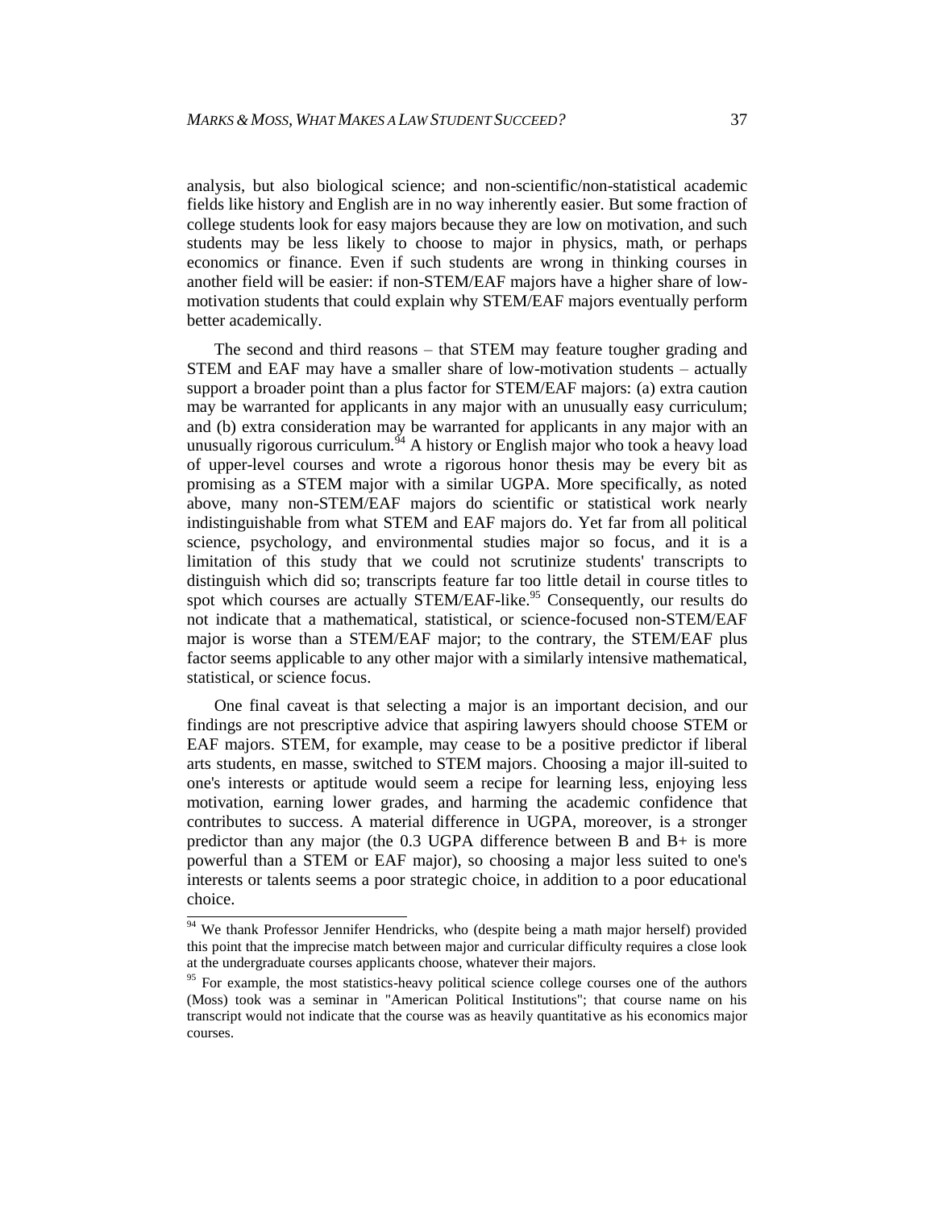analysis, but also biological science; and non-scientific/non-statistical academic fields like history and English are in no way inherently easier. But some fraction of college students look for easy majors because they are low on motivation, and such students may be less likely to choose to major in physics, math, or perhaps economics or finance. Even if such students are wrong in thinking courses in another field will be easier: if non-STEM/EAF majors have a higher share of low-motivation students that could explain why STEM/EAF majors eventually perform better academically.

The second and third reasons – that STEM may feature tougher grading and STEM and EAF may have a smaller share of low-motivation students – actually support a broader point than a plus factor for STEM/EAF majors: (a) extra caution may be warranted for applicants in any major with an unusually easy curriculum; and (b) extra consideration may be warranted for applicants in any major with an unusually rigorous curriculum.[94] A history or English major who took a heavy load of upper-level courses and wrote a rigorous honor thesis may be every bit as promising as a STEM major with a similar UGPA. More specifically, as noted above, many non-STEM/EAF majors do scientific or statistical work nearly indistinguishable from what STEM and EAF majors do. Yet far from all political science, psychology, and environmental studies major so focus, and it is a limitation of this study that we could not scrutinize students' transcripts to distinguish which did so; transcripts feature far too little detail in course titles to spot which courses are actually STEM/EAF-like.[95] Consequently, our results do not indicate that a mathematical, statistical, or science-focused non-STEM/EAF major is worse than a STEM/EAF major; to the contrary, the STEM/EAF plus factor seems applicable to any other major with a similarly intensive mathematical, statistical, or science focus.

One final caveat is that selecting a major is an important decision, and our findings are not prescriptive advice that aspiring lawyers should choose STEM or EAF majors. STEM, for example, may cease to be a positive predictor if liberal arts students, en masse, switched to STEM majors. Choosing a major ill-suited to one's interests or aptitude would seem a recipe for learning less, enjoying less motivation, earning lower grades, and harming the academic confidence that contributes to success. A material difference in UGPA, moreover, is a stronger predictor than any major (the 0.3 UGPA difference between B and B+ is more powerful than a STEM or EAF major), so choosing a major less suited to one's interests or talents seems a poor strategic choice, in addition to a poor educational choice.

---

[94] We thank Professor Jennifer Hendricks, who (despite being a math major herself) provided this point that the imprecise match between major and curricular difficulty requires a close look at the undergraduate courses applicants choose, whatever their majors.

[95] For example, the most statistics-heavy political science college courses one of the authors (Moss) took was a seminar in "American Political Institutions"; that course name on his transcript would not indicate that the course was as heavily quantitative as his economics major courses.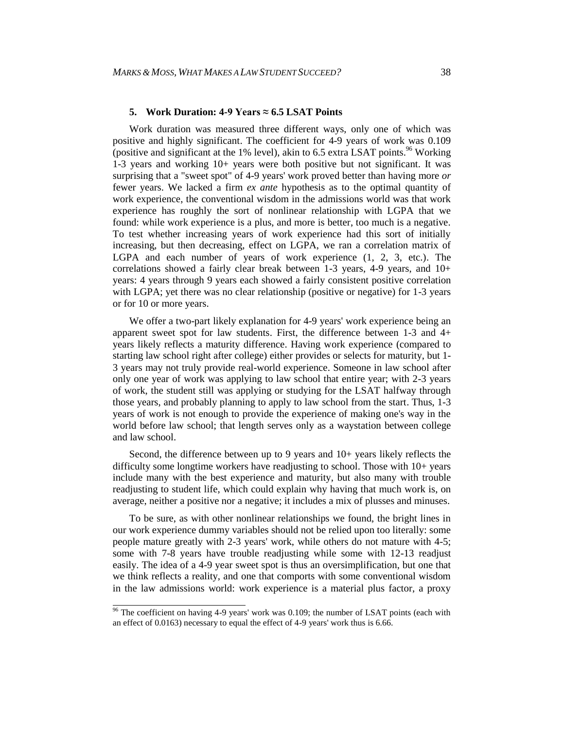### 5. Work Duration: 4-9 Years ≈ 6.5 LSAT Points

Work duration was measured three different ways, only one of which was positive and highly significant. The coefficient for 4-9 years of work was 0.109 (positive and significant at the 1% level), akin to 6.5 extra LSAT points.[96] Working 1-3 years and working 10+ years were both positive but not significant. It was surprising that a "sweet spot" of 4-9 years' work proved better than having more *or* fewer years. We lacked a firm *ex ante* hypothesis as to the optimal quantity of work experience, the conventional wisdom in the admissions world was that work experience has roughly the sort of nonlinear relationship with LGPA that we found: while work experience is a plus, and more is better, too much is a negative. To test whether increasing years of work experience had this sort of initially increasing, but then decreasing, effect on LGPA, we ran a correlation matrix of LGPA and each number of years of work experience (1, 2, 3, etc.). The correlations showed a fairly clear break between 1-3 years, 4-9 years, and 10+ years: 4 years through 9 years each showed a fairly consistent positive correlation with LGPA; yet there was no clear relationship (positive or negative) for 1-3 years or for 10 or more years.

We offer a two-part likely explanation for 4-9 years' work experience being an apparent sweet spot for law students. First, the difference between 1-3 and 4+ years likely reflects a maturity difference. Having work experience (compared to starting law school right after college) either provides or selects for maturity, but 1-3 years may not truly provide real-world experience. Someone in law school after only one year of work was applying to law school that entire year; with 2-3 years of work, the student still was applying or studying for the LSAT halfway through those years, and probably planning to apply to law school from the start. Thus, 1-3 years of work is not enough to provide the experience of making one's way in the world before law school; that length serves only as a waystation between college and law school.

Second, the difference between up to 9 years and 10+ years likely reflects the difficulty some longtime workers have readjusting to school. Those with 10+ years include many with the best experience and maturity, but also many with trouble readjusting to student life, which could explain why having that much work is, on average, neither a positive nor a negative; it includes a mix of plusses and minuses.

To be sure, as with other nonlinear relationships we found, the bright lines in our work experience dummy variables should not be relied upon too literally: some people mature greatly with 2-3 years' work, while others do not mature with 4-5; some with 7-8 years have trouble readjusting while some with 12-13 readjust easily. The idea of a 4-9 year sweet spot is thus an oversimplification, but one that we think reflects a reality, and one that comports with some conventional wisdom in the law admissions world: work experience is a material plus factor, a proxy

---

[96] The coefficient on having 4-9 years' work was 0.109; the number of LSAT points (each with an effect of 0.0163) necessary to equal the effect of 4-9 years' work thus is 6.66.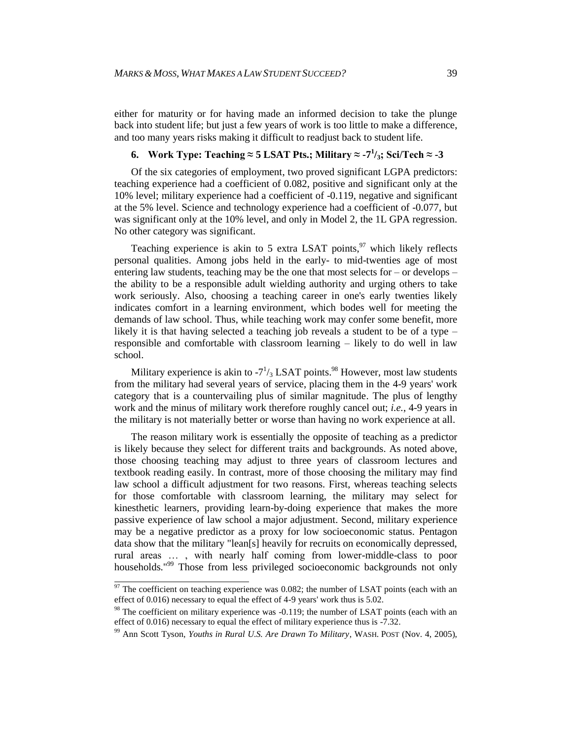either for maturity or for having made an informed decision to take the plunge back into student life; but just a few years of work is too little to make a difference, and too many years risks making it difficult to readjust back to student life.

### 6. Work Type: Teaching ≈ 5 LSAT Pts.; Military ≈ -7$^{1}/_{3}$; Sci/Tech ≈ -3

Of the six categories of employment, two proved significant LGPA predictors: teaching experience had a coefficient of 0.082, positive and significant only at the 10% level; military experience had a coefficient of -0.119, negative and significant at the 5% level. Science and technology experience had a coefficient of -0.077, but was significant only at the 10% level, and only in Model 2, the 1L GPA regression. No other category was significant.

Teaching experience is akin to 5 extra LSAT points,[97] which likely reflects personal qualities. Among jobs held in the early- to mid-twenties age of most entering law students, teaching may be the one that most selects for – or develops – the ability to be a responsible adult wielding authority and urging others to take work seriously. Also, choosing a teaching career in one's early twenties likely indicates comfort in a learning environment, which bodes well for meeting the demands of law school. Thus, while teaching work may confer some benefit, more likely it is that having selected a teaching job reveals a student to be of a type – responsible and comfortable with classroom learning – likely to do well in law school.

Military experience is akin to -7$^{1}/_{3}$ LSAT points.[98] However, most law students from the military had several years of service, placing them in the 4-9 years' work category that is a countervailing plus of similar magnitude. The plus of lengthy work and the minus of military work therefore roughly cancel out; *i.e.*, 4-9 years in the military is not materially better or worse than having no work experience at all.

The reason military work is essentially the opposite of teaching as a predictor is likely because they select for different traits and backgrounds. As noted above, those choosing teaching may adjust to three years of classroom lectures and textbook reading easily. In contrast, more of those choosing the military may find law school a difficult adjustment for two reasons. First, whereas teaching selects for those comfortable with classroom learning, the military may select for kinesthetic learners, providing learn-by-doing experience that makes the more passive experience of law school a major adjustment. Second, military experience may be a negative predictor as a proxy for low socioeconomic status. Pentagon data show that the military "lean[s] heavily for recruits on economically depressed, rural areas … , with nearly half coming from lower-middle-class to poor households."[99] Those from less privileged socioeconomic backgrounds not only

---

[97] The coefficient on teaching experience was 0.082; the number of LSAT points (each with an effect of 0.016) necessary to equal the effect of 4-9 years' work thus is 5.02.

[98] The coefficient on military experience was -0.119; the number of LSAT points (each with an effect of 0.016) necessary to equal the effect of military experience thus is -7.32.

[99] Ann Scott Tyson, *Youths in Rural U.S. Are Drawn To Military*, WASH. POST (Nov. 4, 2005),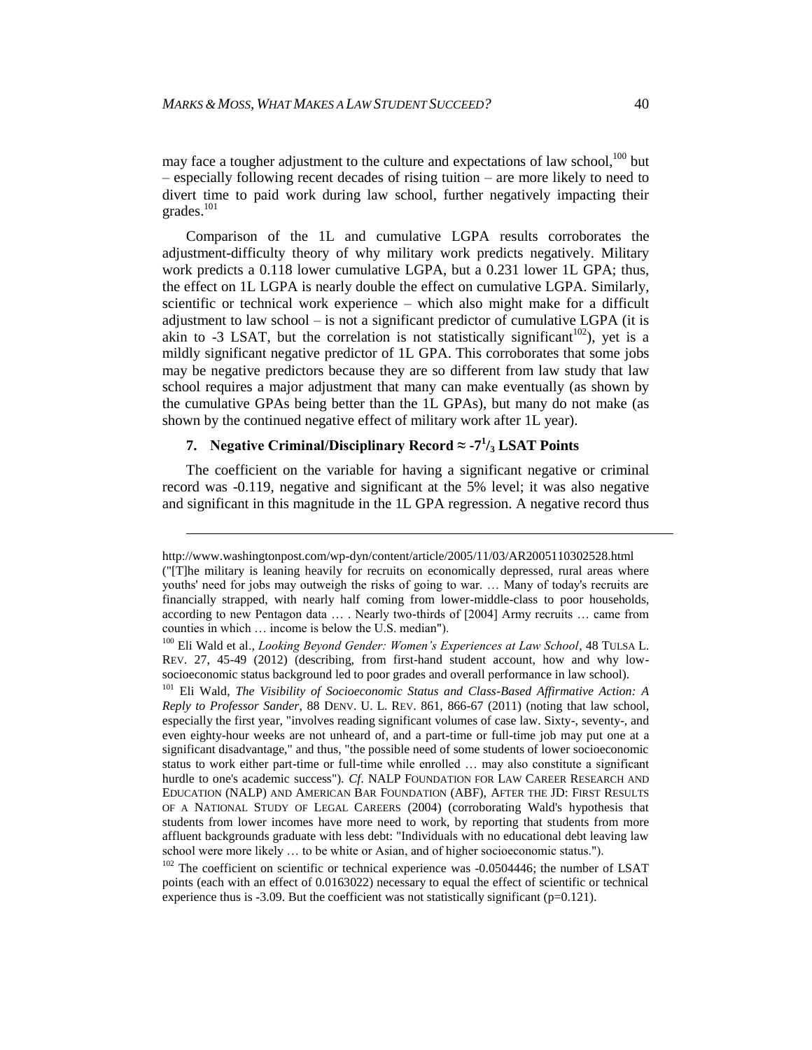may face a tougher adjustment to the culture and expectations of law school,[100] but – especially following recent decades of rising tuition – are more likely to need to divert time to paid work during law school, further negatively impacting their grades.[101]

Comparison of the 1L and cumulative LGPA results corroborates the adjustment-difficulty theory of why military work predicts negatively. Military work predicts a 0.118 lower cumulative LGPA, but a 0.231 lower 1L GPA; thus, the effect on 1L LGPA is nearly double the effect on cumulative LGPA. Similarly, scientific or technical work experience – which also might make for a difficult adjustment to law school – is not a significant predictor of cumulative LGPA (it is akin to -3 LSAT, but the correlation is not statistically significant[102]), yet is a mildly significant negative predictor of 1L GPA. This corroborates that some jobs may be negative predictors because they are so different from law study that law school requires a major adjustment that many can make eventually (as shown by the cumulative GPAs being better than the 1L GPAs), but many do not make (as shown by the continued negative effect of military work after 1L year).

### 7. Negative Criminal/Disciplinary Record ≈ -7$^{1}/_{3}$ LSAT Points

The coefficient on the variable for having a significant negative or criminal record was -0.119, negative and significant at the 5% level; it was also negative and significant in this magnitude in the 1L GPA regression. A negative record thus

---

http://www.washingtonpost.com/wp-dyn/content/article/2005/11/03/AR2005110302528.html ("[T]he military is leaning heavily for recruits on economically depressed, rural areas where youths' need for jobs may outweigh the risks of going to war. … Many of today's recruits are financially strapped, with nearly half coming from lower-middle-class to poor households, according to new Pentagon data … . Nearly two-thirds of [2004] Army recruits … came from counties in which … income is below the U.S. median").

[100] Eli Wald et al., *Looking Beyond Gender: Women's Experiences at Law School*, 48 TULSA L. REV. 27, 45-49 (2012) (describing, from first-hand student account, how and why low-socioeconomic status background led to poor grades and overall performance in law school).

[101] Eli Wald, *The Visibility of Socioeconomic Status and Class-Based Affirmative Action: A Reply to Professor Sander*, 88 DENV. U. L. REV. 861, 866-67 (2011) (noting that law school, especially the first year, "involves reading significant volumes of case law. Sixty-, seventy-, and even eighty-hour weeks are not unheard of, and a part-time or full-time job may put one at a significant disadvantage," and thus, "the possible need of some students of lower socioeconomic status to work either part-time or full-time while enrolled … may also constitute a significant hurdle to one's academic success"). *Cf.* NALP FOUNDATION FOR LAW CAREER RESEARCH AND EDUCATION (NALP) AND AMERICAN BAR FOUNDATION (ABF), AFTER THE JD: FIRST RESULTS OF A NATIONAL STUDY OF LEGAL CAREERS (2004) (corroborating Wald's hypothesis that students from lower incomes have more need to work, by reporting that students from more affluent backgrounds graduate with less debt: "Individuals with no educational debt leaving law school were more likely … to be white or Asian, and of higher socioeconomic status.").

[102] The coefficient on scientific or technical experience was -0.0504446; the number of LSAT points (each with an effect of 0.0163022) necessary to equal the effect of scientific or technical experience thus is -3.09. But the coefficient was not statistically significant ($p=0.121$).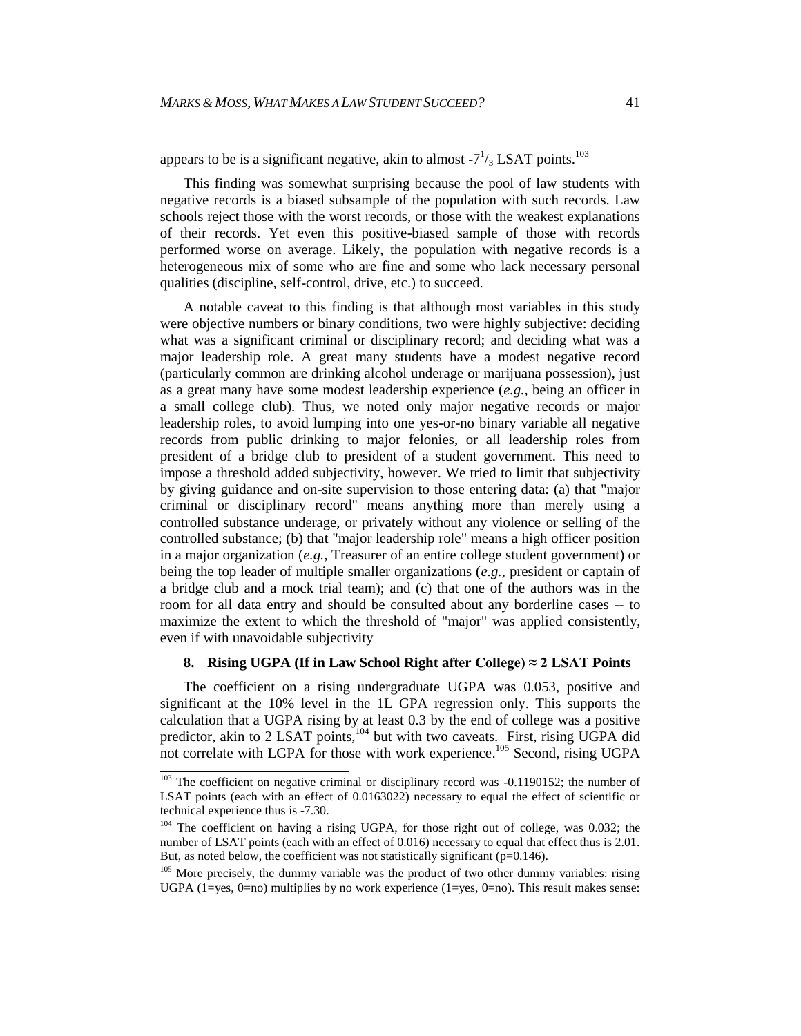appears to be is a significant negative, akin to almost $-7^1/_3$ LSAT points.[103]

This finding was somewhat surprising because the pool of law students with negative records is a biased subsample of the population with such records. Law schools reject those with the worst records, or those with the weakest explanations of their records. Yet even this positive-biased sample of those with records performed worse on average. Likely, the population with negative records is a heterogeneous mix of some who are fine and some who lack necessary personal qualities (discipline, self-control, drive, etc.) to succeed.

A notable caveat to this finding is that although most variables in this study were objective numbers or binary conditions, two were highly subjective: deciding what was a significant criminal or disciplinary record; and deciding what was a major leadership role. A great many students have a modest negative record (particularly common are drinking alcohol underage or marijuana possession), just as a great many have some modest leadership experience (*e.g.*, being an officer in a small college club). Thus, we noted only major negative records or major leadership roles, to avoid lumping into one yes-or-no binary variable all negative records from public drinking to major felonies, or all leadership roles from president of a bridge club to president of a student government. This need to impose a threshold added subjectivity, however. We tried to limit that subjectivity by giving guidance and on-site supervision to those entering data: (a) that "major criminal or disciplinary record" means anything more than merely using a controlled substance underage, or privately without any violence or selling of the controlled substance; (b) that "major leadership role" means a high officer position in a major organization (*e.g.*, Treasurer of an entire college student government) or being the top leader of multiple smaller organizations (*e.g.*, president or captain of a bridge club and a mock trial team); and (c) that one of the authors was in the room for all data entry and should be consulted about any borderline cases -- to maximize the extent to which the threshold of "major" was applied consistently, even if with unavoidable subjectivity

#### 8. Rising UGPA (If in Law School Right after College) ≈ 2 LSAT Points

The coefficient on a rising undergraduate UGPA was 0.053, positive and significant at the 10% level in the 1L GPA regression only. This supports the calculation that a UGPA rising by at least 0.3 by the end of college was a positive predictor, akin to 2 LSAT points,[104] but with two caveats. First, rising UGPA did not correlate with LGPA for those with work experience.[105] Second, rising UGPA

---

[103] The coefficient on negative criminal or disciplinary record was -0.1190152; the number of LSAT points (each with an effect of 0.0163022) necessary to equal the effect of scientific or technical experience thus is -7.30.

[104] The coefficient on having a rising UGPA, for those right out of college, was 0.032; the number of LSAT points (each with an effect of 0.016) necessary to equal that effect thus is 2.01. But, as noted below, the coefficient was not statistically significant ($p=0.146$).

[105] More precisely, the dummy variable was the product of two other dummy variables: rising UGPA (1=yes, 0=no) multiplies by no work experience (1=yes, 0=no). This result makes sense: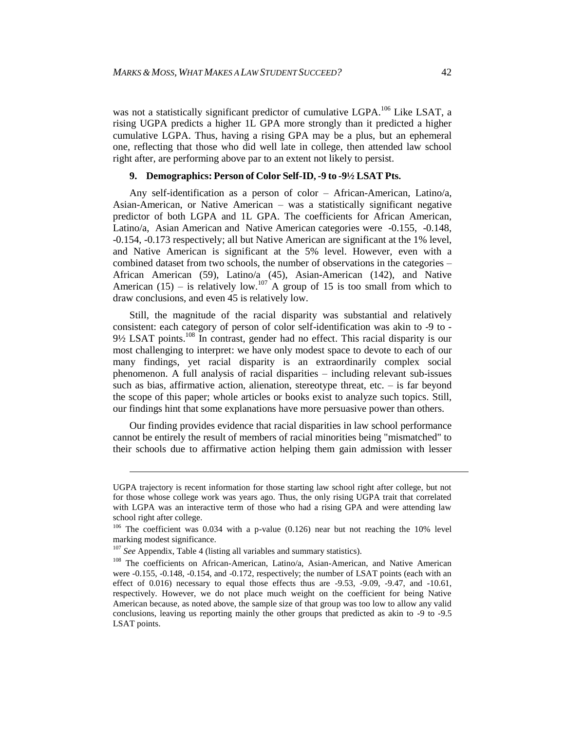was not a statistically significant predictor of cumulative LGPA.[106] Like LSAT, a rising UGPA predicts a higher 1L GPA more strongly than it predicted a higher cumulative LGPA. Thus, having a rising GPA may be a plus, but an ephemeral one, reflecting that those who did well late in college, then attended law school right after, are performing above par to an extent not likely to persist.

### 9. Demographics: Person of Color Self-ID, -9 to -9½ LSAT Pts.

Any self-identification as a person of color – African-American, Latino/a, Asian-American, or Native American – was a statistically significant negative predictor of both LGPA and 1L GPA. The coefficients for African American, Latino/a, Asian American and Native American categories were -0.155, -0.148, -0.154, -0.173 respectively; all but Native American are significant at the 1% level, and Native American is significant at the 5% level. However, even with a combined dataset from two schools, the number of observations in the categories – African American (59), Latino/a (45), Asian-American (142), and Native American (15) – is relatively low.[107] A group of 15 is too small from which to draw conclusions, and even 45 is relatively low.

Still, the magnitude of the racial disparity was substantial and relatively consistent: each category of person of color self-identification was akin to -9 to -9½ LSAT points.[108] In contrast, gender had no effect. This racial disparity is our most challenging to interpret: we have only modest space to devote to each of our many findings, yet racial disparity is an extraordinarily complex social phenomenon. A full analysis of racial disparities – including relevant sub-issues such as bias, affirmative action, alienation, stereotype threat, etc. – is far beyond the scope of this paper; whole articles or books exist to analyze such topics. Still, our findings hint that some explanations have more persuasive power than others.

Our finding provides evidence that racial disparities in law school performance cannot be entirely the result of members of racial minorities being "mismatched" to their schools due to affirmative action helping them gain admission with lesser

---

UGPA trajectory is recent information for those starting law school right after college, but not for those whose college work was years ago. Thus, the only rising UGPA trait that correlated with LGPA was an interactive term of those who had a rising GPA and were attending law school right after college.

[106] The coefficient was 0.034 with a p-value (0.126) near but not reaching the 10% level marking modest significance.

[107] *See* Appendix, Table 4 (listing all variables and summary statistics).

[108] The coefficients on African-American, Latino/a, Asian-American, and Native American were -0.155, -0.148, -0.154, and -0.172, respectively; the number of LSAT points (each with an effect of 0.016) necessary to equal those effects thus are -9.53, -9.09, -9.47, and -10.61, respectively. However, we do not place much weight on the coefficient for being Native American because, as noted above, the sample size of that group was too low to allow any valid conclusions, leaving us reporting mainly the other groups that predicted as akin to -9 to -9.5 LSAT points.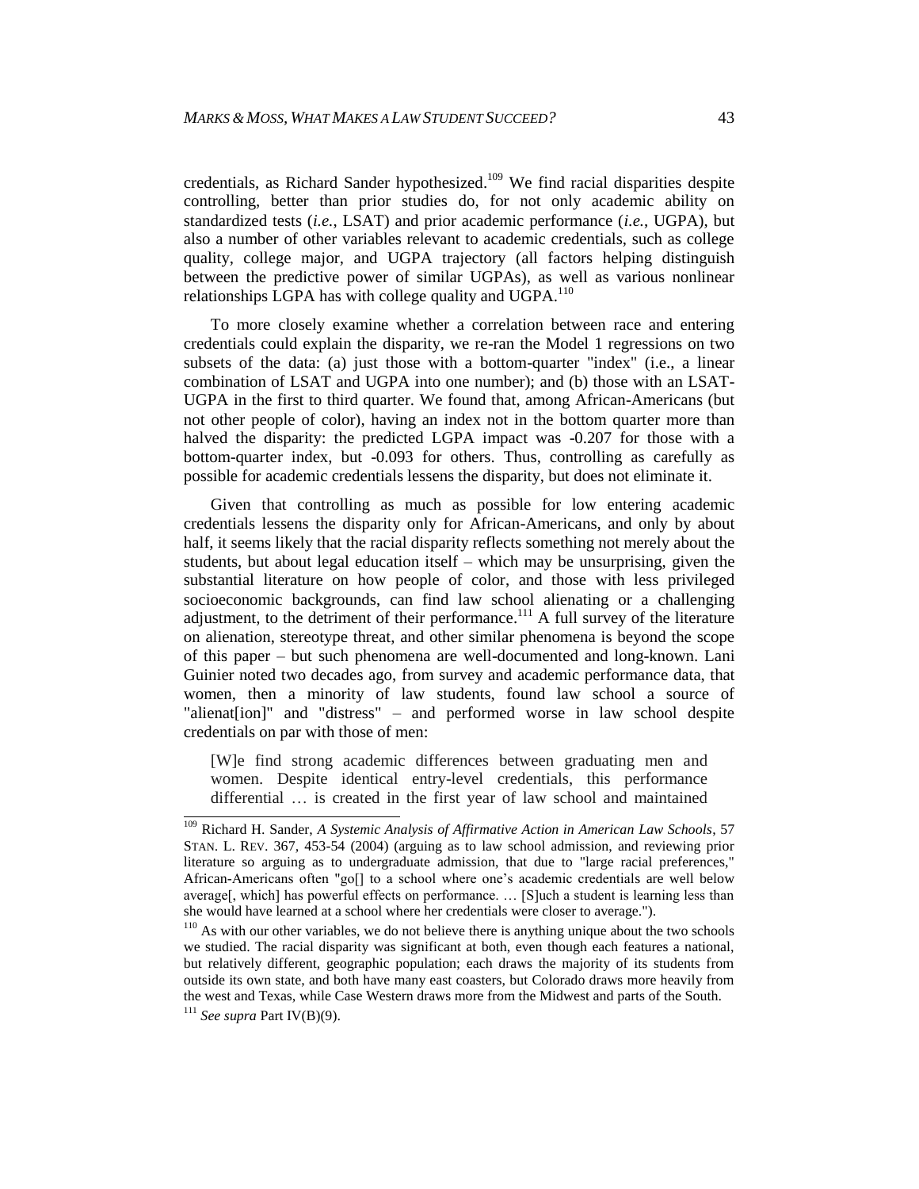credentials, as Richard Sander hypothesized.[109] We find racial disparities despite controlling, better than prior studies do, for not only academic ability on standardized tests (*i.e.*, LSAT) and prior academic performance (*i.e.*, UGPA), but also a number of other variables relevant to academic credentials, such as college quality, college major, and UGPA trajectory (all factors helping distinguish between the predictive power of similar UGPAs), as well as various nonlinear relationships LGPA has with college quality and UGPA.[110]

To more closely examine whether a correlation between race and entering credentials could explain the disparity, we re-ran the Model 1 regressions on two subsets of the data: (a) just those with a bottom-quarter "index" (i.e., a linear combination of LSAT and UGPA into one number); and (b) those with an LSAT-UGPA in the first to third quarter. We found that, among African-Americans (but not other people of color), having an index not in the bottom quarter more than halved the disparity: the predicted LGPA impact was -0.207 for those with a bottom-quarter index, but -0.093 for others. Thus, controlling as carefully as possible for academic credentials lessens the disparity, but does not eliminate it.

Given that controlling as much as possible for low entering academic credentials lessens the disparity only for African-Americans, and only by about half, it seems likely that the racial disparity reflects something not merely about the students, but about legal education itself – which may be unsurprising, given the substantial literature on how people of color, and those with less privileged socioeconomic backgrounds, can find law school alienating or a challenging adjustment, to the detriment of their performance.[111] A full survey of the literature on alienation, stereotype threat, and other similar phenomena is beyond the scope of this paper – but such phenomena are well-documented and long-known. Lani Guinier noted two decades ago, from survey and academic performance data, that women, then a minority of law students, found law school a source of "alienat[ion]" and "distress" – and performed worse in law school despite credentials on par with those of men:

> [W]e find strong academic differences between graduating men and women. Despite identical entry-level credentials, this performance differential … is created in the first year of law school and maintained

---

[109] Richard H. Sander, *A Systemic Analysis of Affirmative Action in American Law Schools*, 57 STAN. L. REV. 367, 453-54 (2004) (arguing as to law school admission, and reviewing prior literature so arguing as to undergraduate admission, that due to "large racial preferences," African-Americans often "go[] to a school where one's academic credentials are well below average[, which] has powerful effects on performance. … [S]uch a student is learning less than she would have learned at a school where her credentials were closer to average.").

[110] As with our other variables, we do not believe there is anything unique about the two schools we studied. The racial disparity was significant at both, even though each features a national, but relatively different, geographic population; each draws the majority of its students from outside its own state, and both have many east coasters, but Colorado draws more heavily from the west and Texas, while Case Western draws more from the Midwest and parts of the South.

[111] *See supra* Part IV(B)(9).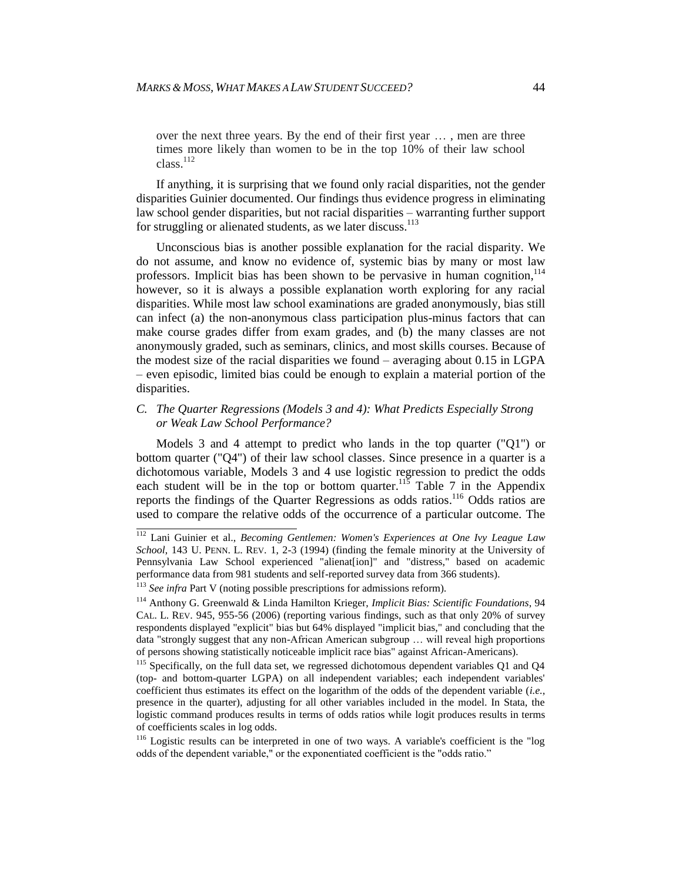over the next three years. By the end of their first year … , men are three times more likely than women to be in the top 10% of their law school class.[112]

If anything, it is surprising that we found only racial disparities, not the gender disparities Guinier documented. Our findings thus evidence progress in eliminating law school gender disparities, but not racial disparities – warranting further support for struggling or alienated students, as we later discuss.[113]

Unconscious bias is another possible explanation for the racial disparity. We do not assume, and know no evidence of, systemic bias by many or most law professors. Implicit bias has been shown to be pervasive in human cognition,[114] however, so it is always a possible explanation worth exploring for any racial disparities. While most law school examinations are graded anonymously, bias still can infect (a) the non-anonymous class participation plus-minus factors that can make course grades differ from exam grades, and (b) the many classes are not anonymously graded, such as seminars, clinics, and most skills courses. Because of the modest size of the racial disparities we found – averaging about 0.15 in LGPA – even episodic, limited bias could be enough to explain a material portion of the disparities.

### *C. The Quarter Regressions (Models 3 and 4): What Predicts Especially Strong or Weak Law School Performance?*

Models 3 and 4 attempt to predict who lands in the top quarter ("Q1") or bottom quarter ("Q4") of their law school classes. Since presence in a quarter is a dichotomous variable, Models 3 and 4 use logistic regression to predict the odds each student will be in the top or bottom quarter.[115] Table 7 in the Appendix reports the findings of the Quarter Regressions as odds ratios.[116] Odds ratios are used to compare the relative odds of the occurrence of a particular outcome. The

---

[112] Lani Guinier et al., *Becoming Gentlemen: Women's Experiences at One Ivy League Law School*, 143 U. PENN. L. REV. 1, 2-3 (1994) (finding the female minority at the University of Pennsylvania Law School experienced "alienat[ion]" and "distress," based on academic performance data from 981 students and self-reported survey data from 366 students).

[113] *See infra* Part V (noting possible prescriptions for admissions reform).

[114] Anthony G. Greenwald & Linda Hamilton Krieger, *Implicit Bias: Scientific Foundations*, 94 CAL. L. REV. 945, 955-56 (2006) (reporting various findings, such as that only 20% of survey respondents displayed "explicit" bias but 64% displayed "implicit bias," and concluding that the data "strongly suggest that any non-African American subgroup … will reveal high proportions of persons showing statistically noticeable implicit race bias" against African-Americans).

[115] Specifically, on the full data set, we regressed dichotomous dependent variables Q1 and Q4 (top- and bottom-quarter LGPA) on all independent variables; each independent variables' coefficient thus estimates its effect on the logarithm of the odds of the dependent variable (*i.e.*, presence in the quarter), adjusting for all other variables included in the model. In Stata, the logistic command produces results in terms of odds ratios while logit produces results in terms of coefficients scales in log odds.

[116] Logistic results can be interpreted in one of two ways. A variable's coefficient is the "log odds of the dependent variable," or the exponentiated coefficient is the "odds ratio."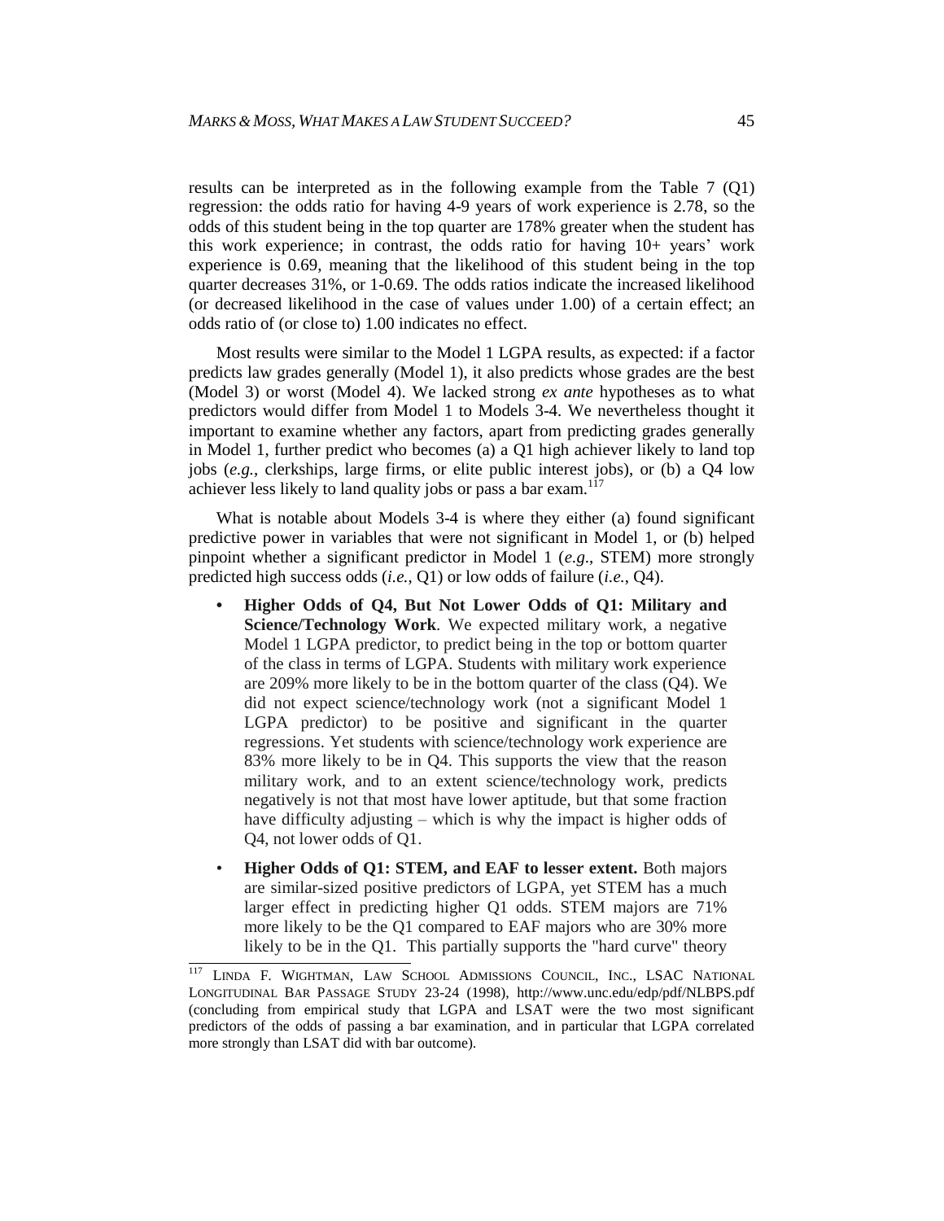results can be interpreted as in the following example from the Table 7 (Q1) regression: the odds ratio for having 4-9 years of work experience is 2.78, so the odds of this student being in the top quarter are 178% greater when the student has this work experience; in contrast, the odds ratio for having 10+ years' work experience is 0.69, meaning that the likelihood of this student being in the top quarter decreases 31%, or 1-0.69. The odds ratios indicate the increased likelihood (or decreased likelihood in the case of values under 1.00) of a certain effect; an odds ratio of (or close to) 1.00 indicates no effect.

Most results were similar to the Model 1 LGPA results, as expected: if a factor predicts law grades generally (Model 1), it also predicts whose grades are the best (Model 3) or worst (Model 4). We lacked strong *ex ante* hypotheses as to what predictors would differ from Model 1 to Models 3-4. We nevertheless thought it important to examine whether any factors, apart from predicting grades generally in Model 1, further predict who becomes (a) a Q1 high achiever likely to land top jobs (*e.g.*, clerkships, large firms, or elite public interest jobs), or (b) a Q4 low achiever less likely to land quality jobs or pass a bar exam.[117]

What is notable about Models 3-4 is where they either (a) found significant predictive power in variables that were not significant in Model 1, or (b) helped pinpoint whether a significant predictor in Model 1 (*e.g.*, STEM) more strongly predicted high success odds (*i.e.*, Q1) or low odds of failure (*i.e.*, Q4).

- **Higher Odds of Q4, But Not Lower Odds of Q1: Military and Science/Technology Work**. We expected military work, a negative Model 1 LGPA predictor, to predict being in the top or bottom quarter of the class in terms of LGPA. Students with military work experience are 209% more likely to be in the bottom quarter of the class (Q4). We did not expect science/technology work (not a significant Model 1 LGPA predictor) to be positive and significant in the quarter regressions. Yet students with science/technology work experience are 83% more likely to be in Q4. This supports the view that the reason military work, and to an extent science/technology work, predicts negatively is not that most have lower aptitude, but that some fraction have difficulty adjusting – which is why the impact is higher odds of Q4, not lower odds of Q1.

- **Higher Odds of Q1: STEM, and EAF to lesser extent.** Both majors are similar-sized positive predictors of LGPA, yet STEM has a much larger effect in predicting higher Q1 odds. STEM majors are 71% more likely to be the Q1 compared to EAF majors who are 30% more likely to be in the Q1. This partially supports the "hard curve" theory

[117] LINDA F. WIGHTMAN, LAW SCHOOL ADMISSIONS COUNCIL, INC., LSAC NATIONAL LONGITUDINAL BAR PASSAGE STUDY 23-24 (1998), http://www.unc.edu/edp/pdf/NLBPS.pdf (concluding from empirical study that LGPA and LSAT were the two most significant predictors of the odds of passing a bar examination, and in particular that LGPA correlated more strongly than LSAT did with bar outcome).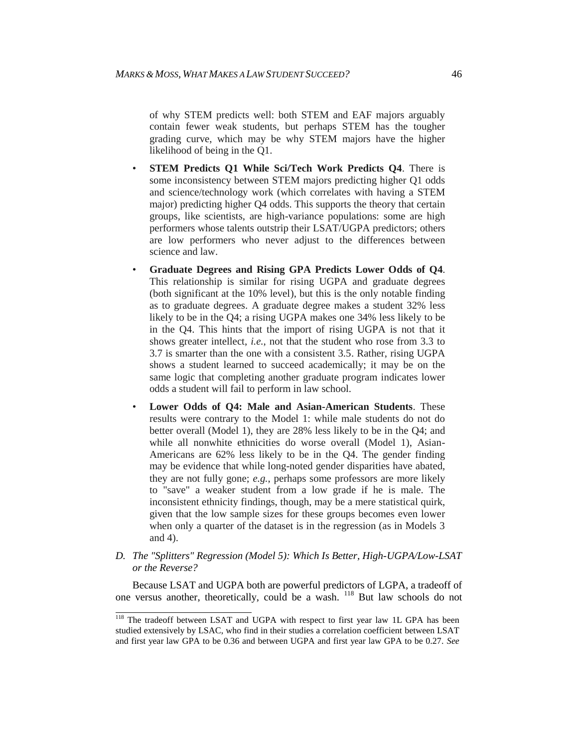of why STEM predicts well: both STEM and EAF majors arguably contain fewer weak students, but perhaps STEM has the tougher grading curve, which may be why STEM majors have the higher likelihood of being in the Q1.

- **STEM Predicts Q1 While Sci/Tech Work Predicts Q4**. There is some inconsistency between STEM majors predicting higher Q1 odds and science/technology work (which correlates with having a STEM major) predicting higher Q4 odds. This supports the theory that certain groups, like scientists, are high-variance populations: some are high performers whose talents outstrip their LSAT/UGPA predictors; others are low performers who never adjust to the differences between science and law.
- **Graduate Degrees and Rising GPA Predicts Lower Odds of Q4**. This relationship is similar for rising UGPA and graduate degrees (both significant at the 10% level), but this is the only notable finding as to graduate degrees. A graduate degree makes a student 32% less likely to be in the Q4; a rising UGPA makes one 34% less likely to be in the Q4. This hints that the import of rising UGPA is not that it shows greater intellect, *i.e.*, not that the student who rose from 3.3 to 3.7 is smarter than the one with a consistent 3.5. Rather, rising UGPA shows a student learned to succeed academically; it may be on the same logic that completing another graduate program indicates lower odds a student will fail to perform in law school.
- **Lower Odds of Q4: Male and Asian-American Students**. These results were contrary to the Model 1: while male students do not do better overall (Model 1), they are 28% less likely to be in the Q4; and while all nonwhite ethnicities do worse overall (Model 1), Asian-Americans are 62% less likely to be in the Q4. The gender finding may be evidence that while long-noted gender disparities have abated, they are not fully gone; *e.g.*, perhaps some professors are more likely to "save" a weaker student from a low grade if he is male. The inconsistent ethnicity findings, though, may be a mere statistical quirk, given that the low sample sizes for these groups becomes even lower when only a quarter of the dataset is in the regression (as in Models 3 and 4).

### *D. The "Splitters" Regression (Model 5): Which Is Better, High-UGPA/Low-LSAT or the Reverse?*

Because LSAT and UGPA both are powerful predictors of LGPA, a tradeoff of one versus another, theoretically, could be a wash. [118] But law schools do not

---

[118] The tradeoff between LSAT and UGPA with respect to first year law 1L GPA has been studied extensively by LSAC, who find in their studies a correlation coefficient between LSAT and first year law GPA to be 0.36 and between UGPA and first year law GPA to be 0.27. *See*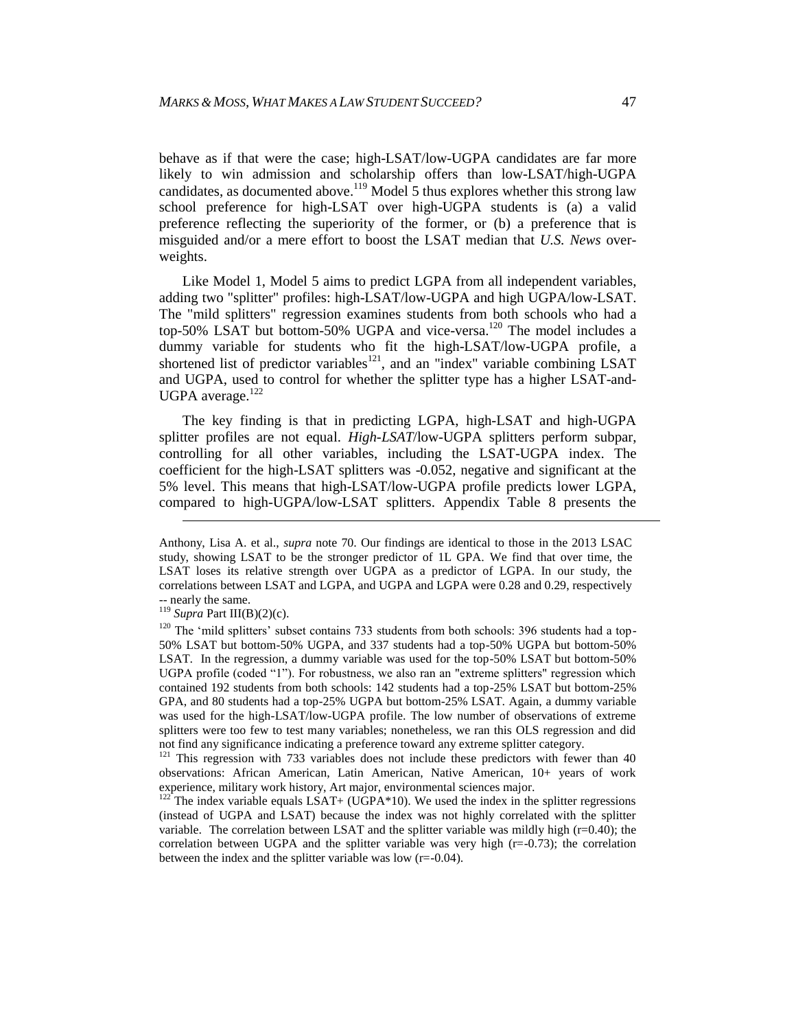behave as if that were the case; high-LSAT/low-UGPA candidates are far more likely to win admission and scholarship offers than low-LSAT/high-UGPA candidates, as documented above.[119] Model 5 thus explores whether this strong law school preference for high-LSAT over high-UGPA students is (a) a valid preference reflecting the superiority of the former, or (b) a preference that is misguided and/or a mere effort to boost the LSAT median that *U.S. News* over-weights.

Like Model 1, Model 5 aims to predict LGPA from all independent variables, adding two "splitter" profiles: high-LSAT/low-UGPA and high UGPA/low-LSAT. The "mild splitters" regression examines students from both schools who had a top-50% LSAT but bottom-50% UGPA and vice-versa.[120] The model includes a dummy variable for students who fit the high-LSAT/low-UGPA profile, a shortened list of predictor variables[121], and an "index" variable combining LSAT and UGPA, used to control for whether the splitter type has a higher LSAT-and-UGPA average.[122]

The key finding is that in predicting LGPA, high-LSAT and high-UGPA splitter profiles are not equal. *High-LSAT*/low-UGPA splitters perform subpar, controlling for all other variables, including the LSAT-UGPA index. The coefficient for the high-LSAT splitters was -0.052, negative and significant at the 5% level. This means that high-LSAT/low-UGPA profile predicts lower LGPA, compared to high-UGPA/low-LSAT splitters. Appendix Table 8 presents the

---

Anthony, Lisa A. et al., *supra* note 70. Our findings are identical to those in the 2013 LSAC study, showing LSAT to be the stronger predictor of 1L GPA. We find that over time, the LSAT loses its relative strength over UGPA as a predictor of LGPA. In our study, the correlations between LSAT and LGPA, and UGPA and LGPA were 0.28 and 0.29, respectively -- nearly the same.

[119] *Supra* Part III(B)(2)(c).

[120] The 'mild splitters' subset contains 733 students from both schools: 396 students had a top-50% LSAT but bottom-50% UGPA, and 337 students had a top-50% UGPA but bottom-50% LSAT. In the regression, a dummy variable was used for the top-50% LSAT but bottom-50% UGPA profile (coded "1"). For robustness, we also ran an "extreme splitters" regression which contained 192 students from both schools: 142 students had a top-25% LSAT but bottom-25% GPA, and 80 students had a top-25% UGPA but bottom-25% LSAT. Again, a dummy variable was used for the high-LSAT/low-UGPA profile. The low number of observations of extreme splitters were too few to test many variables; nonetheless, we ran this OLS regression and did not find any significance indicating a preference toward any extreme splitter category.

[121] This regression with 733 variables does not include these predictors with fewer than 40 observations: African American, Latin American, Native American, 10+ years of work experience, military work history, Art major, environmental sciences major.

[122] The index variable equals LSAT+ (UGPA*10). We used the index in the splitter regressions (instead of UGPA and LSAT) because the index was not highly correlated with the splitter variable. The correlation between LSAT and the splitter variable was mildly high ($r=0.40$); the correlation between UGPA and the splitter variable was very high ($r=-0.73$); the correlation between the index and the splitter variable was low ($r=-0.04$).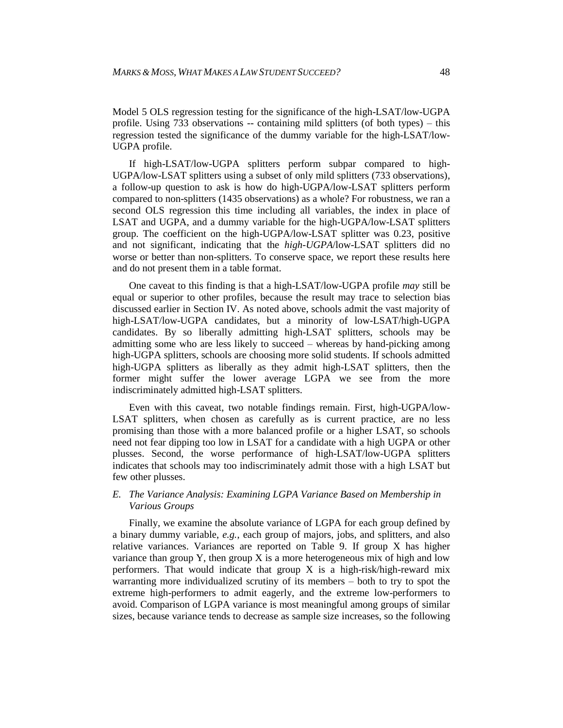Model 5 OLS regression testing for the significance of the high-LSAT/low-UGPA profile. Using 733 observations -- containing mild splitters (of both types) – this regression tested the significance of the dummy variable for the high-LSAT/low-UGPA profile.

If high-LSAT/low-UGPA splitters perform subpar compared to high-UGPA/low-LSAT splitters using a subset of only mild splitters (733 observations), a follow-up question to ask is how do high-UGPA/low-LSAT splitters perform compared to non-splitters (1435 observations) as a whole? For robustness, we ran a second OLS regression this time including all variables, the index in place of LSAT and UGPA, and a dummy variable for the high-UGPA/low-LSAT splitters group. The coefficient on the high-UGPA/low-LSAT splitter was 0.23, positive and not significant, indicating that the *high-UGPA*/low-LSAT splitters did no worse or better than non-splitters. To conserve space, we report these results here and do not present them in a table format.

One caveat to this finding is that a high-LSAT/low-UGPA profile *may* still be equal or superior to other profiles, because the result may trace to selection bias discussed earlier in Section IV. As noted above, schools admit the vast majority of high-LSAT/low-UGPA candidates, but a minority of low-LSAT/high-UGPA candidates. By so liberally admitting high-LSAT splitters, schools may be admitting some who are less likely to succeed – whereas by hand-picking among high-UGPA splitters, schools are choosing more solid students. If schools admitted high-UGPA splitters as liberally as they admit high-LSAT splitters, then the former might suffer the lower average LGPA we see from the more indiscriminately admitted high-LSAT splitters.

Even with this caveat, two notable findings remain. First, high-UGPA/low-LSAT splitters, when chosen as carefully as is current practice, are no less promising than those with a more balanced profile or a higher LSAT, so schools need not fear dipping too low in LSAT for a candidate with a high UGPA or other plusses. Second, the worse performance of high-LSAT/low-UGPA splitters indicates that schools may too indiscriminately admit those with a high LSAT but few other plusses.

### *E. The Variance Analysis: Examining LGPA Variance Based on Membership in Various Groups*

Finally, we examine the absolute variance of LGPA for each group defined by a binary dummy variable, *e.g.*, each group of majors, jobs, and splitters, and also relative variances. Variances are reported on Table 9. If group X has higher variance than group Y, then group X is a more heterogeneous mix of high and low performers. That would indicate that group X is a high-risk/high-reward mix warranting more individualized scrutiny of its members – both to try to spot the extreme high-performers to admit eagerly, and the extreme low-performers to avoid. Comparison of LGPA variance is most meaningful among groups of similar sizes, because variance tends to decrease as sample size increases, so the following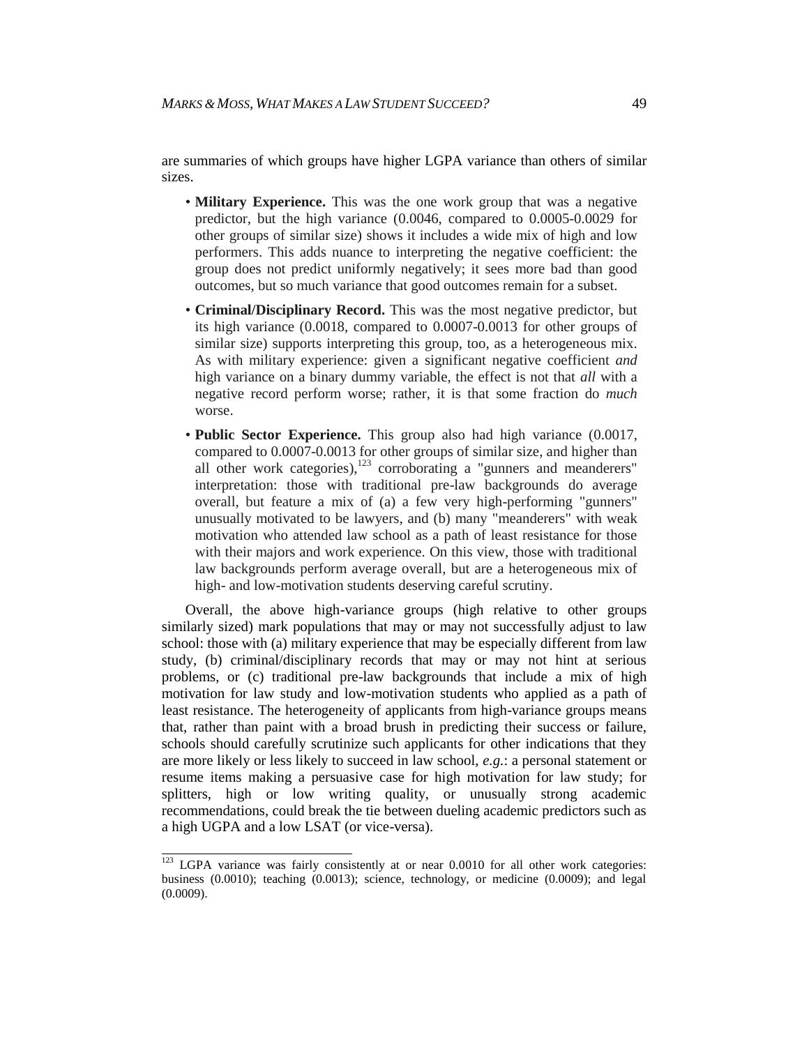are summaries of which groups have higher LGPA variance than others of similar sizes.

- **Military Experience.** This was the one work group that was a negative predictor, but the high variance (0.0046, compared to 0.0005-0.0029 for other groups of similar size) shows it includes a wide mix of high and low performers. This adds nuance to interpreting the negative coefficient: the group does not predict uniformly negatively; it sees more bad than good outcomes, but so much variance that good outcomes remain for a subset.
- **Criminal/Disciplinary Record.** This was the most negative predictor, but its high variance (0.0018, compared to 0.0007-0.0013 for other groups of similar size) supports interpreting this group, too, as a heterogeneous mix. As with military experience: given a significant negative coefficient *and* high variance on a binary dummy variable, the effect is not that *all* with a negative record perform worse; rather, it is that some fraction do *much* worse.
- **Public Sector Experience.** This group also had high variance (0.0017, compared to 0.0007-0.0013 for other groups of similar size, and higher than all other work categories),[123] corroborating a "gunners and meanderers" interpretation: those with traditional pre-law backgrounds do average overall, but feature a mix of (a) a few very high-performing "gunners" unusually motivated to be lawyers, and (b) many "meanderers" with weak motivation who attended law school as a path of least resistance for those with their majors and work experience. On this view, those with traditional law backgrounds perform average overall, but are a heterogeneous mix of high- and low-motivation students deserving careful scrutiny.

Overall, the above high-variance groups (high relative to other groups similarly sized) mark populations that may or may not successfully adjust to law school: those with (a) military experience that may be especially different from law study, (b) criminal/disciplinary records that may or may not hint at serious problems, or (c) traditional pre-law backgrounds that include a mix of high motivation for law study and low-motivation students who applied as a path of least resistance. The heterogeneity of applicants from high-variance groups means that, rather than paint with a broad brush in predicting their success or failure, schools should carefully scrutinize such applicants for other indications that they are more likely or less likely to succeed in law school, *e.g.*: a personal statement or resume items making a persuasive case for high motivation for law study; for splitters, high or low writing quality, or unusually strong academic recommendations, could break the tie between dueling academic predictors such as a high UGPA and a low LSAT (or vice-versa).

[123] LGPA variance was fairly consistently at or near 0.0010 for all other work categories: business (0.0010); teaching (0.0013); science, technology, or medicine (0.0009); and legal (0.0009).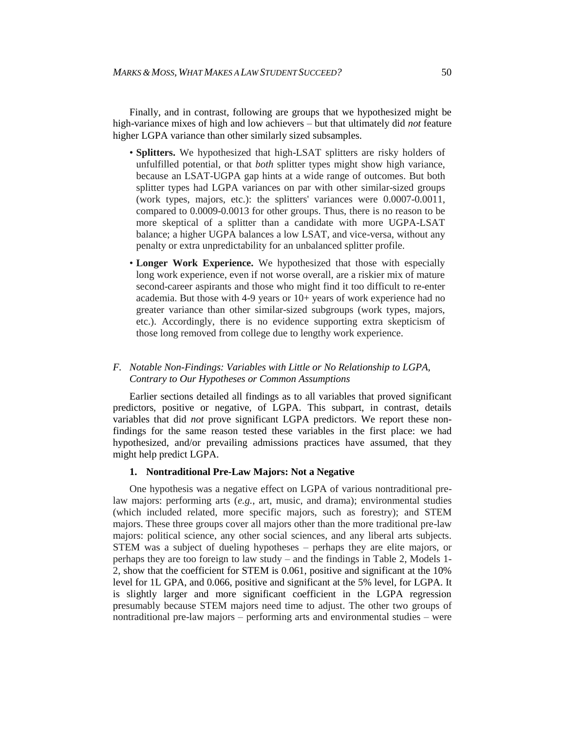Finally, and in contrast, following are groups that we hypothesized might be high-variance mixes of high and low achievers – but that ultimately did *not* feature higher LGPA variance than other similarly sized subsamples.

- **Splitters.** We hypothesized that high-LSAT splitters are risky holders of unfulfilled potential, or that *both* splitter types might show high variance, because an LSAT-UGPA gap hints at a wide range of outcomes. But both splitter types had LGPA variances on par with other similar-sized groups (work types, majors, etc.): the splitters' variances were 0.0007-0.0011, compared to 0.0009-0.0013 for other groups. Thus, there is no reason to be more skeptical of a splitter than a candidate with more UGPA-LSAT balance; a higher UGPA balances a low LSAT, and vice-versa, without any penalty or extra unpredictability for an unbalanced splitter profile.
- **Longer Work Experience.** We hypothesized that those with especially long work experience, even if not worse overall, are a riskier mix of mature second-career aspirants and those who might find it too difficult to re-enter academia. But those with 4-9 years or 10+ years of work experience had no greater variance than other similar-sized subgroups (work types, majors, etc.). Accordingly, there is no evidence supporting extra skepticism of those long removed from college due to lengthy work experience.

### *F. Notable Non-Findings: Variables with Little or No Relationship to LGPA, Contrary to Our Hypotheses or Common Assumptions*

Earlier sections detailed all findings as to all variables that proved significant predictors, positive or negative, of LGPA. This subpart, in contrast, details variables that did *not* prove significant LGPA predictors. We report these non-findings for the same reason tested these variables in the first place: we had hypothesized, and/or prevailing admissions practices have assumed, that they might help predict LGPA.

#### 1. Nontraditional Pre-Law Majors: Not a Negative

One hypothesis was a negative effect on LGPA of various nontraditional pre-law majors: performing arts (*e.g.*, art, music, and drama); environmental studies (which included related, more specific majors, such as forestry); and STEM majors. These three groups cover all majors other than the more traditional pre-law majors: political science, any other social sciences, and any liberal arts subjects. STEM was a subject of dueling hypotheses – perhaps they are elite majors, or perhaps they are too foreign to law study – and the findings in Table 2, Models 1-2, show that the coefficient for STEM is 0.061, positive and significant at the 10% level for 1L GPA, and 0.066, positive and significant at the 5% level, for LGPA. It is slightly larger and more significant coefficient in the LGPA regression presumably because STEM majors need time to adjust. The other two groups of nontraditional pre-law majors – performing arts and environmental studies – were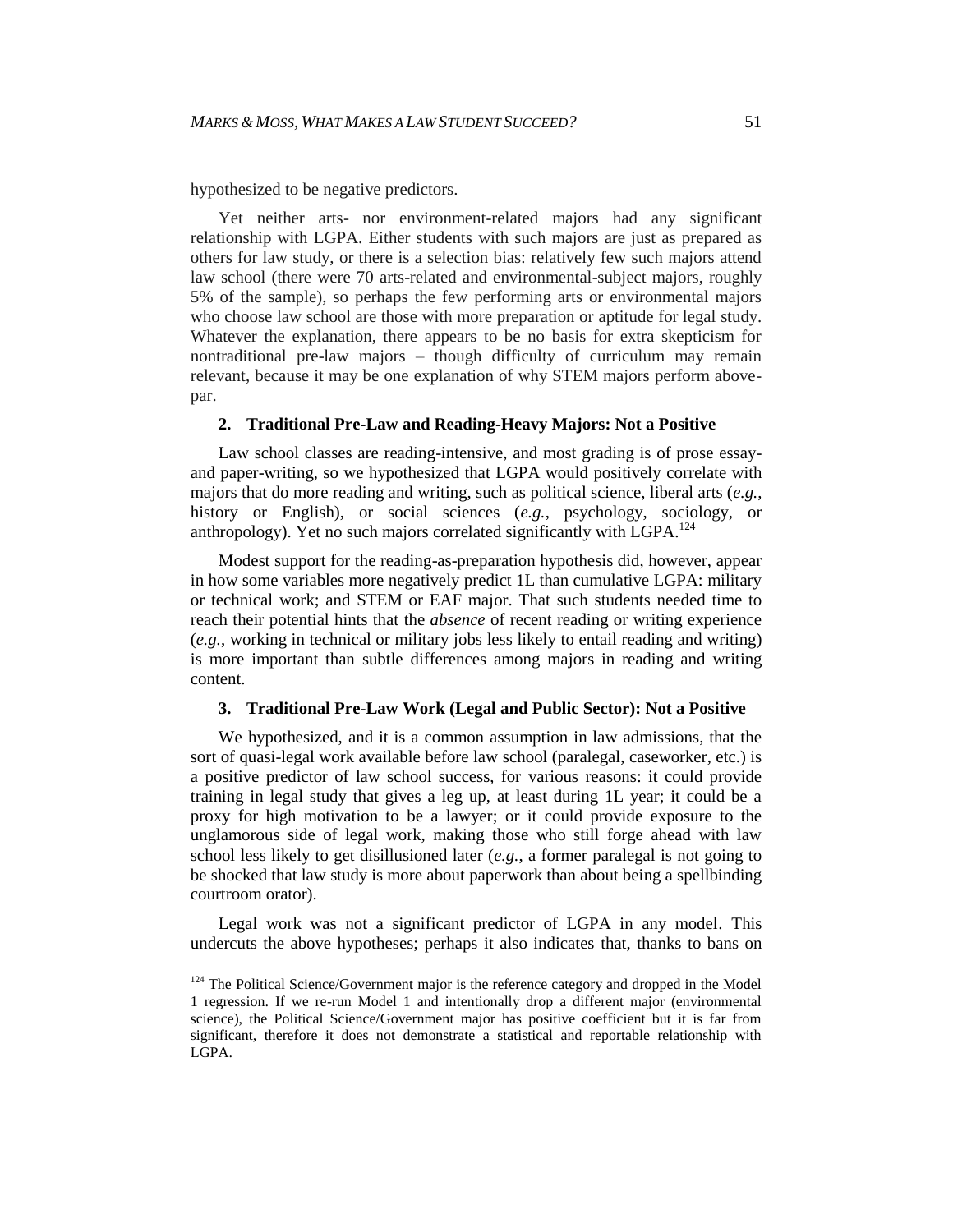hypothesized to be negative predictors.

Yet neither arts- nor environment-related majors had any significant relationship with LGPA. Either students with such majors are just as prepared as others for law study, or there is a selection bias: relatively few such majors attend law school (there were 70 arts-related and environmental-subject majors, roughly 5% of the sample), so perhaps the few performing arts or environmental majors who choose law school are those with more preparation or aptitude for legal study. Whatever the explanation, there appears to be no basis for extra skepticism for nontraditional pre-law majors – though difficulty of curriculum may remain relevant, because it may be one explanation of why STEM majors perform above-par.

#### 2. Traditional Pre-Law and Reading-Heavy Majors: Not a Positive

Law school classes are reading-intensive, and most grading is of prose essay- and paper-writing, so we hypothesized that LGPA would positively correlate with majors that do more reading and writing, such as political science, liberal arts (*e.g.*, history or English), or social sciences (*e.g.*, psychology, sociology, or anthropology). Yet no such majors correlated significantly with LGPA.[124]

Modest support for the reading-as-preparation hypothesis did, however, appear in how some variables more negatively predict 1L than cumulative LGPA: military or technical work; and STEM or EAF major. That such students needed time to reach their potential hints that the *absence* of recent reading or writing experience (*e.g.*, working in technical or military jobs less likely to entail reading and writing) is more important than subtle differences among majors in reading and writing content.

#### 3. Traditional Pre-Law Work (Legal and Public Sector): Not a Positive

We hypothesized, and it is a common assumption in law admissions, that the sort of quasi-legal work available before law school (paralegal, caseworker, etc.) is a positive predictor of law school success, for various reasons: it could provide training in legal study that gives a leg up, at least during 1L year; it could be a proxy for high motivation to be a lawyer; or it could provide exposure to the unglamorous side of legal work, making those who still forge ahead with law school less likely to get disillusioned later (*e.g.*, a former paralegal is not going to be shocked that law study is more about paperwork than about being a spellbinding courtroom orator).

Legal work was not a significant predictor of LGPA in any model. This undercuts the above hypotheses; perhaps it also indicates that, thanks to bans on

---

[124] The Political Science/Government major is the reference category and dropped in the Model 1 regression. If we re-run Model 1 and intentionally drop a different major (environmental science), the Political Science/Government major has positive coefficient but it is far from significant, therefore it does not demonstrate a statistical and reportable relationship with LGPA.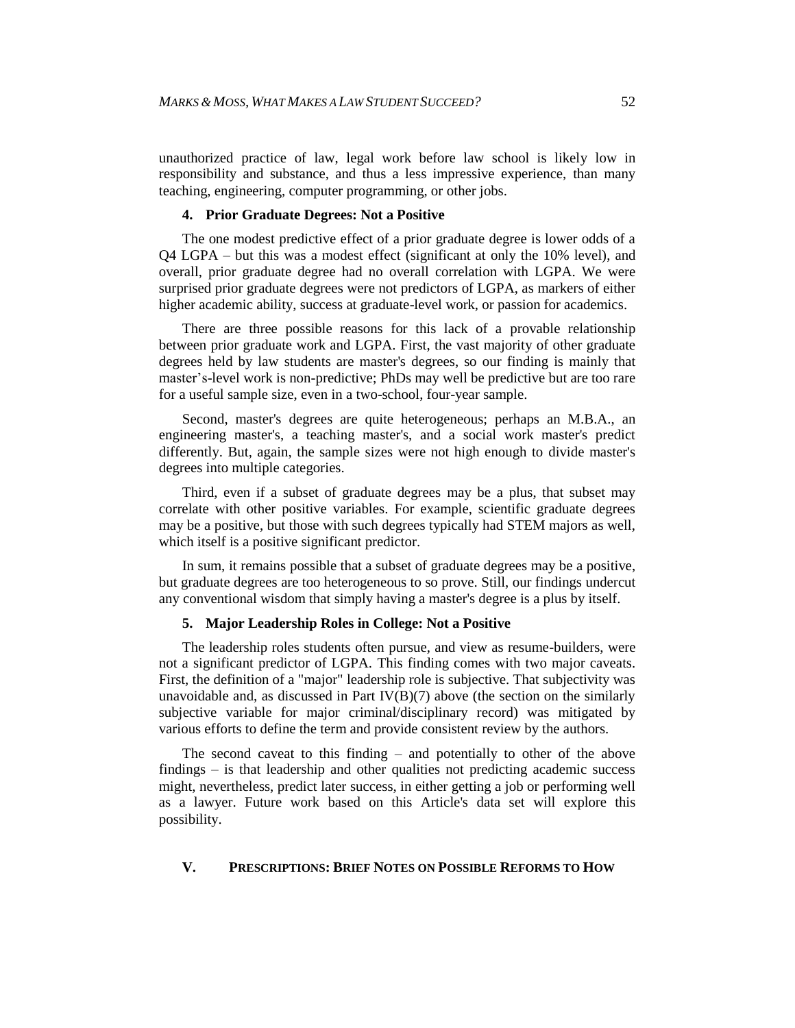unauthorized practice of law, legal work before law school is likely low in responsibility and substance, and thus a less impressive experience, than many teaching, engineering, computer programming, or other jobs.

#### 4. Prior Graduate Degrees: Not a Positive

The one modest predictive effect of a prior graduate degree is lower odds of a Q4 LGPA – but this was a modest effect (significant at only the 10% level), and overall, prior graduate degree had no overall correlation with LGPA. We were surprised prior graduate degrees were not predictors of LGPA, as markers of either higher academic ability, success at graduate-level work, or passion for academics.

There are three possible reasons for this lack of a provable relationship between prior graduate work and LGPA. First, the vast majority of other graduate degrees held by law students are master's degrees, so our finding is mainly that master's-level work is non-predictive; PhDs may well be predictive but are too rare for a useful sample size, even in a two-school, four-year sample.

Second, master's degrees are quite heterogeneous; perhaps an M.B.A., an engineering master's, a teaching master's, and a social work master's predict differently. But, again, the sample sizes were not high enough to divide master's degrees into multiple categories.

Third, even if a subset of graduate degrees may be a plus, that subset may correlate with other positive variables. For example, scientific graduate degrees may be a positive, but those with such degrees typically had STEM majors as well, which itself is a positive significant predictor.

In sum, it remains possible that a subset of graduate degrees may be a positive, but graduate degrees are too heterogeneous to so prove. Still, our findings undercut any conventional wisdom that simply having a master's degree is a plus by itself.

#### 5. Major Leadership Roles in College: Not a Positive

The leadership roles students often pursue, and view as resume-builders, were not a significant predictor of LGPA. This finding comes with two major caveats. First, the definition of a "major" leadership role is subjective. That subjectivity was unavoidable and, as discussed in Part IV(B)(7) above (the section on the similarly subjective variable for major criminal/disciplinary record) was mitigated by various efforts to define the term and provide consistent review by the authors.

The second caveat to this finding – and potentially to other of the above findings – is that leadership and other qualities not predicting academic success might, nevertheless, predict later success, in either getting a job or performing well as a lawyer. Future work based on this Article's data set will explore this possibility.

## V. PRESCRIPTIONS: BRIEF NOTES ON POSSIBLE REFORMS TO HOW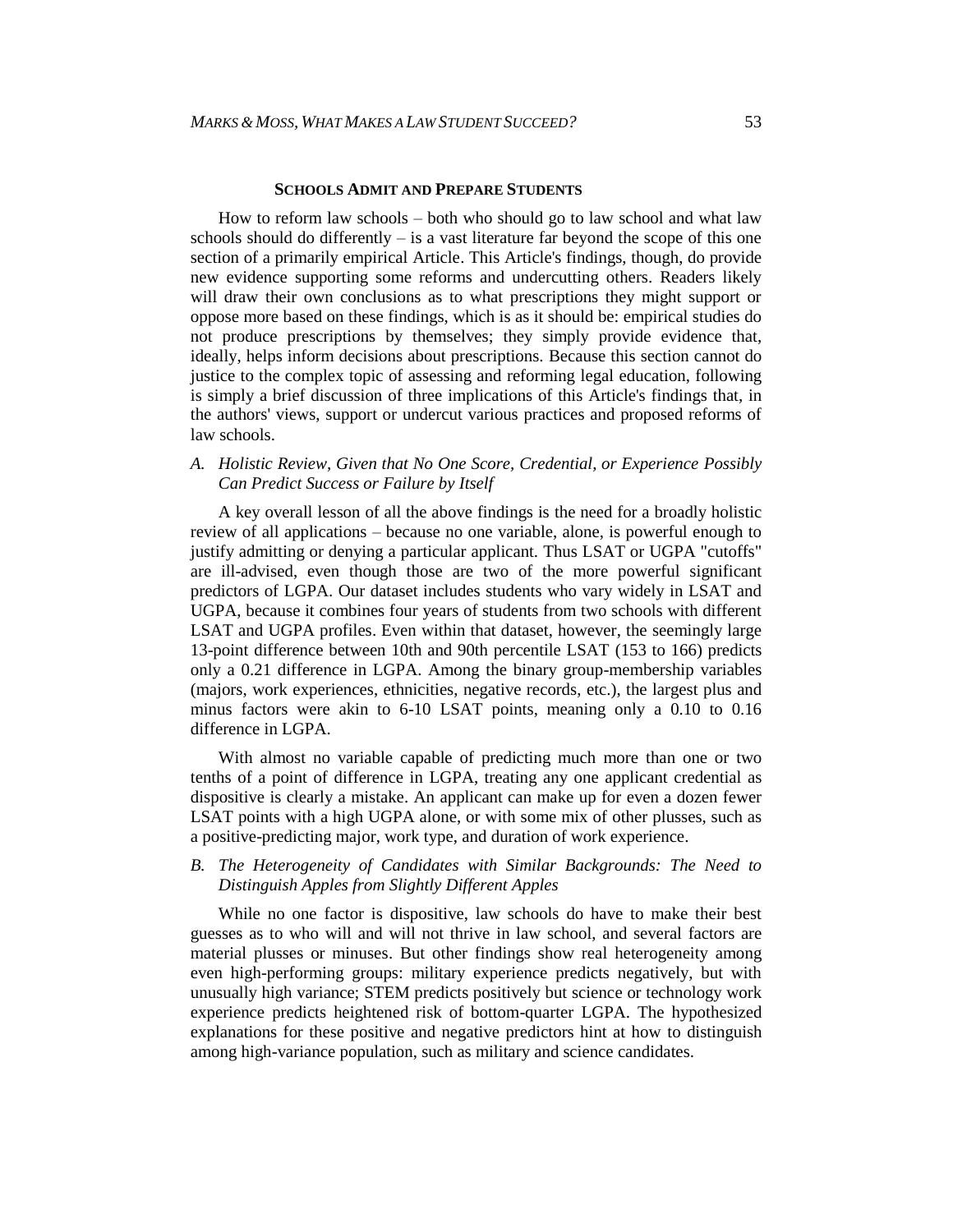## SCHOOLS ADMIT AND PREPARE STUDENTS

How to reform law schools – both who should go to law school and what law schools should do differently – is a vast literature far beyond the scope of this one section of a primarily empirical Article. This Article's findings, though, do provide new evidence supporting some reforms and undercutting others. Readers likely will draw their own conclusions as to what prescriptions they might support or oppose more based on these findings, which is as it should be: empirical studies do not produce prescriptions by themselves; they simply provide evidence that, ideally, helps inform decisions about prescriptions. Because this section cannot do justice to the complex topic of assessing and reforming legal education, following is simply a brief discussion of three implications of this Article's findings that, in the authors' views, support or undercut various practices and proposed reforms of law schools.

### *A. Holistic Review, Given that No One Score, Credential, or Experience Possibly Can Predict Success or Failure by Itself*

A key overall lesson of all the above findings is the need for a broadly holistic review of all applications – because no one variable, alone, is powerful enough to justify admitting or denying a particular applicant. Thus LSAT or UGPA "cutoffs" are ill-advised, even though those are two of the more powerful significant predictors of LGPA. Our dataset includes students who vary widely in LSAT and UGPA, because it combines four years of students from two schools with different LSAT and UGPA profiles. Even within that dataset, however, the seemingly large 13-point difference between 10th and 90th percentile LSAT (153 to 166) predicts only a 0.21 difference in LGPA. Among the binary group-membership variables (majors, work experiences, ethnicities, negative records, etc.), the largest plus and minus factors were akin to 6-10 LSAT points, meaning only a 0.10 to 0.16 difference in LGPA.

With almost no variable capable of predicting much more than one or two tenths of a point of difference in LGPA, treating any one applicant credential as dispositive is clearly a mistake. An applicant can make up for even a dozen fewer LSAT points with a high UGPA alone, or with some mix of other plusses, such as a positive-predicting major, work type, and duration of work experience.

### *B. The Heterogeneity of Candidates with Similar Backgrounds: The Need to Distinguish Apples from Slightly Different Apples*

While no one factor is dispositive, law schools do have to make their best guesses as to who will and will not thrive in law school, and several factors are material plusses or minuses. But other findings show real heterogeneity among even high-performing groups: military experience predicts negatively, but with unusually high variance; STEM predicts positively but science or technology work experience predicts heightened risk of bottom-quarter LGPA. The hypothesized explanations for these positive and negative predictors hint at how to distinguish among high-variance population, such as military and science candidates.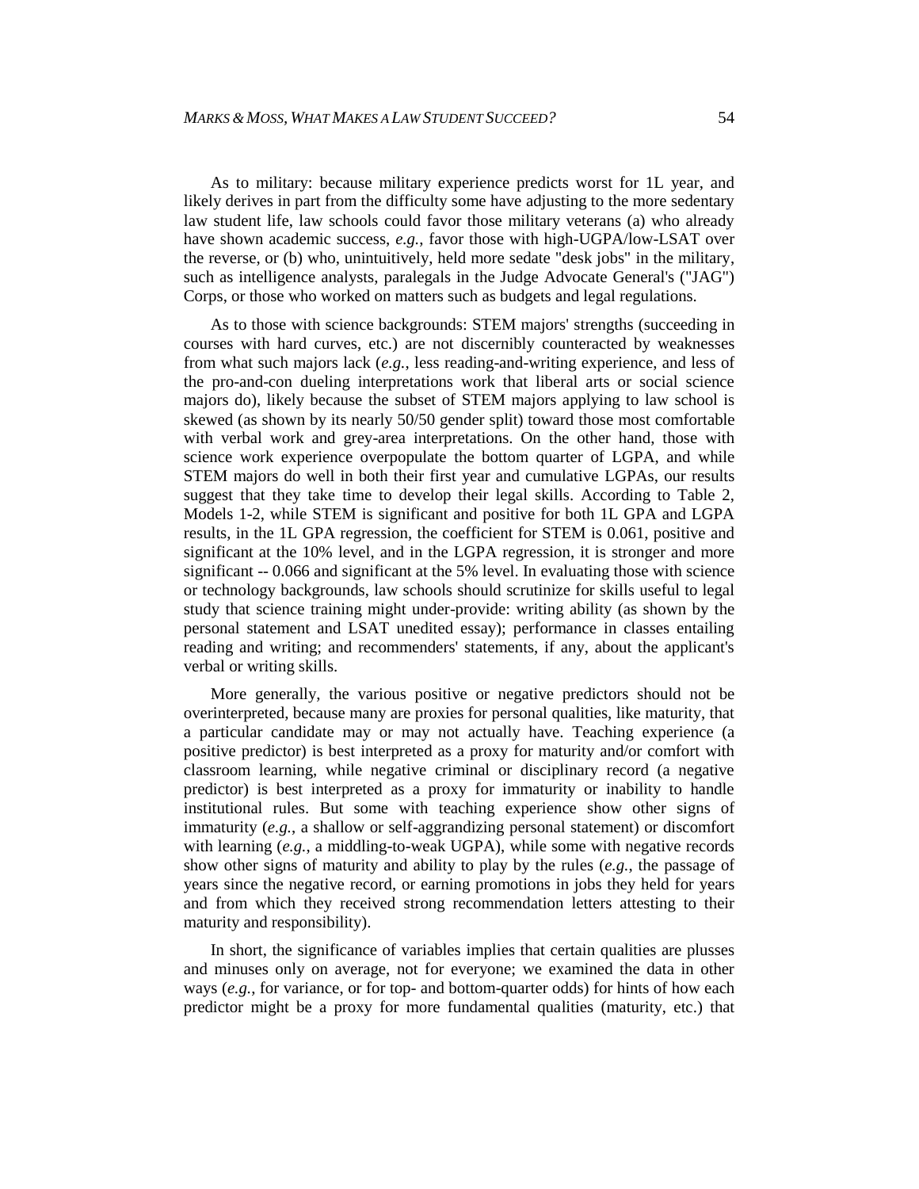As to military: because military experience predicts worst for 1L year, and likely derives in part from the difficulty some have adjusting to the more sedentary law student life, law schools could favor those military veterans (a) who already have shown academic success, *e.g.*, favor those with high-UGPA/low-LSAT over the reverse, or (b) who, unintuitively, held more sedate "desk jobs" in the military, such as intelligence analysts, paralegals in the Judge Advocate General's ("JAG") Corps, or those who worked on matters such as budgets and legal regulations.

As to those with science backgrounds: STEM majors' strengths (succeeding in courses with hard curves, etc.) are not discernibly counteracted by weaknesses from what such majors lack (*e.g.*, less reading-and-writing experience, and less of the pro-and-con dueling interpretations work that liberal arts or social science majors do), likely because the subset of STEM majors applying to law school is skewed (as shown by its nearly 50/50 gender split) toward those most comfortable with verbal work and grey-area interpretations. On the other hand, those with science work experience overpopulate the bottom quarter of LGPA, and while STEM majors do well in both their first year and cumulative LGPAs, our results suggest that they take time to develop their legal skills. According to Table 2, Models 1-2, while STEM is significant and positive for both 1L GPA and LGPA results, in the 1L GPA regression, the coefficient for STEM is 0.061, positive and significant at the 10% level, and in the LGPA regression, it is stronger and more significant -- 0.066 and significant at the 5% level. In evaluating those with science or technology backgrounds, law schools should scrutinize for skills useful to legal study that science training might under-provide: writing ability (as shown by the personal statement and LSAT unedited essay); performance in classes entailing reading and writing; and recommenders' statements, if any, about the applicant's verbal or writing skills.

More generally, the various positive or negative predictors should not be overinterpreted, because many are proxies for personal qualities, like maturity, that a particular candidate may or may not actually have. Teaching experience (a positive predictor) is best interpreted as a proxy for maturity and/or comfort with classroom learning, while negative criminal or disciplinary record (a negative predictor) is best interpreted as a proxy for immaturity or inability to handle institutional rules. But some with teaching experience show other signs of immaturity (*e.g.*, a shallow or self-aggrandizing personal statement) or discomfort with learning (*e.g.*, a middling-to-weak UGPA), while some with negative records show other signs of maturity and ability to play by the rules (*e.g.*, the passage of years since the negative record, or earning promotions in jobs they held for years and from which they received strong recommendation letters attesting to their maturity and responsibility).

In short, the significance of variables implies that certain qualities are plusses and minuses only on average, not for everyone; we examined the data in other ways (*e.g.*, for variance, or for top- and bottom-quarter odds) for hints of how each predictor might be a proxy for more fundamental qualities (maturity, etc.) that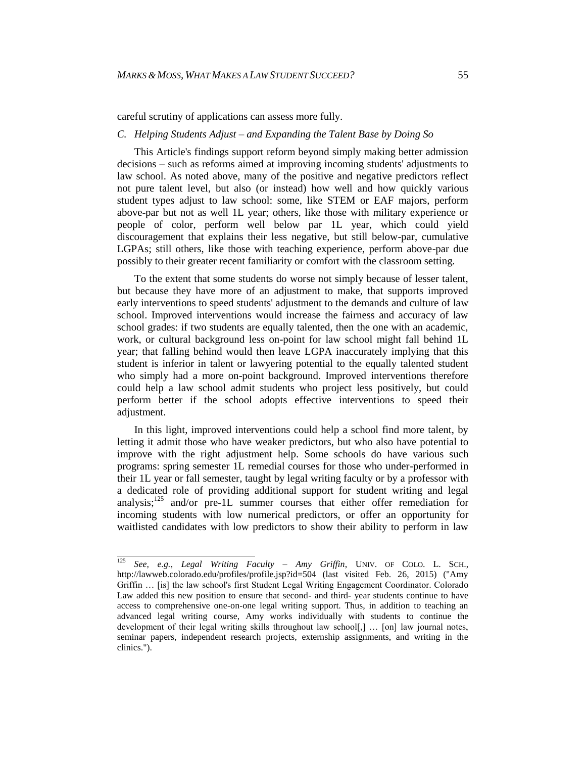careful scrutiny of applications can assess more fully.

### *C. Helping Students Adjust – and Expanding the Talent Base by Doing So*

This Article's findings support reform beyond simply making better admission decisions – such as reforms aimed at improving incoming students' adjustments to law school. As noted above, many of the positive and negative predictors reflect not pure talent level, but also (or instead) how well and how quickly various student types adjust to law school: some, like STEM or EAF majors, perform above-par but not as well 1L year; others, like those with military experience or people of color, perform well below par 1L year, which could yield discouragement that explains their less negative, but still below-par, cumulative LGPAs; still others, like those with teaching experience, perform above-par due possibly to their greater recent familiarity or comfort with the classroom setting.

To the extent that some students do worse not simply because of lesser talent, but because they have more of an adjustment to make, that supports improved early interventions to speed students' adjustment to the demands and culture of law school. Improved interventions would increase the fairness and accuracy of law school grades: if two students are equally talented, then the one with an academic, work, or cultural background less on-point for law school might fall behind 1L year; that falling behind would then leave LGPA inaccurately implying that this student is inferior in talent or lawyering potential to the equally talented student who simply had a more on-point background. Improved interventions therefore could help a law school admit students who project less positively, but could perform better if the school adopts effective interventions to speed their adjustment.

In this light, improved interventions could help a school find more talent, by letting it admit those who have weaker predictors, but who also have potential to improve with the right adjustment help. Some schools do have various such programs: spring semester 1L remedial courses for those who under-performed in their 1L year or fall semester, taught by legal writing faculty or by a professor with a dedicated role of providing additional support for student writing and legal analysis;[125] and/or pre-1L summer courses that either offer remediation for incoming students with low numerical predictors, or offer an opportunity for waitlisted candidates with low predictors to show their ability to perform in law

---

[125] *See, e.g.*, *Legal Writing Faculty – Amy Griffin*, UNIV. OF COLO. L. SCH., http://lawweb.colorado.edu/profiles/profile.jsp?id=504 (last visited Feb. 26, 2015) ("Amy Griffin … [is] the law school's first Student Legal Writing Engagement Coordinator. Colorado Law added this new position to ensure that second- and third- year students continue to have access to comprehensive one-on-one legal writing support. Thus, in addition to teaching an advanced legal writing course, Amy works individually with students to continue the development of their legal writing skills throughout law school[,] … [on] law journal notes, seminar papers, independent research projects, externship assignments, and writing in the clinics.").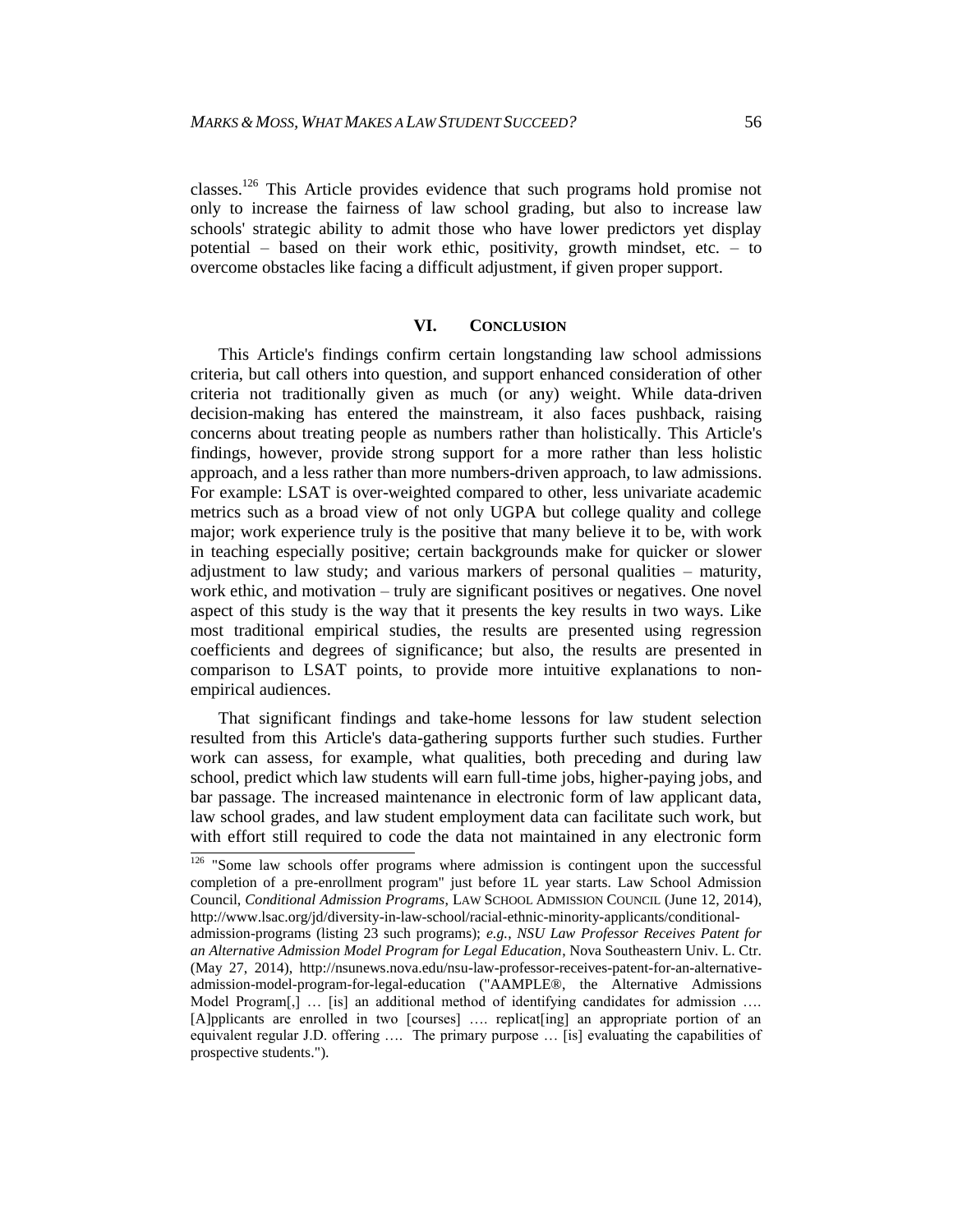classes.[126] This Article provides evidence that such programs hold promise not only to increase the fairness of law school grading, but also to increase law schools' strategic ability to admit those who have lower predictors yet display potential – based on their work ethic, positivity, growth mindset, etc. – to overcome obstacles like facing a difficult adjustment, if given proper support.

## VI. CONCLUSION

This Article's findings confirm certain longstanding law school admissions criteria, but call others into question, and support enhanced consideration of other criteria not traditionally given as much (or any) weight. While data-driven decision-making has entered the mainstream, it also faces pushback, raising concerns about treating people as numbers rather than holistically. This Article's findings, however, provide strong support for a more rather than less holistic approach, and a less rather than more numbers-driven approach, to law admissions. For example: LSAT is over-weighted compared to other, less univariate academic metrics such as a broad view of not only UGPA but college quality and college major; work experience truly is the positive that many believe it to be, with work in teaching especially positive; certain backgrounds make for quicker or slower adjustment to law study; and various markers of personal qualities – maturity, work ethic, and motivation – truly are significant positives or negatives. One novel aspect of this study is the way that it presents the key results in two ways. Like most traditional empirical studies, the results are presented using regression coefficients and degrees of significance; but also, the results are presented in comparison to LSAT points, to provide more intuitive explanations to non-empirical audiences.

That significant findings and take-home lessons for law student selection resulted from this Article's data-gathering supports further such studies. Further work can assess, for example, what qualities, both preceding and during law school, predict which law students will earn full-time jobs, higher-paying jobs, and bar passage. The increased maintenance in electronic form of law applicant data, law school grades, and law student employment data can facilitate such work, but with effort still required to code the data not maintained in any electronic form

[126] "Some law schools offer programs where admission is contingent upon the successful completion of a pre-enrollment program" just before 1L year starts. Law School Admission Council, *Conditional Admission Programs*, LAW SCHOOL ADMISSION COUNCIL (June 12, 2014), http://www.lsac.org/jd/diversity-in-law-school/racial-ethnic-minority-applicants/conditional-admission-programs (listing 23 such programs); *e.g.*, *NSU Law Professor Receives Patent for an Alternative Admission Model Program for Legal Education*, Nova Southeastern Univ. L. Ctr. (May 27, 2014), http://nsunews.nova.edu/nsu-law-professor-receives-patent-for-an-alternative-admission-model-program-for-legal-education ("AAMPLE®, the Alternative Admissions Model Program[,] … [is] an additional method of identifying candidates for admission …. [A]pplicants are enrolled in two [courses] …. replicat[ing] an appropriate portion of an equivalent regular J.D. offering …. The primary purpose … [is] evaluating the capabilities of prospective students.").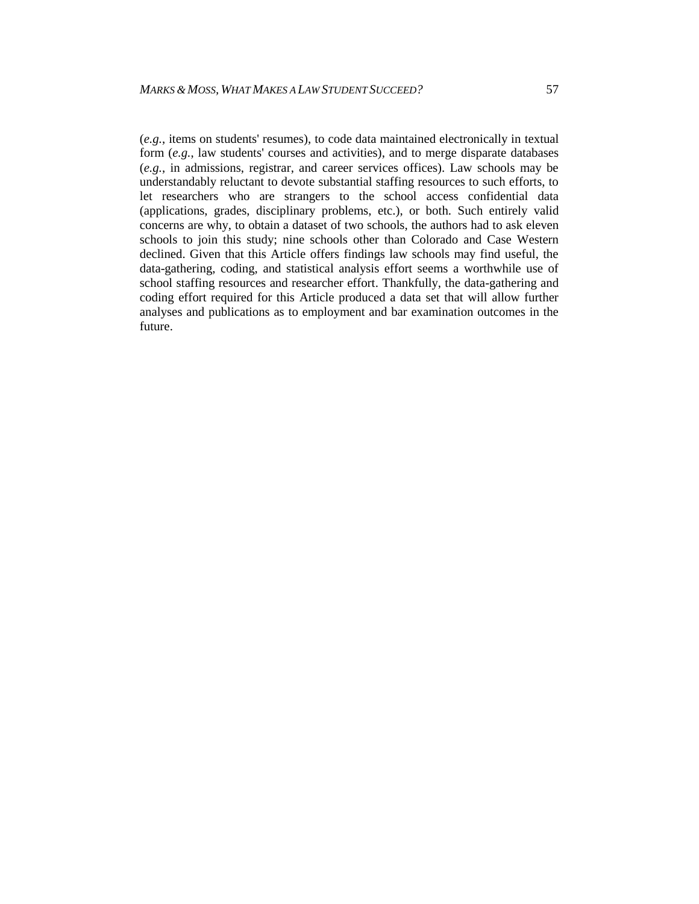(*e.g.*, items on students' resumes), to code data maintained electronically in textual form (*e.g.*, law students' courses and activities), and to merge disparate databases (*e.g.*, in admissions, registrar, and career services offices). Law schools may be understandably reluctant to devote substantial staffing resources to such efforts, to let researchers who are strangers to the school access confidential data (applications, grades, disciplinary problems, etc.), or both. Such entirely valid concerns are why, to obtain a dataset of two schools, the authors had to ask eleven schools to join this study; nine schools other than Colorado and Case Western declined. Given that this Article offers findings law schools may find useful, the data-gathering, coding, and statistical analysis effort seems a worthwhile use of school staffing resources and researcher effort. Thankfully, the data-gathering and coding effort required for this Article produced a data set that will allow further analyses and publications as to employment and bar examination outcomes in the future.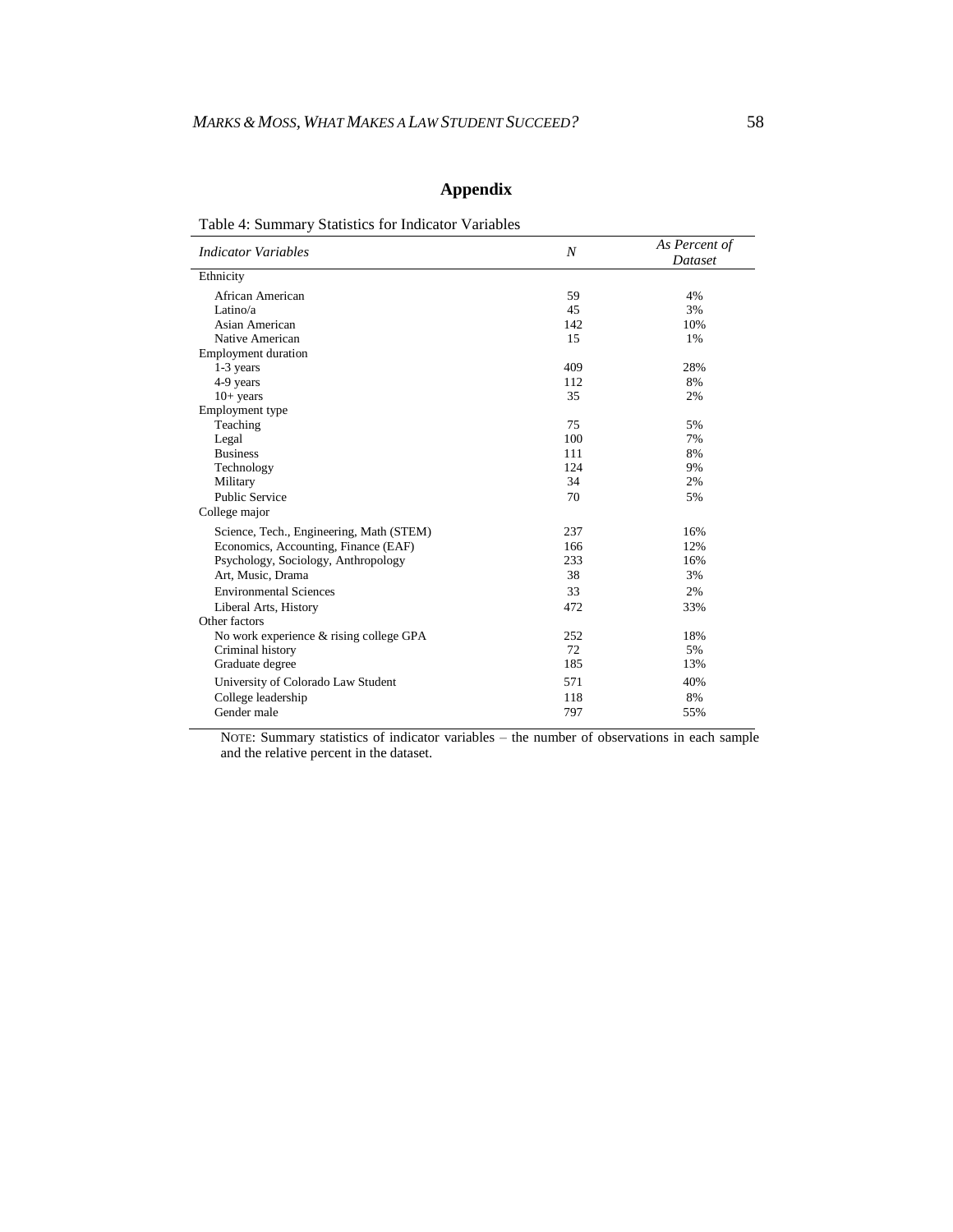# Appendix

Table 4: Summary Statistics for Indicator Variables

| *Indicator Variables* | *N* | *As Percent of Dataset* |
|---|---|---|
| Ethnicity | | |
| African American | 59 | 4% |
| Latino/a | 45 | 3% |
| Asian American | 142 | 10% |
| Native American | 15 | 1% |
| Employment duration | | |
| 1-3 years | 409 | 28% |
| 4-9 years | 112 | 8% |
| 10+ years | 35 | 2% |
| Employment type | | |
| Teaching | 75 | 5% |
| Legal | 100 | 7% |
| Business | 111 | 8% |
| Technology | 124 | 9% |
| Military | 34 | 2% |
| Public Service | 70 | 5% |
| College major | | |
| Science, Tech., Engineering, Math (STEM) | 237 | 16% |
| Economics, Accounting, Finance (EAF) | 166 | 12% |
| Psychology, Sociology, Anthropology | 233 | 16% |
| Art, Music, Drama | 38 | 3% |
| Environmental Sciences | 33 | 2% |
| Liberal Arts, History | 472 | 33% |
| Other factors | | |
| No work experience & rising college GPA | 252 | 18% |
| Criminal history | 72 | 5% |
| Graduate degree | 185 | 13% |
| University of Colorado Law Student | 571 | 40% |
| College leadership | 118 | 8% |
| Gender male | 797 | 55% |

NOTE: Summary statistics of indicator variables – the number of observations in each sample and the relative percent in the dataset.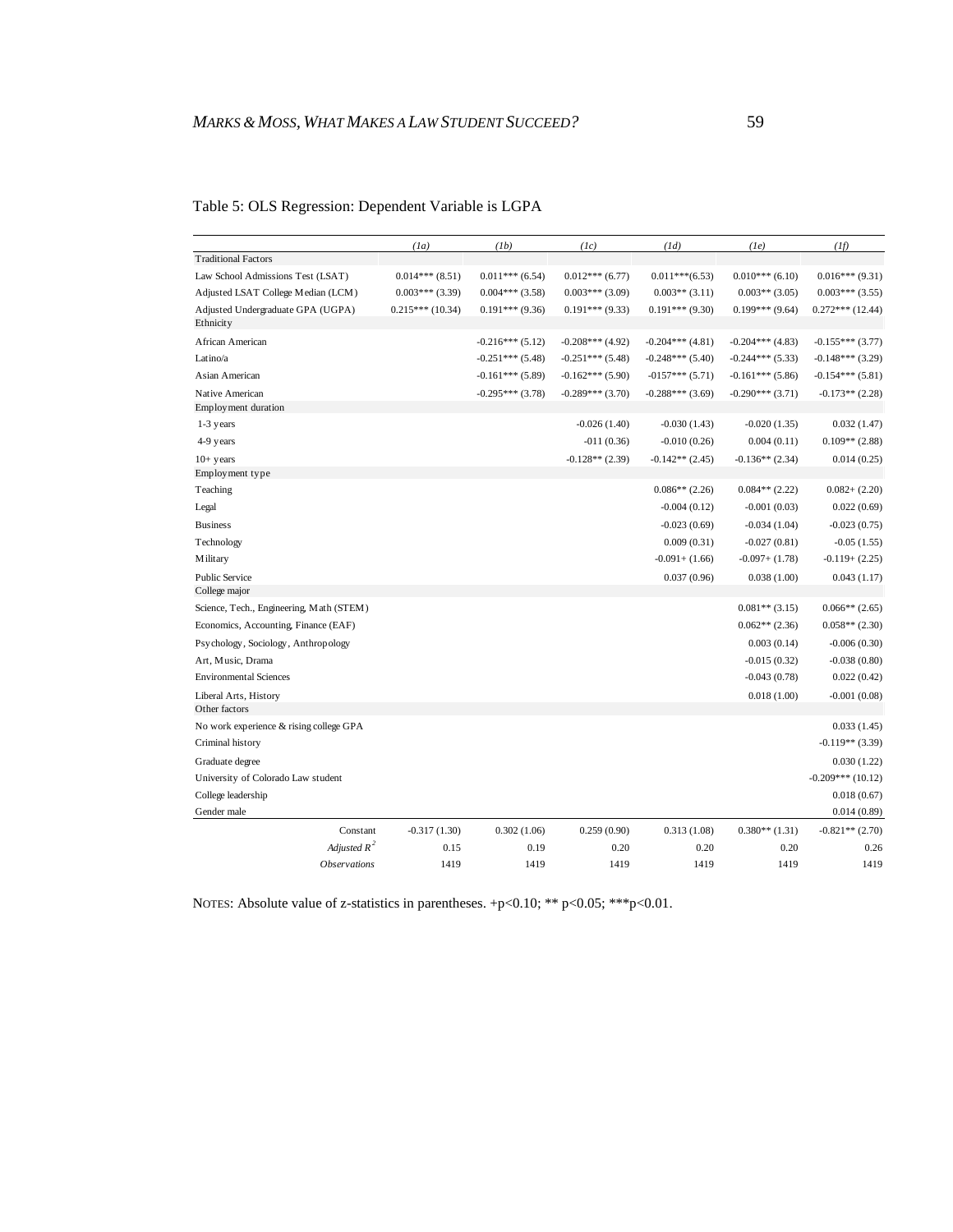Table 5: OLS Regression: Dependent Variable is LGPA

| | *(1a)* | *(1b)* | *(1c)* | *(1d)* | *(1e)* | *(1f)* |
|---|---|---|---|---|---|---|
| Traditional Factors | | | | | | |
| Law School Admissions Test (LSAT) | 0.014*** (8.51) | 0.011*** (6.54) | 0.012*** (6.77) | 0.011***(6.53) | 0.010*** (6.10) | 0.016*** (9.31) |
| Adjusted LSAT College Median (LCM) | 0.003*** (3.39) | 0.004*** (3.58) | 0.003*** (3.09) | 0.003** (3.11) | 0.003** (3.05) | 0.003*** (3.55) |
| Adjusted Undergraduate GPA (UGPA) | 0.215*** (10.34) | 0.191*** (9.36) | 0.191*** (9.33) | 0.191*** (9.30) | 0.199*** (9.64) | 0.272*** (12.44) |
| Ethnicity | | | | | | |
| African American | | -0.216*** (5.12) | -0.208*** (4.92) | -0.204*** (4.81) | -0.204*** (4.83) | -0.155*** (3.77) |
| Latino/a | | -0.251*** (5.48) | -0.251*** (5.48) | -0.248*** (5.40) | -0.244*** (5.33) | -0.148*** (3.29) |
| Asian American | | -0.161*** (5.89) | -0.162*** (5.90) | -0157*** (5.71) | -0.161*** (5.86) | -0.154*** (5.81) |
| Native American | | -0.295*** (3.78) | -0.289*** (3.70) | -0.288*** (3.69) | -0.290*** (3.71) | -0.173** (2.28) |
| Employment duration | | | | | | |
| 1-3 years | | | -0.026 (1.40) | -0.030 (1.43) | -0.020 (1.35) | 0.032 (1.47) |
| 4-9 years | | | -011 (0.36) | -0.010 (0.26) | 0.004 (0.11) | 0.109** (2.88) |
| 10+ years | | | -0.128** (2.39) | -0.142** (2.45) | -0.136** (2.34) | 0.014 (0.25) |
| Employment type | | | | | | |
| Teaching | | | | 0.086** (2.26) | 0.084** (2.22) | 0.082+ (2.20) |
| Legal | | | | -0.004 (0.12) | -0.001 (0.03) | 0.022 (0.69) |
| Business | | | | -0.023 (0.69) | -0.034 (1.04) | -0.023 (0.75) |
| Technology | | | | 0.009 (0.31) | -0.027 (0.81) | -0.05 (1.55) |
| Military | | | | -0.091+ (1.66) | -0.097+ (1.78) | -0.119+ (2.25) |
| Public Service | | | | 0.037 (0.96) | 0.038 (1.00) | 0.043 (1.17) |
| College major | | | | | | |
| Science, Tech., Engineering, Math (STEM) | | | | | 0.081** (3.15) | 0.066** (2.65) |
| Economics, Accounting, Finance (EAF) | | | | | 0.062** (2.36) | 0.058** (2.30) |
| Psychology, Sociology, Anthropology | | | | | 0.003 (0.14) | -0.006 (0.30) |
| Art, Music, Drama | | | | | -0.015 (0.32) | -0.038 (0.80) |
| Environmental Sciences | | | | | -0.043 (0.78) | 0.022 (0.42) |
| Liberal Arts, History | | | | | 0.018 (1.00) | -0.001 (0.08) |
| Other factors | | | | | | |
| No work experience & rising college GPA | | | | | | 0.033 (1.45) |
| Criminal history | | | | | | -0.119** (3.39) |
| Graduate degree | | | | | | 0.030 (1.22) |
| University of Colorado Law student | | | | | | -0.209*** (10.12) |
| College leadership | | | | | | 0.018 (0.67) |
| Gender male | | | | | | 0.014 (0.89) |
| Constant | -0.317 (1.30) | 0.302 (1.06) | 0.259 (0.90) | 0.313 (1.08) | 0.380** (1.31) | -0.821** (2.70) |
| *Adjusted $R^2$* | 0.15 | 0.19 | 0.20 | 0.20 | 0.20 | 0.26 |
| *Observations* | 1419 | 1419 | 1419 | 1419 | 1419 | 1419 |

NOTES: Absolute value of z-statistics in parentheses. +p<0.10; ** p<0.05; ***p<0.01.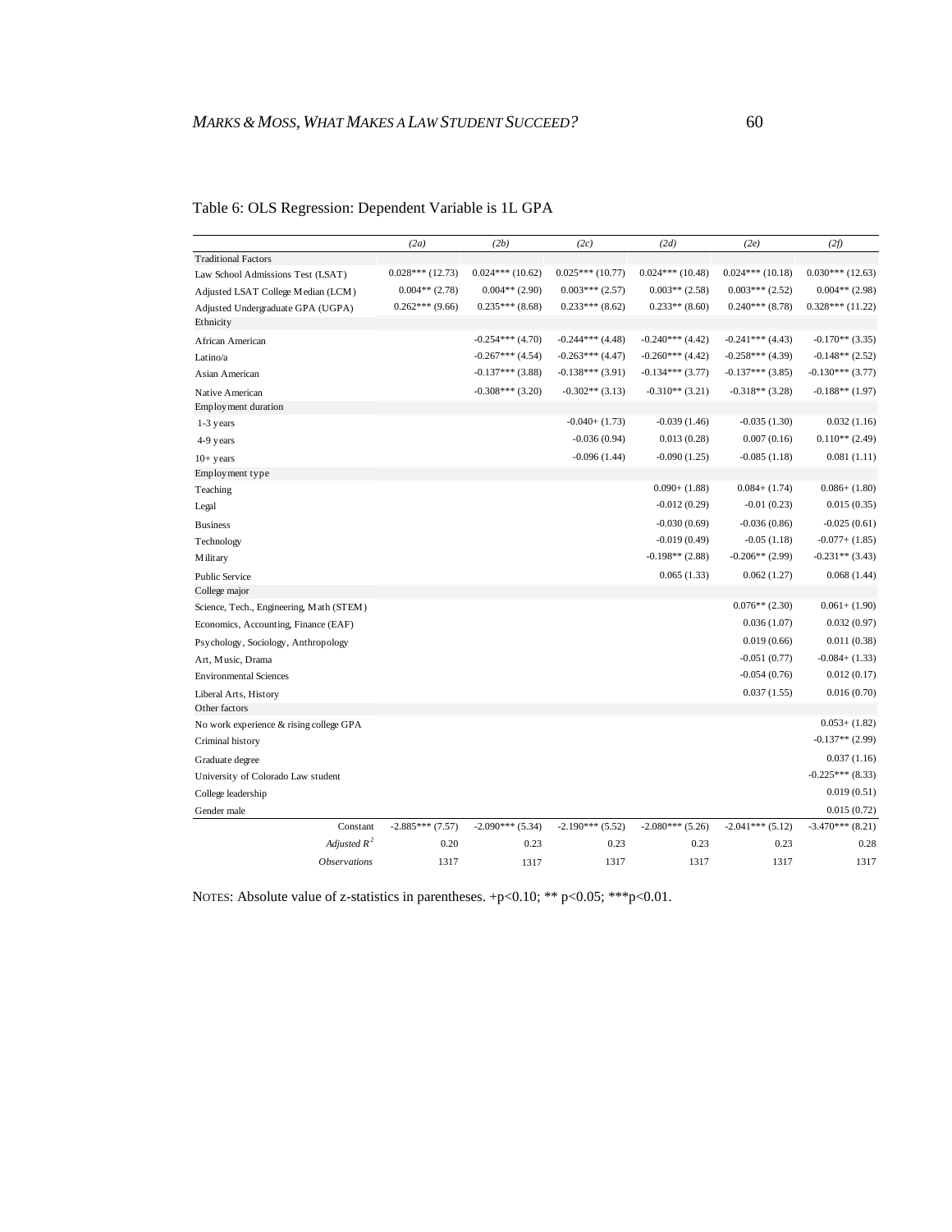Table 6: OLS Regression: Dependent Variable is 1L GPA

| | *(2a)* | *(2b)* | *(2c)* | *(2d)* | *(2e)* | *(2f)* |
|---|---|---|---|---|---|---|
| Traditional Factors | | | | | | |
| Law School Admissions Test (LSAT) | 0.028*** (12.73) | 0.024*** (10.62) | 0.025*** (10.77) | 0.024*** (10.48) | 0.024*** (10.18) | 0.030*** (12.63) |
| Adjusted LSAT College Median (LCM) | 0.004** (2.78) | 0.004** (2.90) | 0.003*** (2.57) | 0.003** (2.58) | 0.003*** (2.52) | 0.004** (2.98) |
| Adjusted Undergraduate GPA (UGPA) | 0.262*** (9.66) | 0.235*** (8.68) | 0.233*** (8.62) | 0.233** (8.60) | 0.240*** (8.78) | 0.328*** (11.22) |
| Ethnicity | | | | | | |
| African American | | -0.254*** (4.70) | -0.244*** (4.48) | -0.240*** (4.42) | -0.241*** (4.43) | -0.170** (3.35) |
| Latino/a | | -0.267*** (4.54) | -0.263*** (4.47) | -0.260*** (4.42) | -0.258*** (4.39) | -0.148** (2.52) |
| Asian American | | -0.137*** (3.88) | -0.138*** (3.91) | -0.134*** (3.77) | -0.137*** (3.85) | -0.130*** (3.77) |
| Native American | | -0.308*** (3.20) | -0.302** (3.13) | -0.310** (3.21) | -0.318** (3.28) | -0.188** (1.97) |
| Employment duration | | | | | | |
| 1-3 years | | | -0.040+ (1.73) | -0.039 (1.46) | -0.035 (1.30) | 0.032 (1.16) |
| 4-9 years | | | -0.036 (0.94) | 0.013 (0.28) | 0.007 (0.16) | 0.110** (2.49) |
| 10+ years | | | -0.096 (1.44) | -0.090 (1.25) | -0.085 (1.18) | 0.081 (1.11) |
| Employment type | | | | | | |
| Teaching | | | | 0.090+ (1.88) | 0.084+ (1.74) | 0.086+ (1.80) |
| Legal | | | | -0.012 (0.29) | -0.01 (0.23) | 0.015 (0.35) |
| Business | | | | -0.030 (0.69) | -0.036 (0.86) | -0.025 (0.61) |
| Technology | | | | -0.019 (0.49) | -0.05 (1.18) | -0.077+ (1.85) |
| Military | | | | -0.198** (2.88) | -0.206** (2.99) | -0.231** (3.43) |
| Public Service | | | | 0.065 (1.33) | 0.062 (1.27) | 0.068 (1.44) |
| College major | | | | | | |
| Science, Tech., Engineering, Math (STEM) | | | | | 0.076** (2.30) | 0.061+ (1.90) |
| Economics, Accounting, Finance (EAF) | | | | | 0.036 (1.07) | 0.032 (0.97) |
| Psychology, Sociology, Anthropology | | | | | 0.019 (0.66) | 0.011 (0.38) |
| Art, Music, Drama | | | | | -0.051 (0.77) | -0.084+ (1.33) |
| Environmental Sciences | | | | | -0.054 (0.76) | 0.012 (0.17) |
| Liberal Arts, History | | | | | 0.037 (1.55) | 0.016 (0.70) |
| Other factors | | | | | | |
| No work experience & rising college GPA | | | | | | 0.053+ (1.82) |
| Criminal history | | | | | | -0.137** (2.99) |
| Graduate degree | | | | | | 0.037 (1.16) |
| University of Colorado Law student | | | | | | -0.225*** (8.33) |
| College leadership | | | | | | 0.019 (0.51) |
| Gender male | | | | | | 0.015 (0.72) |
| Constant | -2.885*** (7.57) | -2.090*** (5.34) | -2.190*** (5.52) | -2.080*** (5.26) | -2.041*** (5.12) | -3.470*** (8.21) |
| *Adjusted $R^2$* | 0.20 | 0.23 | 0.23 | 0.23 | 0.23 | 0.28 |
| *Observations* | 1317 | 1317 | 1317 | 1317 | 1317 | 1317 |

NOTES: Absolute value of z-statistics in parentheses. +p<0.10; ** p<0.05; ***p<0.01.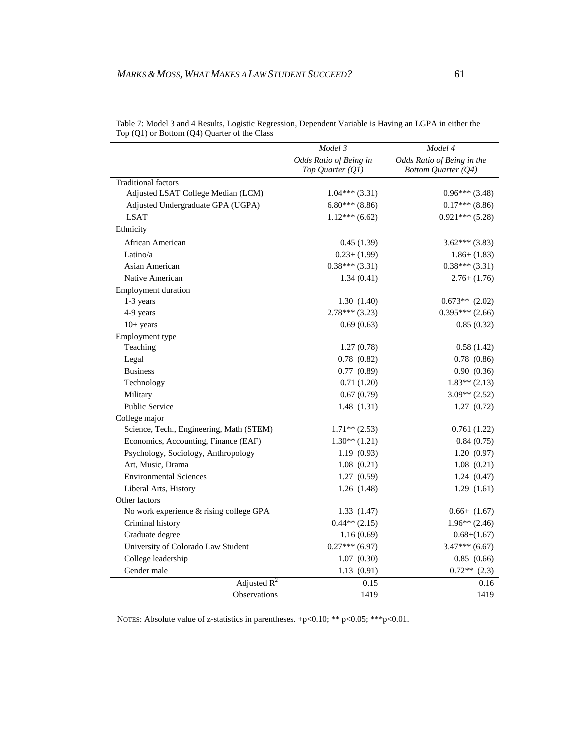Table 7: Model 3 and 4 Results, Logistic Regression, Dependent Variable is Having an LGPA in either the Top (Q1) or Bottom (Q4) Quarter of the Class

| | *Model 3* | *Model 4* |
|---|---|---|
| | *Odds Ratio of Being in Top Quarter (Q1)* | *Odds Ratio of Being in the Bottom Quarter (Q4)* |
| Traditional factors | | |
| Adjusted LSAT College Median (LCM) | 1.04*** (3.31) | 0.96*** (3.48) |
| Adjusted Undergraduate GPA (UGPA) | 6.80*** (8.86) | 0.17*** (8.86) |
| LSAT | 1.12*** (6.62) | 0.921*** (5.28) |
| Ethnicity | | |
| African American | 0.45 (1.39) | 3.62*** (3.83) |
| Latino/a | 0.23+ (1.99) | 1.86+ (1.83) |
| Asian American | 0.38*** (3.31) | 0.38*** (3.31) |
| Native American | 1.34 (0.41) | 2.76+ (1.76) |
| Employment duration | | |
| 1-3 years | 1.30 (1.40) | 0.673** (2.02) |
| 4-9 years | 2.78*** (3.23) | 0.395*** (2.66) |
| 10+ years | 0.69 (0.63) | 0.85 (0.32) |
| Employment type | | |
| Teaching | 1.27 (0.78) | 0.58 (1.42) |
| Legal | 0.78 (0.82) | 0.78 (0.86) |
| Business | 0.77 (0.89) | 0.90 (0.36) |
| Technology | 0.71 (1.20) | 1.83** (2.13) |
| Military | 0.67 (0.79) | 3.09** (2.52) |
| Public Service | 1.48 (1.31) | 1.27 (0.72) |
| College major | | |
| Science, Tech., Engineering, Math (STEM) | 1.71** (2.53) | 0.761 (1.22) |
| Economics, Accounting, Finance (EAF) | 1.30** (1.21) | 0.84 (0.75) |
| Psychology, Sociology, Anthropology | 1.19 (0.93) | 1.20 (0.97) |
| Art, Music, Drama | 1.08 (0.21) | 1.08 (0.21) |
| Environmental Sciences | 1.27 (0.59) | 1.24 (0.47) |
| Liberal Arts, History | 1.26 (1.48) | 1.29 (1.61) |
| Other factors | | |
| No work experience & rising college GPA | 1.33 (1.47) | 0.66+ (1.67) |
| Criminal history | 0.44** (2.15) | 1.96** (2.46) |
| Graduate degree | 1.16 (0.69) | 0.68+(1.67) |
| University of Colorado Law Student | 0.27*** (6.97) | 3.47*** (6.67) |
| College leadership | 1.07 (0.30) | 0.85 (0.66) |
| Gender male | 1.13 (0.91) | 0.72** (2.3) |
| Adjusted $R^2$ | 0.15 | 0.16 |
| Observations | 1419 | 1419 |

NOTES: Absolute value of z-statistics in parentheses. +p<0.10; ** p<0.05; ***p<0.01.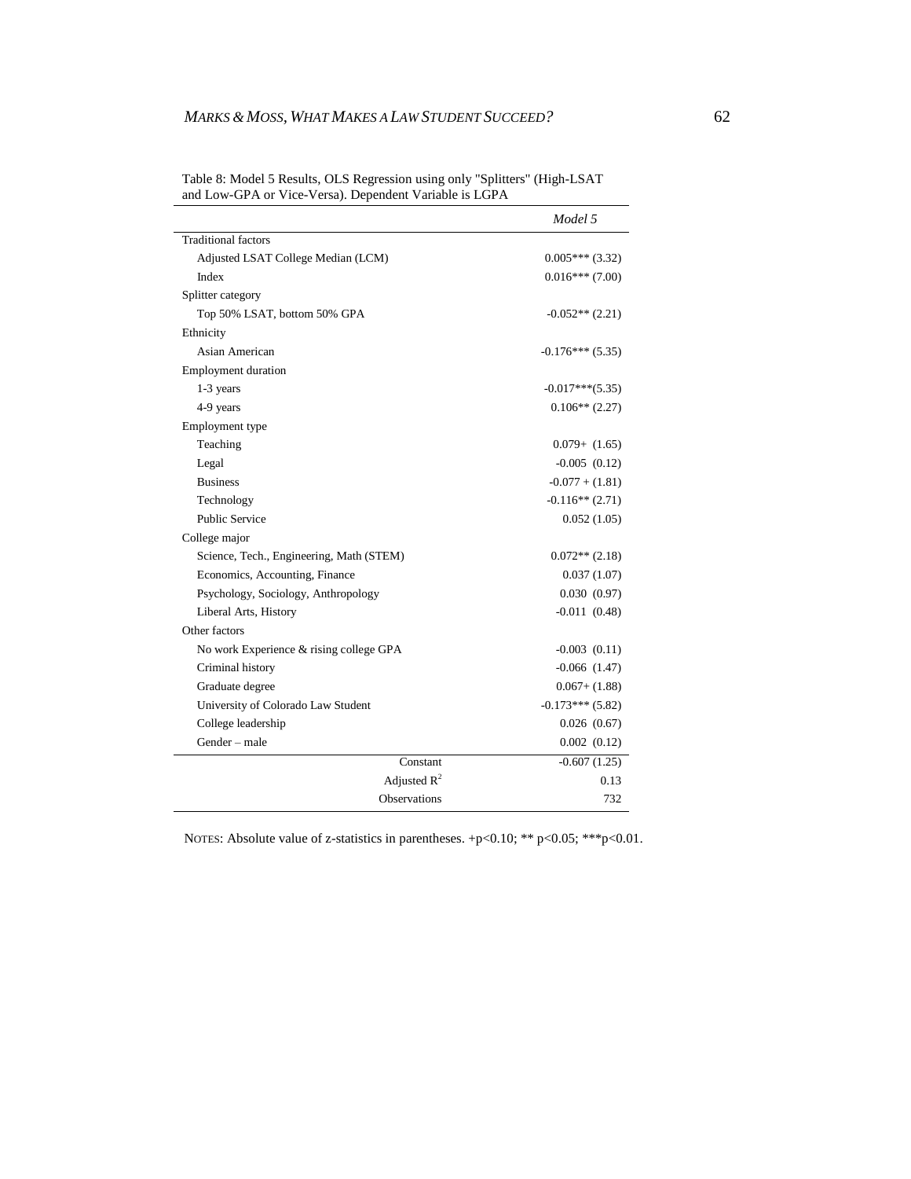Table 8: Model 5 Results, OLS Regression using only "Splitters" (High-LSAT and Low-GPA or Vice-Versa). Dependent Variable is LGPA

| | *Model 5* |
|---|---|
| Traditional factors | |
| Adjusted LSAT College Median (LCM) | 0.005*** (3.32) |
| Index | 0.016*** (7.00) |
| Splitter category | |
| Top 50% LSAT, bottom 50% GPA | -0.052** (2.21) |
| Ethnicity | |
| Asian American | -0.176*** (5.35) |
| Employment duration | |
| 1-3 years | -0.017***(5.35) |
| 4-9 years | 0.106** (2.27) |
| Employment type | |
| Teaching | 0.079+ (1.65) |
| Legal | -0.005 (0.12) |
| Business | -0.077 + (1.81) |
| Technology | -0.116** (2.71) |
| Public Service | 0.052 (1.05) |
| College major | |
| Science, Tech., Engineering, Math (STEM) | 0.072** (2.18) |
| Economics, Accounting, Finance | 0.037 (1.07) |
| Psychology, Sociology, Anthropology | 0.030 (0.97) |
| Liberal Arts, History | -0.011 (0.48) |
| Other factors | |
| No work Experience & rising college GPA | -0.003 (0.11) |
| Criminal history | -0.066 (1.47) |
| Graduate degree | 0.067+ (1.88) |
| University of Colorado Law Student | -0.173*** (5.82) |
| College leadership | 0.026 (0.67) |
| Gender – male | 0.002 (0.12) |
| Constant | -0.607 (1.25) |
| Adjusted $R^2$ | 0.13 |
| Observations | 732 |

NOTES: Absolute value of z-statistics in parentheses. +p<0.10; ** p<0.05; ***p<0.01.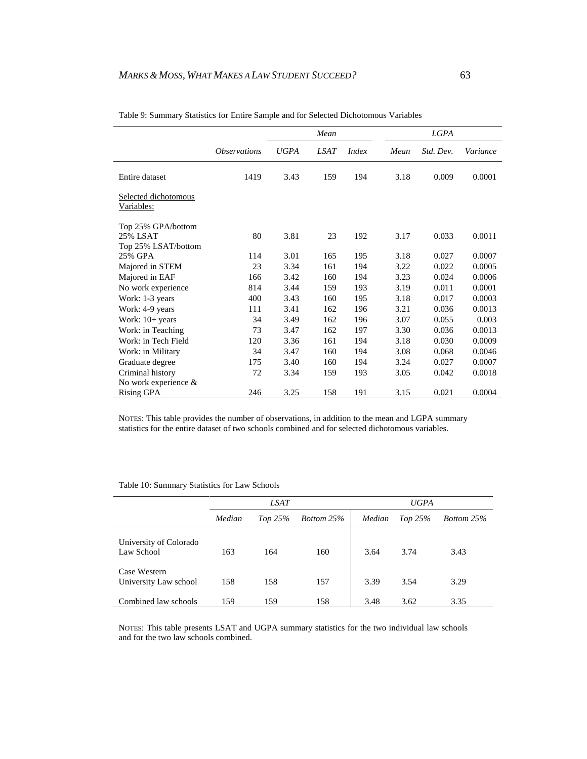Table 9: Summary Statistics for Entire Sample and for Selected Dichotomous Variables

| | | Mean | | | LGPA | | |
|---|---|---|---|---|---|---|---|
| | *Observations* | *UGPA* | *LSAT* | *Index* | *Mean* | *Std. Dev.* | *Variance* |
| Entire dataset | 1419 | 3.43 | 159 | 194 | 3.18 | 0.009 | 0.0001 |
| Selected dichotomous Variables: | | | | | | | |
| Top 25% GPA/bottom 25% LSAT | 80 | 3.81 | 23 | 192 | 3.17 | 0.033 | 0.0011 |
| Top 25% LSAT/bottom 25% GPA | 114 | 3.01 | 165 | 195 | 3.18 | 0.027 | 0.0007 |
| Majored in STEM | 23 | 3.34 | 161 | 194 | 3.22 | 0.022 | 0.0005 |
| Majored in EAF | 166 | 3.42 | 160 | 194 | 3.23 | 0.024 | 0.0006 |
| No work experience | 814 | 3.44 | 159 | 193 | 3.19 | 0.011 | 0.0001 |
| Work: 1-3 years | 400 | 3.43 | 160 | 195 | 3.18 | 0.017 | 0.0003 |
| Work: 4-9 years | 111 | 3.41 | 162 | 196 | 3.21 | 0.036 | 0.0013 |
| Work: 10+ years | 34 | 3.49 | 162 | 196 | 3.07 | 0.055 | 0.003 |
| Work: in Teaching | 73 | 3.47 | 162 | 197 | 3.30 | 0.036 | 0.0013 |
| Work: in Tech Field | 120 | 3.36 | 161 | 194 | 3.18 | 0.030 | 0.0009 |
| Work: in Military | 34 | 3.47 | 160 | 194 | 3.08 | 0.068 | 0.0046 |
| Graduate degree | 175 | 3.40 | 160 | 194 | 3.24 | 0.027 | 0.0007 |
| Criminal history | 72 | 3.34 | 159 | 193 | 3.05 | 0.042 | 0.0018 |
| No work experience & Rising GPA | 246 | 3.25 | 158 | 191 | 3.15 | 0.021 | 0.0004 |

NOTES: This table provides the number of observations, in addition to the mean and LGPA summary statistics for the entire dataset of two schools combined and for selected dichotomous variables.

Table 10: Summary Statistics for Law Schools

| | LSAT | | | UGPA | | |
|---|---|---|---|---|---|---|
| | *Median* | *Top 25%* | *Bottom 25%* | *Median* | *Top 25%* | *Bottom 25%* |
| University of Colorado Law School | 163 | 164 | 160 | 3.64 | 3.74 | 3.43 |
| Case Western University Law school | 158 | 158 | 157 | 3.39 | 3.54 | 3.29 |
| Combined law schools | 159 | 159 | 158 | 3.48 | 3.62 | 3.35 |

NOTES: This table presents LSAT and UGPA summary statistics for the two individual law schools and for the two law schools combined.